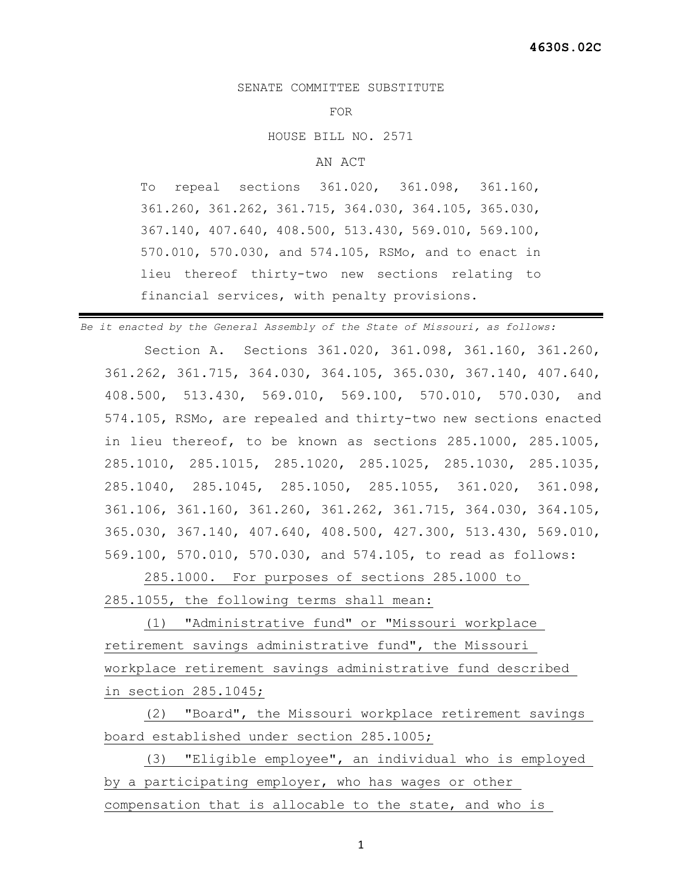**4630S.02C**

SENATE COMMITTEE SUBSTITUTE

FOR

HOUSE BILL NO. 2571

AN ACT

To repeal sections 361.020, 361.098, 361.160, 361.260, 361.262, 361.715, 364.030, 364.105, 365.030, 367.140, 407.640, 408.500, 513.430, 569.010, 569.100, 570.010, 570.030, and 574.105, RSMo, and to enact in lieu thereof thirty-two new sections relating to financial services, with penalty provisions.

---

*Be it enacted by the General Assembly of the State of Missouri, as follows:*

Section A. Sections 361.020, 361.098, 361.160, 361.260, 361.262, 361.715, 364.030, 364.105, 365.030, 367.140, 407.640, 408.500, 513.430, 569.010, 569.100, 570.010, 570.030, and 574.105, RSMo, are repealed and thirty-two new sections enacted in lieu thereof, to be known as sections 285.1000, 285.1005, 285.1010, 285.1015, 285.1020, 285.1025, 285.1030, 285.1035, 285.1040, 285.1045, 285.1050, 285.1055, 361.020, 361.098, 361.106, 361.160, 361.260, 361.262, 361.715, 364.030, 364.105, 365.030, 367.140, 407.640, 408.500, 427.300, 513.430, 569.010, 569.100, 570.010, 570.030, and 574.105, to read as follows:

285.1000. For purposes of sections 285.1000 to 285.1055, the following terms shall mean:

(1) "Administrative fund" or "Missouri workplace retirement savings administrative fund", the Missouri workplace retirement savings administrative fund described in section 285.1045;

(2) "Board", the Missouri workplace retirement savings board established under section 285.1005;

(3) "Eligible employee", an individual who is employed by a participating employer, who has wages or other compensation that is allocable to the state, and who is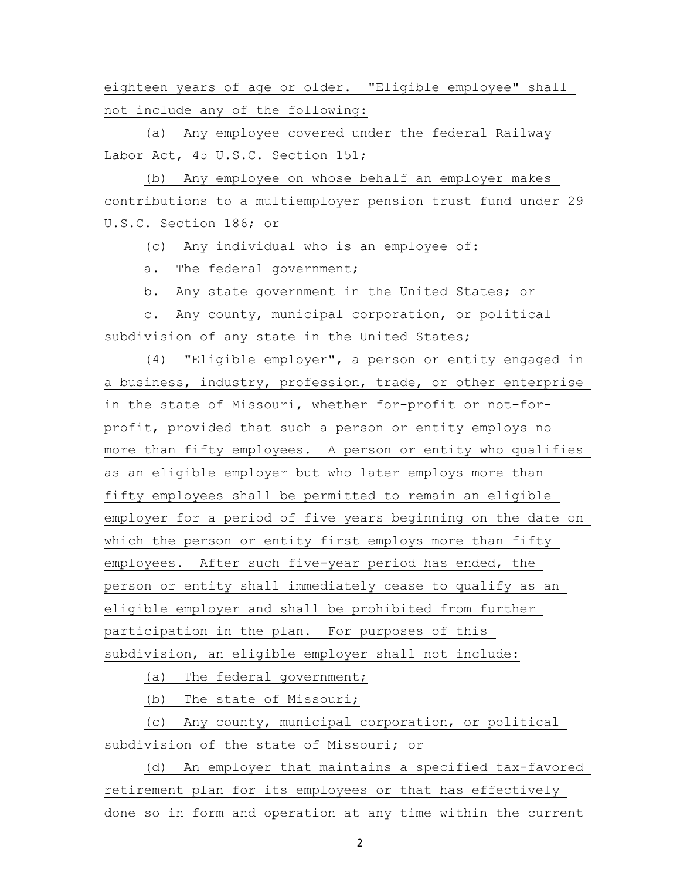eighteen years of age or older. "Eligible employee" shall not include any of the following:

(a) Any employee covered under the federal Railway Labor Act, 45 U.S.C. Section 151;

(b) Any employee on whose behalf an employer makes contributions to a multiemployer pension trust fund under 29 U.S.C. Section 186; or

(c) Any individual who is an employee of:

a. The federal government;

b. Any state government in the United States; or

c. Any county, municipal corporation, or political subdivision of any state in the United States;

(4) "Eligible employer", a person or entity engaged in a business, industry, profession, trade, or other enterprise in the state of Missouri, whether for-profit or not-for-profit, provided that such a person or entity employs no more than fifty employees. A person or entity who qualifies as an eligible employer but who later employs more than fifty employees shall be permitted to remain an eligible employer for a period of five years beginning on the date on which the person or entity first employs more than fifty employees. After such five-year period has ended, the person or entity shall immediately cease to qualify as an eligible employer and shall be prohibited from further participation in the plan. For purposes of this subdivision, an eligible employer shall not include:

(a) The federal government;

(b) The state of Missouri;

(c) Any county, municipal corporation, or political subdivision of the state of Missouri; or

(d) An employer that maintains a specified tax-favored retirement plan for its employees or that has effectively done so in form and operation at any time within the current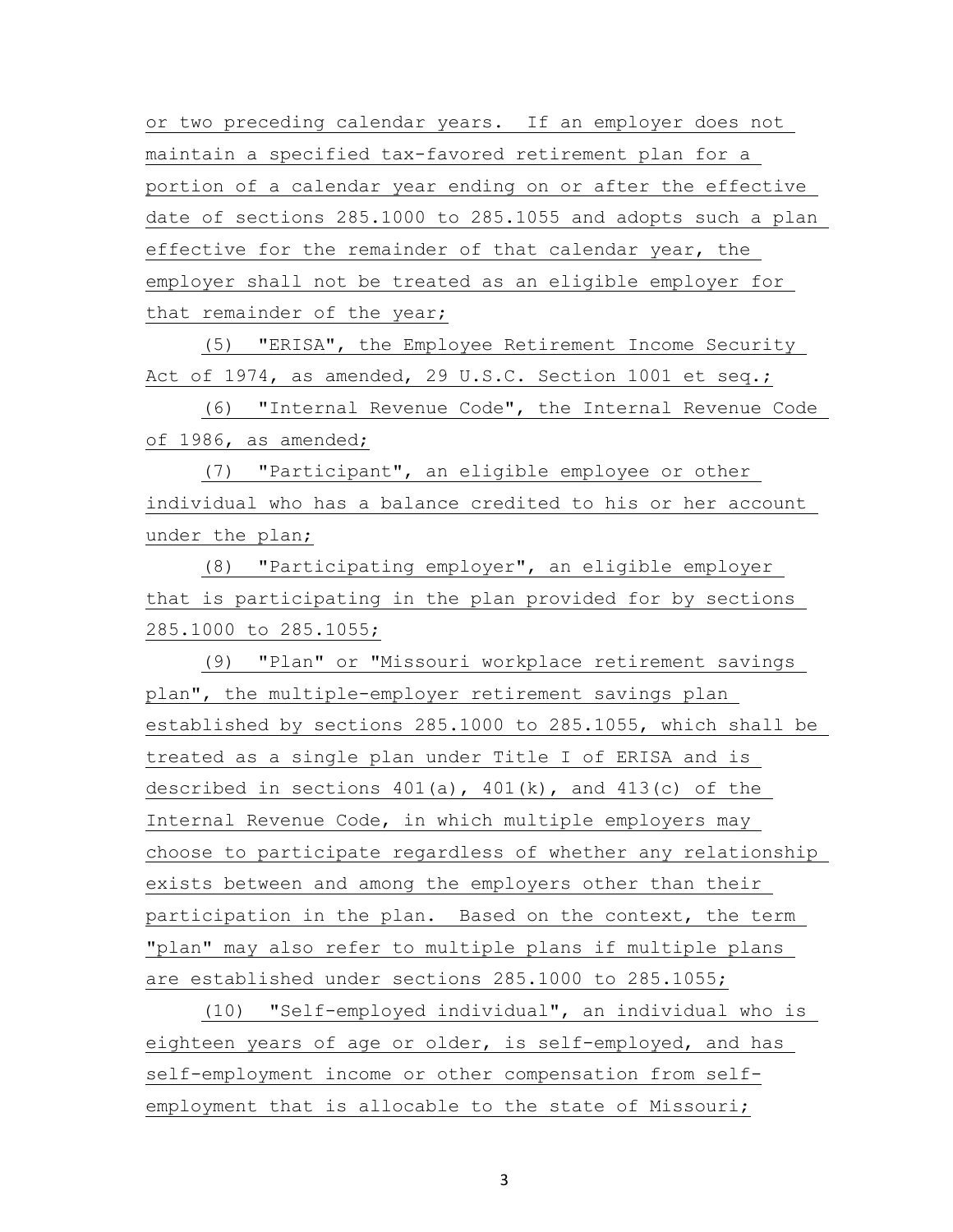or two preceding calendar years. If an employer does not maintain a specified tax-favored retirement plan for a portion of a calendar year ending on or after the effective date of sections 285.1000 to 285.1055 and adopts such a plan effective for the remainder of that calendar year, the employer shall not be treated as an eligible employer for that remainder of the year;

(5) "ERISA", the Employee Retirement Income Security Act of 1974, as amended, 29 U.S.C. Section 1001 et seq.;

(6) "Internal Revenue Code", the Internal Revenue Code of 1986, as amended;

(7) "Participant", an eligible employee or other individual who has a balance credited to his or her account under the plan;

(8) "Participating employer", an eligible employer that is participating in the plan provided for by sections 285.1000 to 285.1055;

(9) "Plan" or "Missouri workplace retirement savings plan", the multiple-employer retirement savings plan established by sections 285.1000 to 285.1055, which shall be treated as a single plan under Title I of ERISA and is described in sections 401(a), 401(k), and 413(c) of the Internal Revenue Code, in which multiple employers may choose to participate regardless of whether any relationship exists between and among the employers other than their participation in the plan. Based on the context, the term "plan" may also refer to multiple plans if multiple plans are established under sections 285.1000 to 285.1055;

(10) "Self-employed individual", an individual who is eighteen years of age or older, is self-employed, and has self-employment income or other compensation from self-employment that is allocable to the state of Missouri;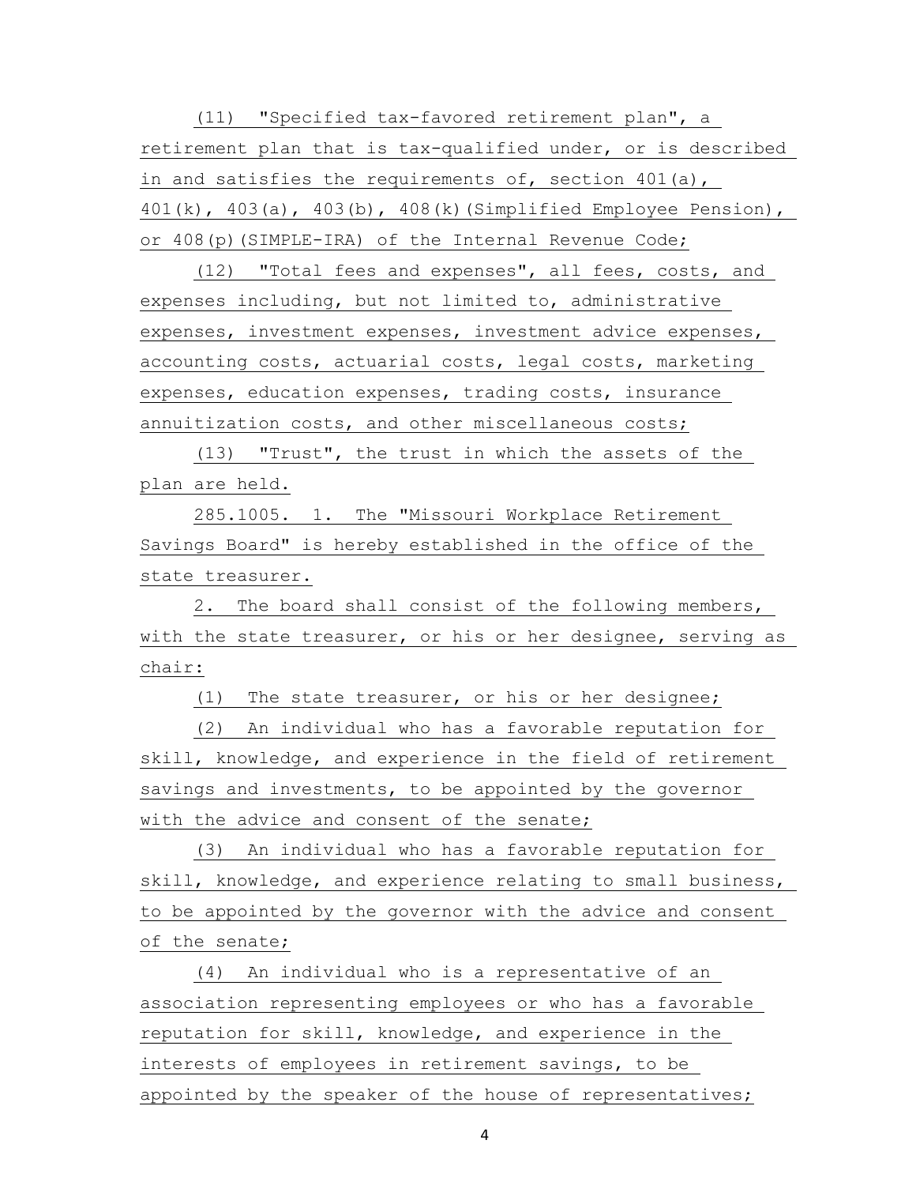(11) "Specified tax-favored retirement plan", a retirement plan that is tax-qualified under, or is described in and satisfies the requirements of, section 401(a), 401(k), 403(a), 403(b), 408(k)(Simplified Employee Pension), or 408(p)(SIMPLE-IRA) of the Internal Revenue Code;

(12) "Total fees and expenses", all fees, costs, and expenses including, but not limited to, administrative expenses, investment expenses, investment advice expenses, accounting costs, actuarial costs, legal costs, marketing expenses, education expenses, trading costs, insurance annuitization costs, and other miscellaneous costs;

(13) "Trust", the trust in which the assets of the plan are held.

285.1005. 1. The "Missouri Workplace Retirement Savings Board" is hereby established in the office of the state treasurer.

2. The board shall consist of the following members, with the state treasurer, or his or her designee, serving as chair:

(1) The state treasurer, or his or her designee;

(2) An individual who has a favorable reputation for skill, knowledge, and experience in the field of retirement savings and investments, to be appointed by the governor with the advice and consent of the senate;

(3) An individual who has a favorable reputation for skill, knowledge, and experience relating to small business, to be appointed by the governor with the advice and consent of the senate;

(4) An individual who is a representative of an association representing employees or who has a favorable reputation for skill, knowledge, and experience in the interests of employees in retirement savings, to be appointed by the speaker of the house of representatives;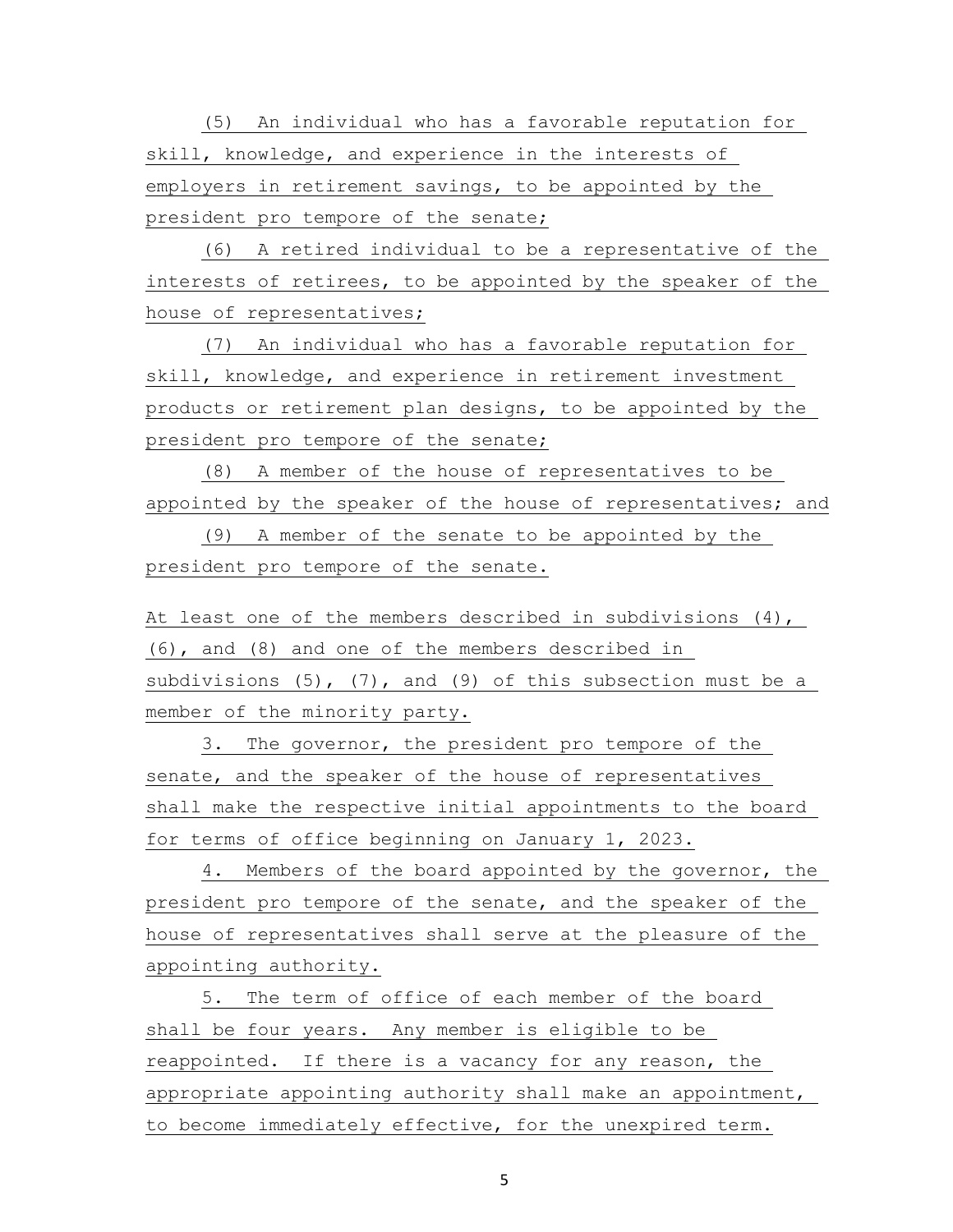(5) An individual who has a favorable reputation for skill, knowledge, and experience in the interests of employers in retirement savings, to be appointed by the president pro tempore of the senate;

(6) A retired individual to be a representative of the interests of retirees, to be appointed by the speaker of the house of representatives;

(7) An individual who has a favorable reputation for skill, knowledge, and experience in retirement investment products or retirement plan designs, to be appointed by the president pro tempore of the senate;

(8) A member of the house of representatives to be appointed by the speaker of the house of representatives; and

(9) A member of the senate to be appointed by the president pro tempore of the senate.

At least one of the members described in subdivisions (4), (6), and (8) and one of the members described in subdivisions (5), (7), and (9) of this subsection must be a member of the minority party.

3. The governor, the president pro tempore of the senate, and the speaker of the house of representatives shall make the respective initial appointments to the board for terms of office beginning on January 1, 2023.

4. Members of the board appointed by the governor, the president pro tempore of the senate, and the speaker of the house of representatives shall serve at the pleasure of the appointing authority.

5. The term of office of each member of the board shall be four years. Any member is eligible to be reappointed. If there is a vacancy for any reason, the appropriate appointing authority shall make an appointment, to become immediately effective, for the unexpired term.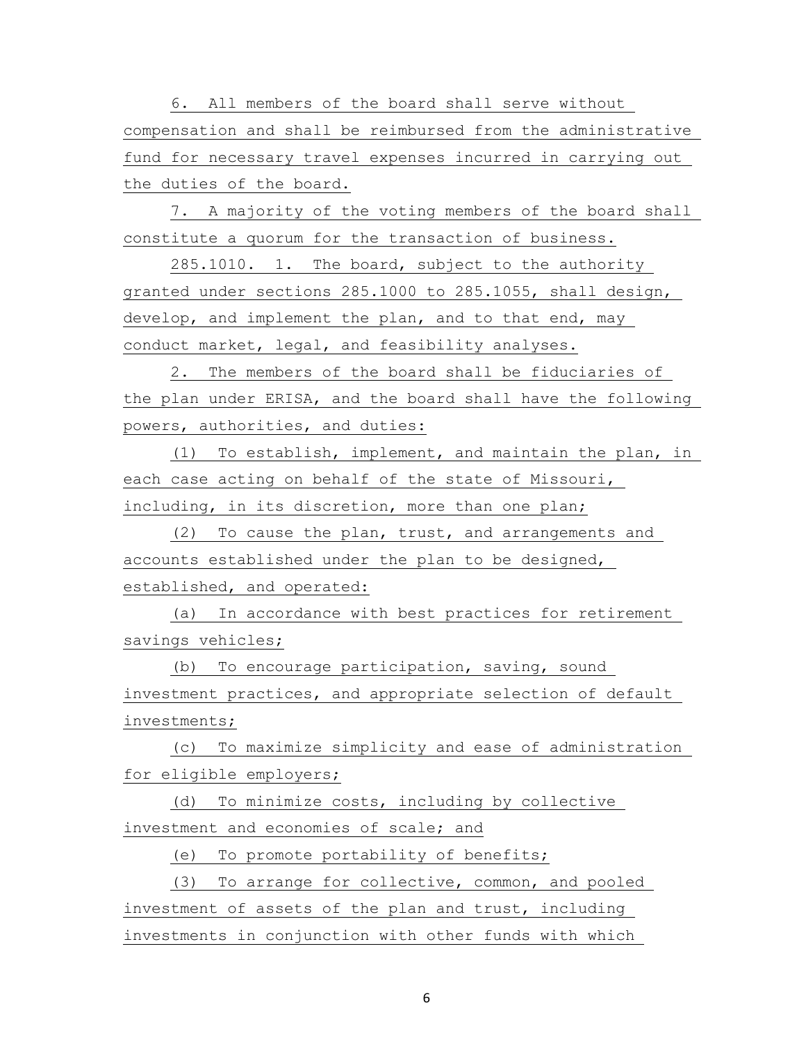6. All members of the board shall serve without compensation and shall be reimbursed from the administrative fund for necessary travel expenses incurred in carrying out the duties of the board.

7. A majority of the voting members of the board shall constitute a quorum for the transaction of business.

285.1010. 1. The board, subject to the authority granted under sections 285.1000 to 285.1055, shall design, develop, and implement the plan, and to that end, may conduct market, legal, and feasibility analyses.

2. The members of the board shall be fiduciaries of the plan under ERISA, and the board shall have the following powers, authorities, and duties:

(1) To establish, implement, and maintain the plan, in each case acting on behalf of the state of Missouri, including, in its discretion, more than one plan;

(2) To cause the plan, trust, and arrangements and accounts established under the plan to be designed, established, and operated:

(a) In accordance with best practices for retirement savings vehicles;

(b) To encourage participation, saving, sound investment practices, and appropriate selection of default investments;

(c) To maximize simplicity and ease of administration for eligible employers;

(d) To minimize costs, including by collective investment and economies of scale; and

(e) To promote portability of benefits;

(3) To arrange for collective, common, and pooled investment of assets of the plan and trust, including investments in conjunction with other funds with which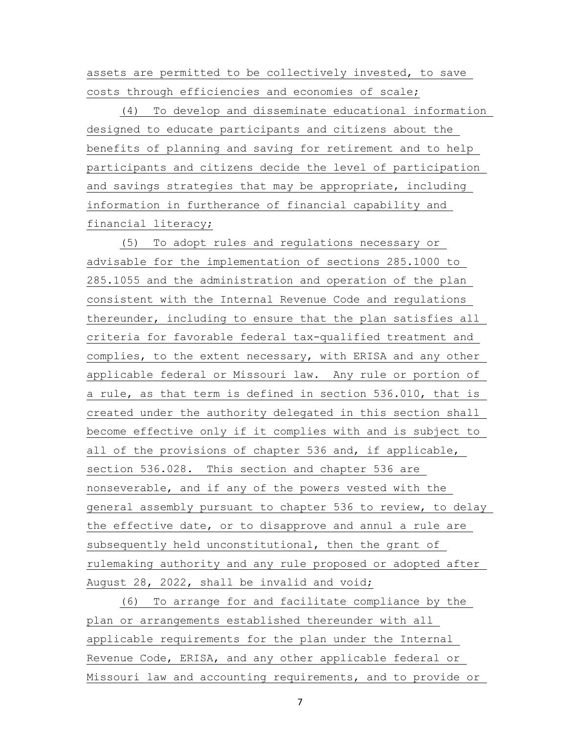assets are permitted to be collectively invested, to save costs through efficiencies and economies of scale;

(4) To develop and disseminate educational information designed to educate participants and citizens about the benefits of planning and saving for retirement and to help participants and citizens decide the level of participation and savings strategies that may be appropriate, including information in furtherance of financial capability and financial literacy;

(5) To adopt rules and regulations necessary or advisable for the implementation of sections 285.1000 to 285.1055 and the administration and operation of the plan consistent with the Internal Revenue Code and regulations thereunder, including to ensure that the plan satisfies all criteria for favorable federal tax-qualified treatment and complies, to the extent necessary, with ERISA and any other applicable federal or Missouri law. Any rule or portion of a rule, as that term is defined in section 536.010, that is created under the authority delegated in this section shall become effective only if it complies with and is subject to all of the provisions of chapter 536 and, if applicable, section 536.028. This section and chapter 536 are nonseverable, and if any of the powers vested with the general assembly pursuant to chapter 536 to review, to delay the effective date, or to disapprove and annul a rule are subsequently held unconstitutional, then the grant of rulemaking authority and any rule proposed or adopted after August 28, 2022, shall be invalid and void;

(6) To arrange for and facilitate compliance by the plan or arrangements established thereunder with all applicable requirements for the plan under the Internal Revenue Code, ERISA, and any other applicable federal or Missouri law and accounting requirements, and to provide or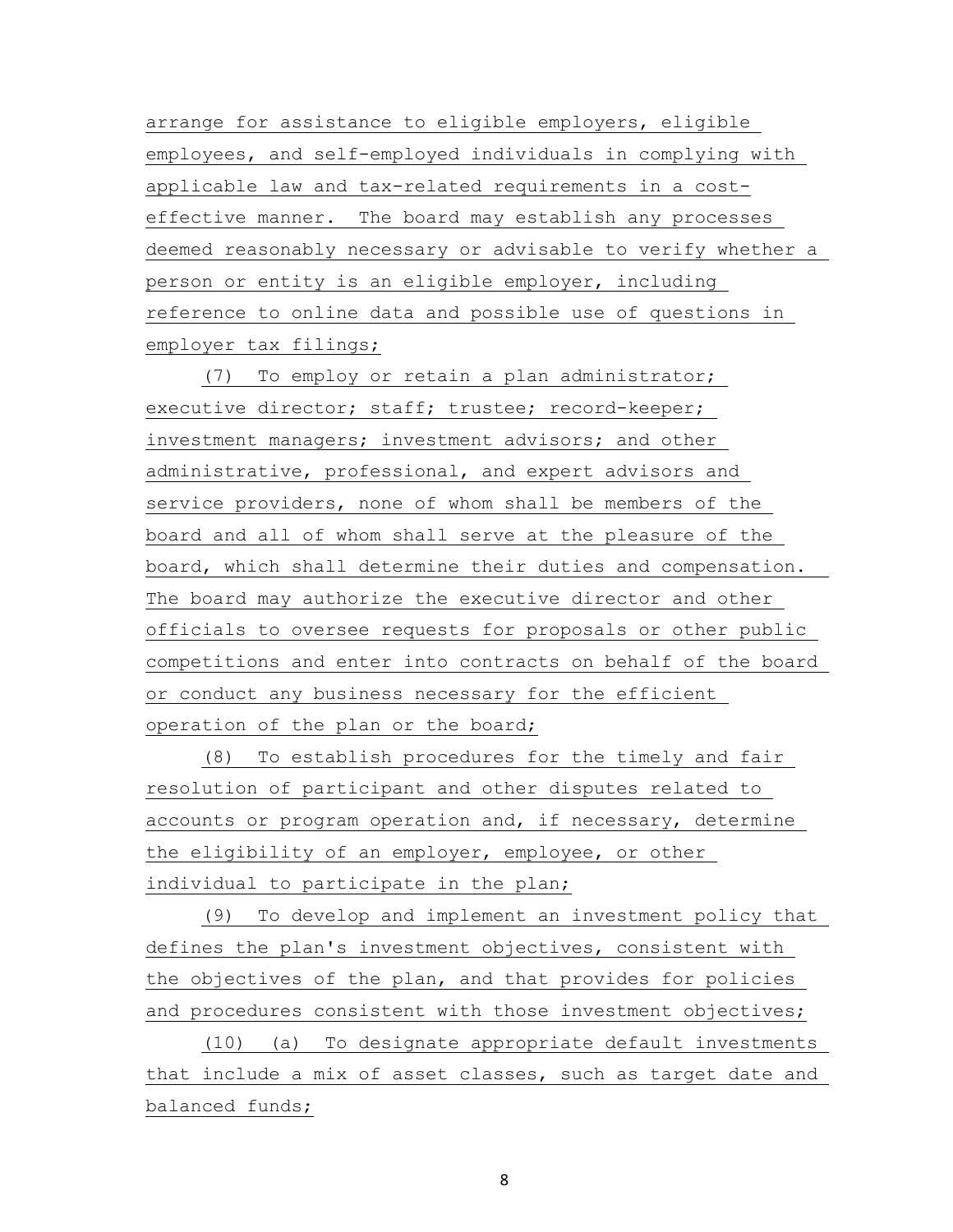arrange for assistance to eligible employers, eligible employees, and self-employed individuals in complying with applicable law and tax-related requirements in a cost-effective manner. The board may establish any processes deemed reasonably necessary or advisable to verify whether a person or entity is an eligible employer, including reference to online data and possible use of questions in employer tax filings;

(7) To employ or retain a plan administrator; executive director; staff; trustee; record-keeper; investment managers; investment advisors; and other administrative, professional, and expert advisors and service providers, none of whom shall be members of the board and all of whom shall serve at the pleasure of the board, which shall determine their duties and compensation. The board may authorize the executive director and other officials to oversee requests for proposals or other public competitions and enter into contracts on behalf of the board or conduct any business necessary for the efficient operation of the plan or the board;

(8) To establish procedures for the timely and fair resolution of participant and other disputes related to accounts or program operation and, if necessary, determine the eligibility of an employer, employee, or other individual to participate in the plan;

(9) To develop and implement an investment policy that defines the plan's investment objectives, consistent with the objectives of the plan, and that provides for policies and procedures consistent with those investment objectives;

(10) (a) To designate appropriate default investments that include a mix of asset classes, such as target date and balanced funds;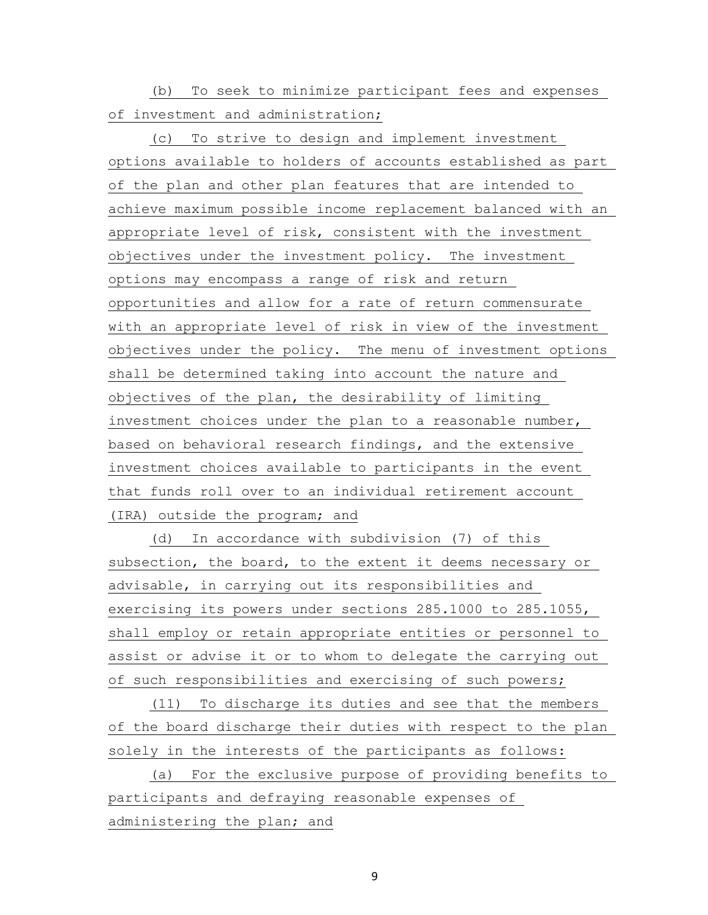(b) To seek to minimize participant fees and expenses of investment and administration;

(c) To strive to design and implement investment options available to holders of accounts established as part of the plan and other plan features that are intended to achieve maximum possible income replacement balanced with an appropriate level of risk, consistent with the investment objectives under the investment policy. The investment options may encompass a range of risk and return opportunities and allow for a rate of return commensurate with an appropriate level of risk in view of the investment objectives under the policy. The menu of investment options shall be determined taking into account the nature and objectives of the plan, the desirability of limiting investment choices under the plan to a reasonable number, based on behavioral research findings, and the extensive investment choices available to participants in the event that funds roll over to an individual retirement account (IRA) outside the program; and

(d) In accordance with subdivision (7) of this subsection, the board, to the extent it deems necessary or advisable, in carrying out its responsibilities and exercising its powers under sections 285.1000 to 285.1055, shall employ or retain appropriate entities or personnel to assist or advise it or to whom to delegate the carrying out of such responsibilities and exercising of such powers;

(11) To discharge its duties and see that the members of the board discharge their duties with respect to the plan solely in the interests of the participants as follows:

(a) For the exclusive purpose of providing benefits to participants and defraying reasonable expenses of administering the plan; and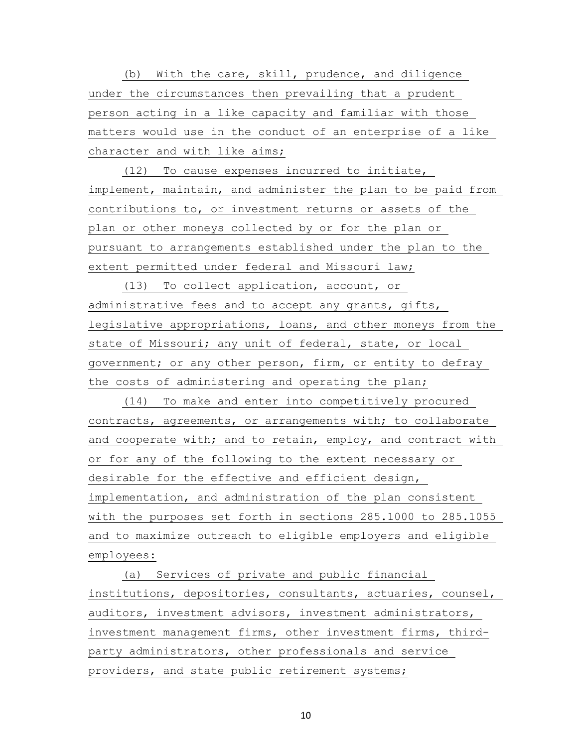(b) With the care, skill, prudence, and diligence under the circumstances then prevailing that a prudent person acting in a like capacity and familiar with those matters would use in the conduct of an enterprise of a like character and with like aims;

(12) To cause expenses incurred to initiate, implement, maintain, and administer the plan to be paid from contributions to, or investment returns or assets of the plan or other moneys collected by or for the plan or pursuant to arrangements established under the plan to the extent permitted under federal and Missouri law;

(13) To collect application, account, or administrative fees and to accept any grants, gifts, legislative appropriations, loans, and other moneys from the state of Missouri; any unit of federal, state, or local government; or any other person, firm, or entity to defray the costs of administering and operating the plan;

(14) To make and enter into competitively procured contracts, agreements, or arrangements with; to collaborate and cooperate with; and to retain, employ, and contract with or for any of the following to the extent necessary or desirable for the effective and efficient design, implementation, and administration of the plan consistent with the purposes set forth in sections 285.1000 to 285.1055 and to maximize outreach to eligible employers and eligible employees:

(a) Services of private and public financial institutions, depositories, consultants, actuaries, counsel, auditors, investment advisors, investment administrators, investment management firms, other investment firms, third-party administrators, other professionals and service providers, and state public retirement systems;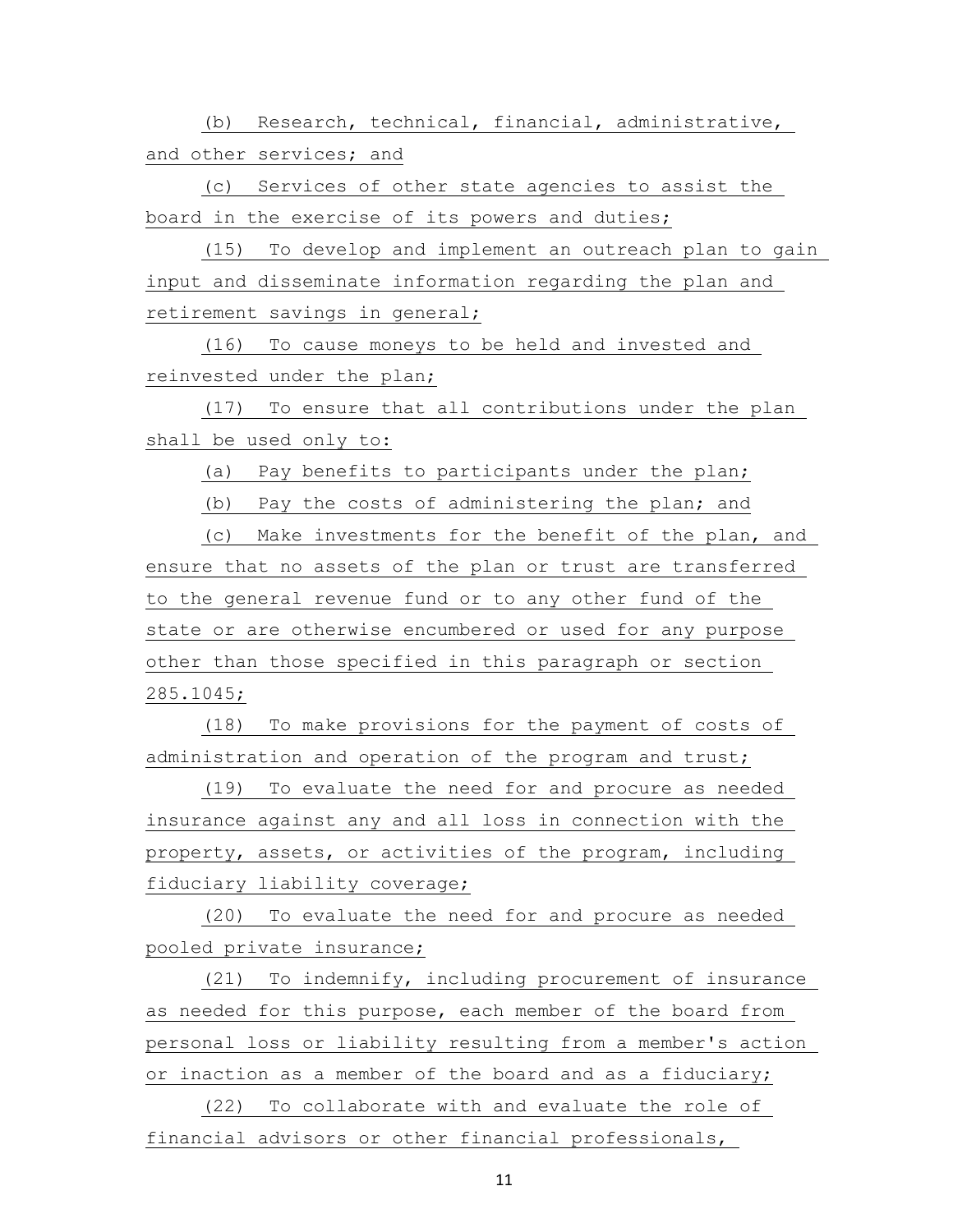(b) Research, technical, financial, administrative, and other services; and

(c) Services of other state agencies to assist the board in the exercise of its powers and duties;

(15) To develop and implement an outreach plan to gain input and disseminate information regarding the plan and retirement savings in general;

(16) To cause moneys to be held and invested and reinvested under the plan;

(17) To ensure that all contributions under the plan shall be used only to:

(a) Pay benefits to participants under the plan;

(b) Pay the costs of administering the plan; and

(c) Make investments for the benefit of the plan, and ensure that no assets of the plan or trust are transferred to the general revenue fund or to any other fund of the state or are otherwise encumbered or used for any purpose other than those specified in this paragraph or section 285.1045;

(18) To make provisions for the payment of costs of administration and operation of the program and trust;

(19) To evaluate the need for and procure as needed insurance against any and all loss in connection with the property, assets, or activities of the program, including fiduciary liability coverage;

(20) To evaluate the need for and procure as needed pooled private insurance;

(21) To indemnify, including procurement of insurance as needed for this purpose, each member of the board from personal loss or liability resulting from a member's action or inaction as a member of the board and as a fiduciary;

(22) To collaborate with and evaluate the role of financial advisors or other financial professionals,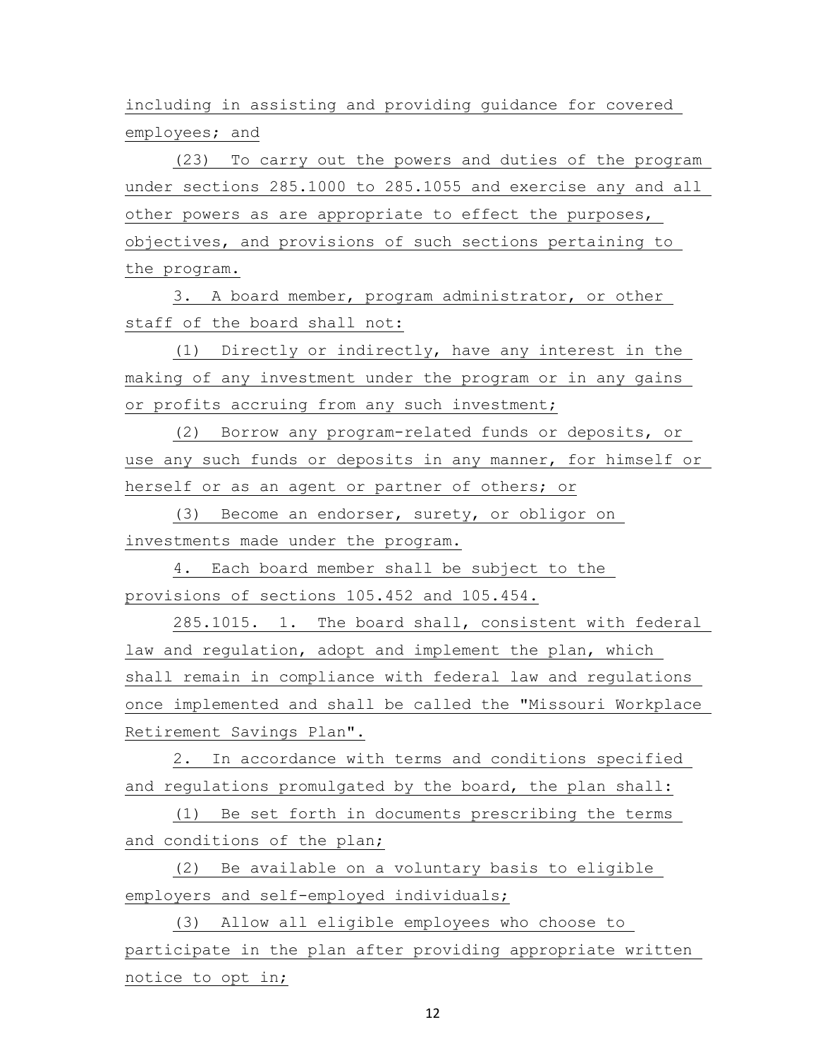including in assisting and providing guidance for covered employees; and

(23) To carry out the powers and duties of the program under sections 285.1000 to 285.1055 and exercise any and all other powers as are appropriate to effect the purposes, objectives, and provisions of such sections pertaining to the program.

3. A board member, program administrator, or other staff of the board shall not:

(1) Directly or indirectly, have any interest in the making of any investment under the program or in any gains or profits accruing from any such investment;

(2) Borrow any program-related funds or deposits, or use any such funds or deposits in any manner, for himself or herself or as an agent or partner of others; or

(3) Become an endorser, surety, or obligor on investments made under the program.

4. Each board member shall be subject to the provisions of sections 105.452 and 105.454.

285.1015. 1. The board shall, consistent with federal law and regulation, adopt and implement the plan, which shall remain in compliance with federal law and regulations once implemented and shall be called the "Missouri Workplace Retirement Savings Plan".

2. In accordance with terms and conditions specified and regulations promulgated by the board, the plan shall:

(1) Be set forth in documents prescribing the terms and conditions of the plan;

(2) Be available on a voluntary basis to eligible employers and self-employed individuals;

(3) Allow all eligible employees who choose to participate in the plan after providing appropriate written notice to opt in;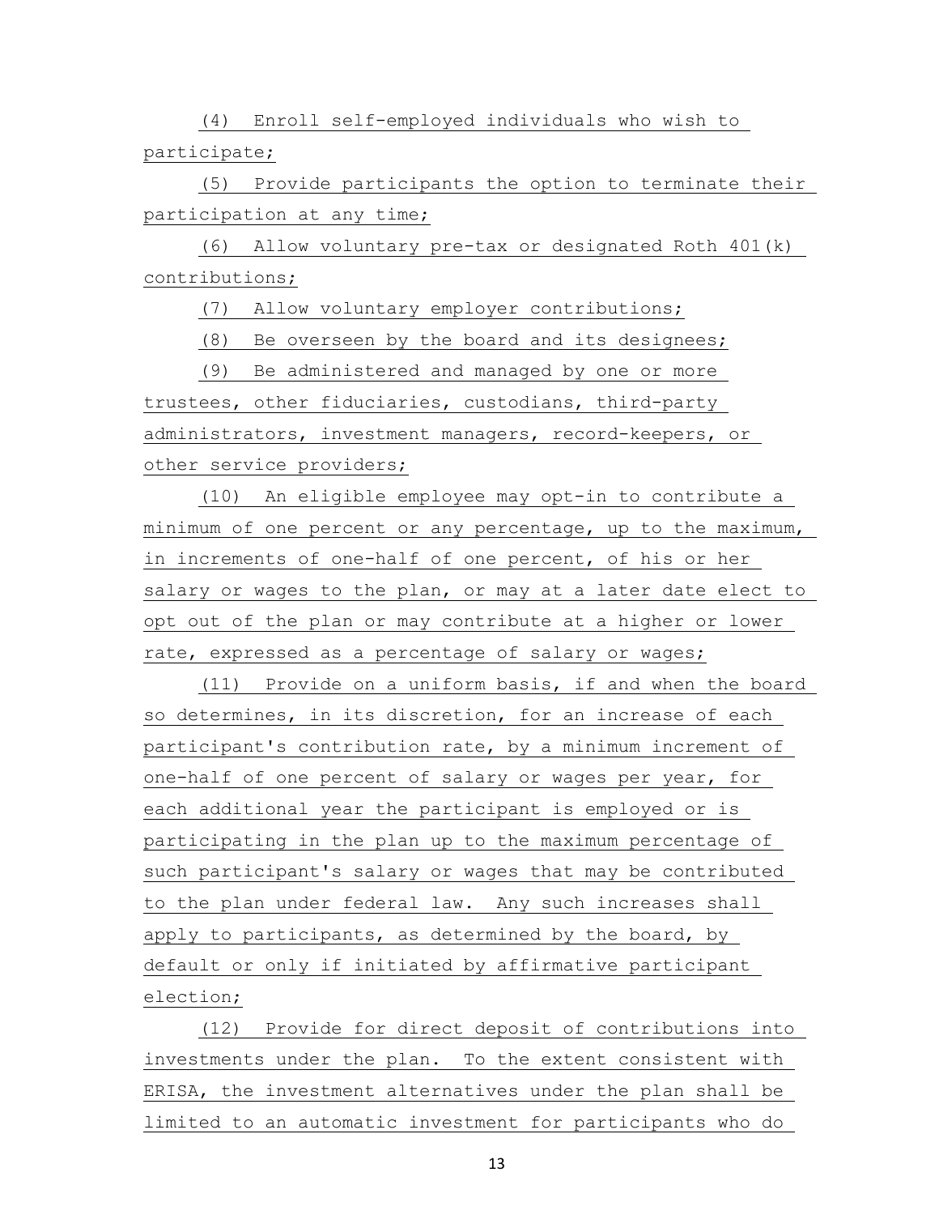(4) Enroll self-employed individuals who wish to participate;

(5) Provide participants the option to terminate their participation at any time;

(6) Allow voluntary pre-tax or designated Roth 401(k) contributions;

(7) Allow voluntary employer contributions;

(8) Be overseen by the board and its designees;

(9) Be administered and managed by one or more trustees, other fiduciaries, custodians, third-party administrators, investment managers, record-keepers, or other service providers;

(10) An eligible employee may opt-in to contribute a minimum of one percent or any percentage, up to the maximum, in increments of one-half of one percent, of his or her salary or wages to the plan, or may at a later date elect to opt out of the plan or may contribute at a higher or lower rate, expressed as a percentage of salary or wages;

(11) Provide on a uniform basis, if and when the board so determines, in its discretion, for an increase of each participant's contribution rate, by a minimum increment of one-half of one percent of salary or wages per year, for each additional year the participant is employed or is participating in the plan up to the maximum percentage of such participant's salary or wages that may be contributed to the plan under federal law. Any such increases shall apply to participants, as determined by the board, by default or only if initiated by affirmative participant election;

(12) Provide for direct deposit of contributions into investments under the plan. To the extent consistent with ERISA, the investment alternatives under the plan shall be limited to an automatic investment for participants who do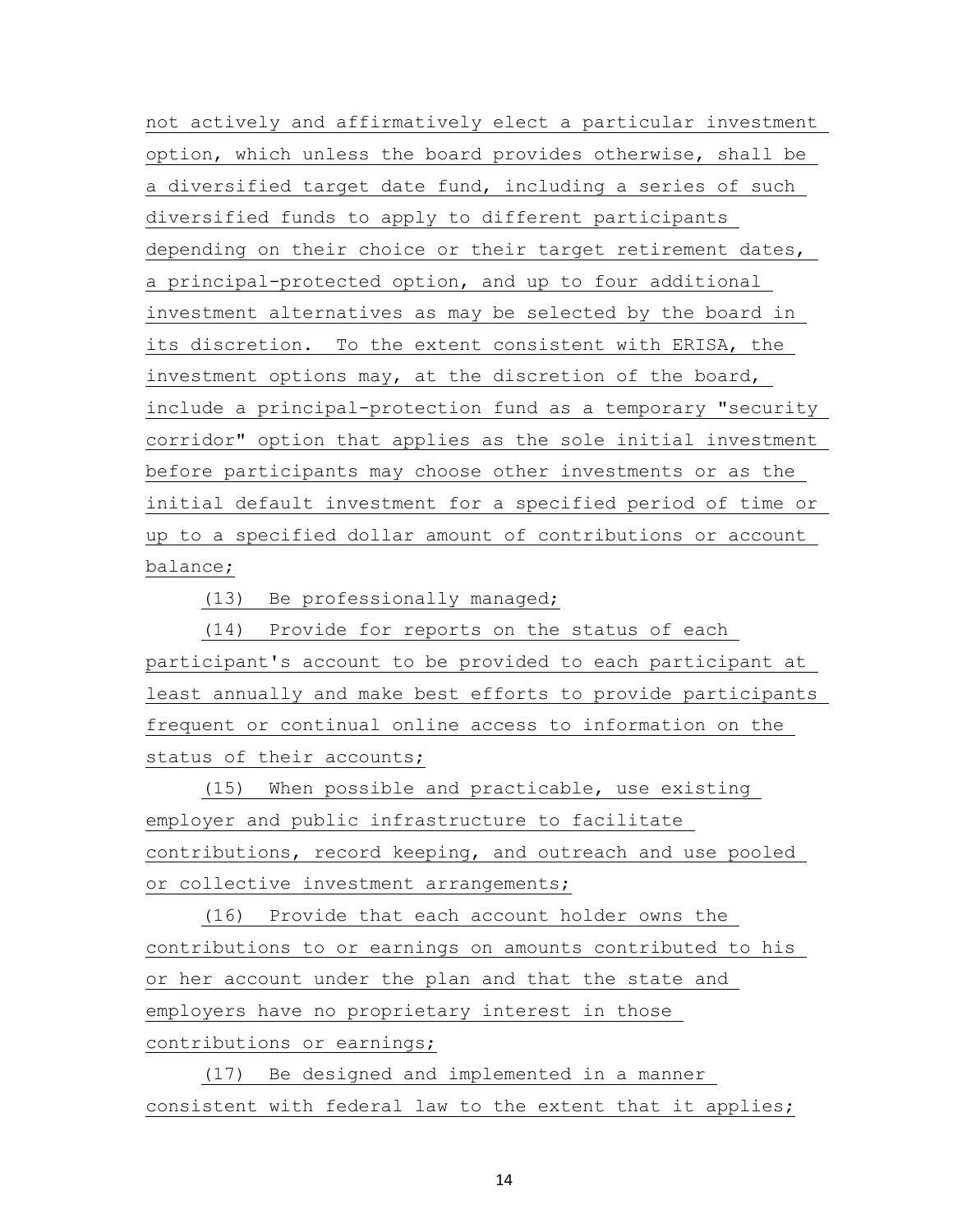not actively and affirmatively elect a particular investment option, which unless the board provides otherwise, shall be a diversified target date fund, including a series of such diversified funds to apply to different participants depending on their choice or their target retirement dates, a principal-protected option, and up to four additional investment alternatives as may be selected by the board in its discretion. To the extent consistent with ERISA, the investment options may, at the discretion of the board, include a principal-protection fund as a temporary "security corridor" option that applies as the sole initial investment before participants may choose other investments or as the initial default investment for a specified period of time or up to a specified dollar amount of contributions or account balance;

(13) Be professionally managed;

(14) Provide for reports on the status of each participant's account to be provided to each participant at least annually and make best efforts to provide participants frequent or continual online access to information on the status of their accounts;

(15) When possible and practicable, use existing employer and public infrastructure to facilitate contributions, record keeping, and outreach and use pooled or collective investment arrangements;

(16) Provide that each account holder owns the contributions to or earnings on amounts contributed to his or her account under the plan and that the state and employers have no proprietary interest in those contributions or earnings;

(17) Be designed and implemented in a manner consistent with federal law to the extent that it applies;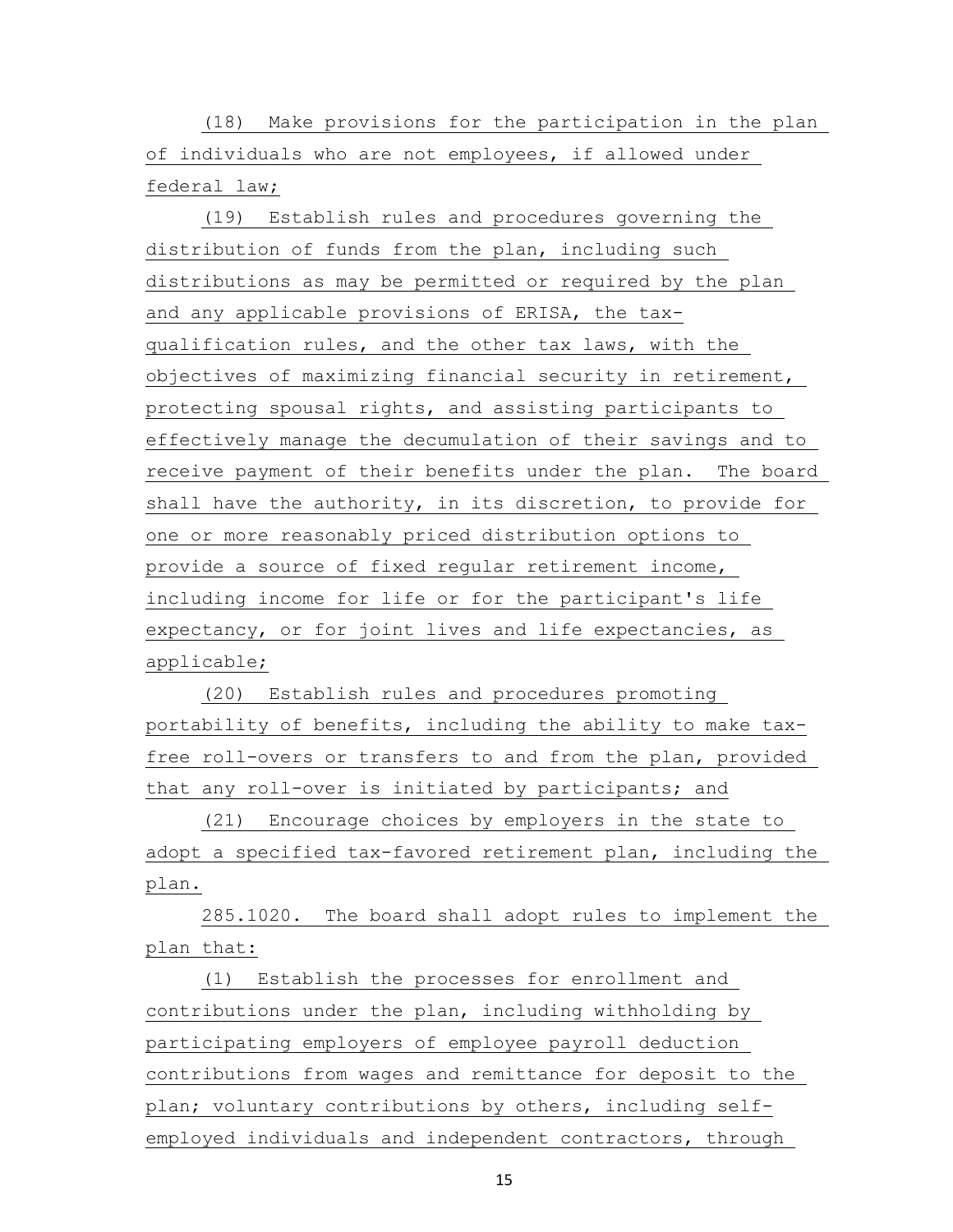(18) Make provisions for the participation in the plan of individuals who are not employees, if allowed under federal law;

(19) Establish rules and procedures governing the distribution of funds from the plan, including such distributions as may be permitted or required by the plan and any applicable provisions of ERISA, the tax-qualification rules, and the other tax laws, with the objectives of maximizing financial security in retirement, protecting spousal rights, and assisting participants to effectively manage the decumulation of their savings and to receive payment of their benefits under the plan. The board shall have the authority, in its discretion, to provide for one or more reasonably priced distribution options to provide a source of fixed regular retirement income, including income for life or for the participant's life expectancy, or for joint lives and life expectancies, as applicable;

(20) Establish rules and procedures promoting portability of benefits, including the ability to make tax-free roll-overs or transfers to and from the plan, provided that any roll-over is initiated by participants; and

(21) Encourage choices by employers in the state to adopt a specified tax-favored retirement plan, including the plan.

285.1020. The board shall adopt rules to implement the plan that:

(1) Establish the processes for enrollment and contributions under the plan, including withholding by participating employers of employee payroll deduction contributions from wages and remittance for deposit to the plan; voluntary contributions by others, including self-employed individuals and independent contractors, through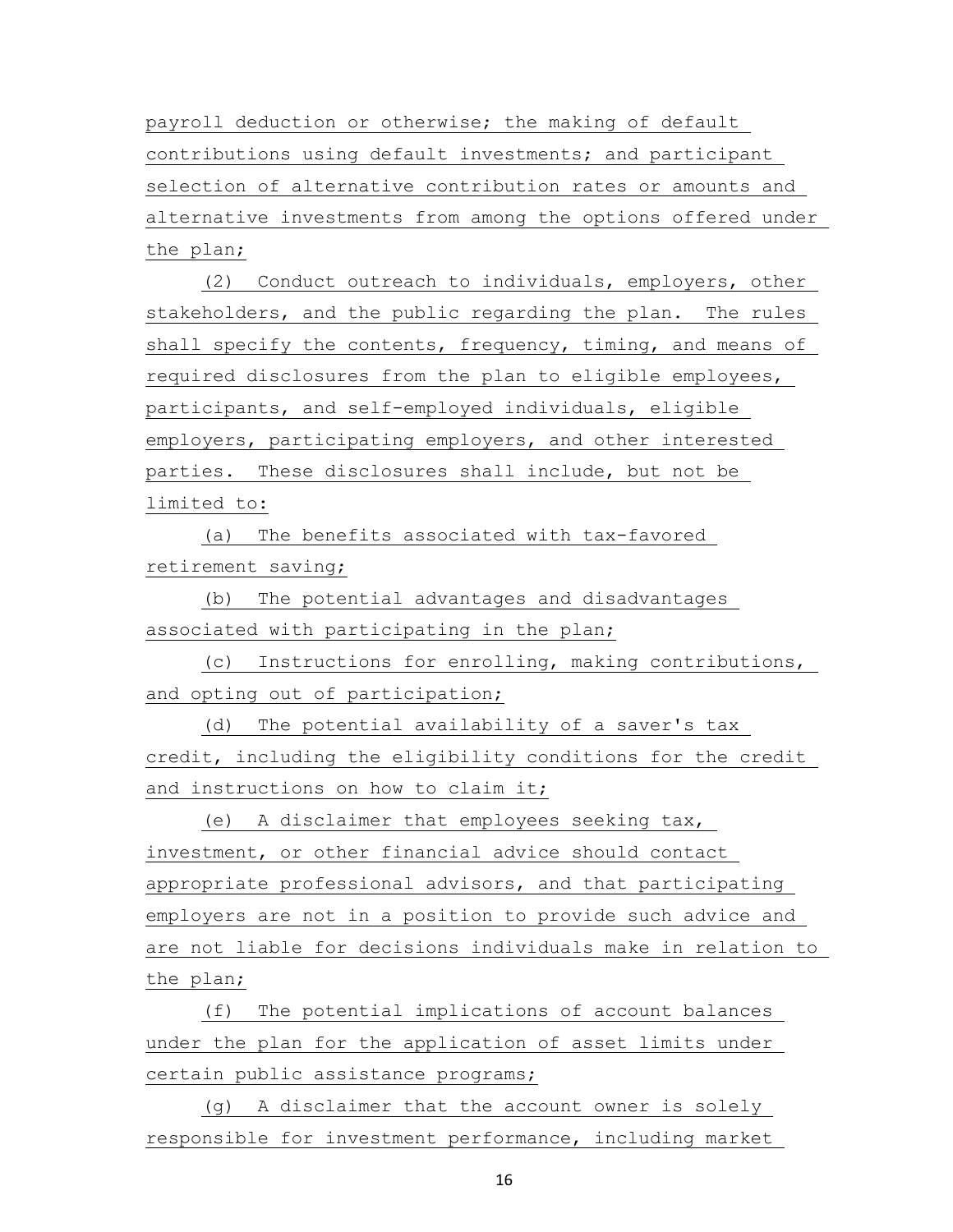payroll deduction or otherwise; the making of default contributions using default investments; and participant selection of alternative contribution rates or amounts and alternative investments from among the options offered under the plan;

(2) Conduct outreach to individuals, employers, other stakeholders, and the public regarding the plan. The rules shall specify the contents, frequency, timing, and means of required disclosures from the plan to eligible employees, participants, and self-employed individuals, eligible employers, participating employers, and other interested parties. These disclosures shall include, but not be limited to:

(a) The benefits associated with tax-favored retirement saving;

(b) The potential advantages and disadvantages associated with participating in the plan;

(c) Instructions for enrolling, making contributions, and opting out of participation;

(d) The potential availability of a saver's tax credit, including the eligibility conditions for the credit and instructions on how to claim it;

(e) A disclaimer that employees seeking tax, investment, or other financial advice should contact appropriate professional advisors, and that participating employers are not in a position to provide such advice and are not liable for decisions individuals make in relation to the plan;

(f) The potential implications of account balances under the plan for the application of asset limits under certain public assistance programs;

(g) A disclaimer that the account owner is solely responsible for investment performance, including market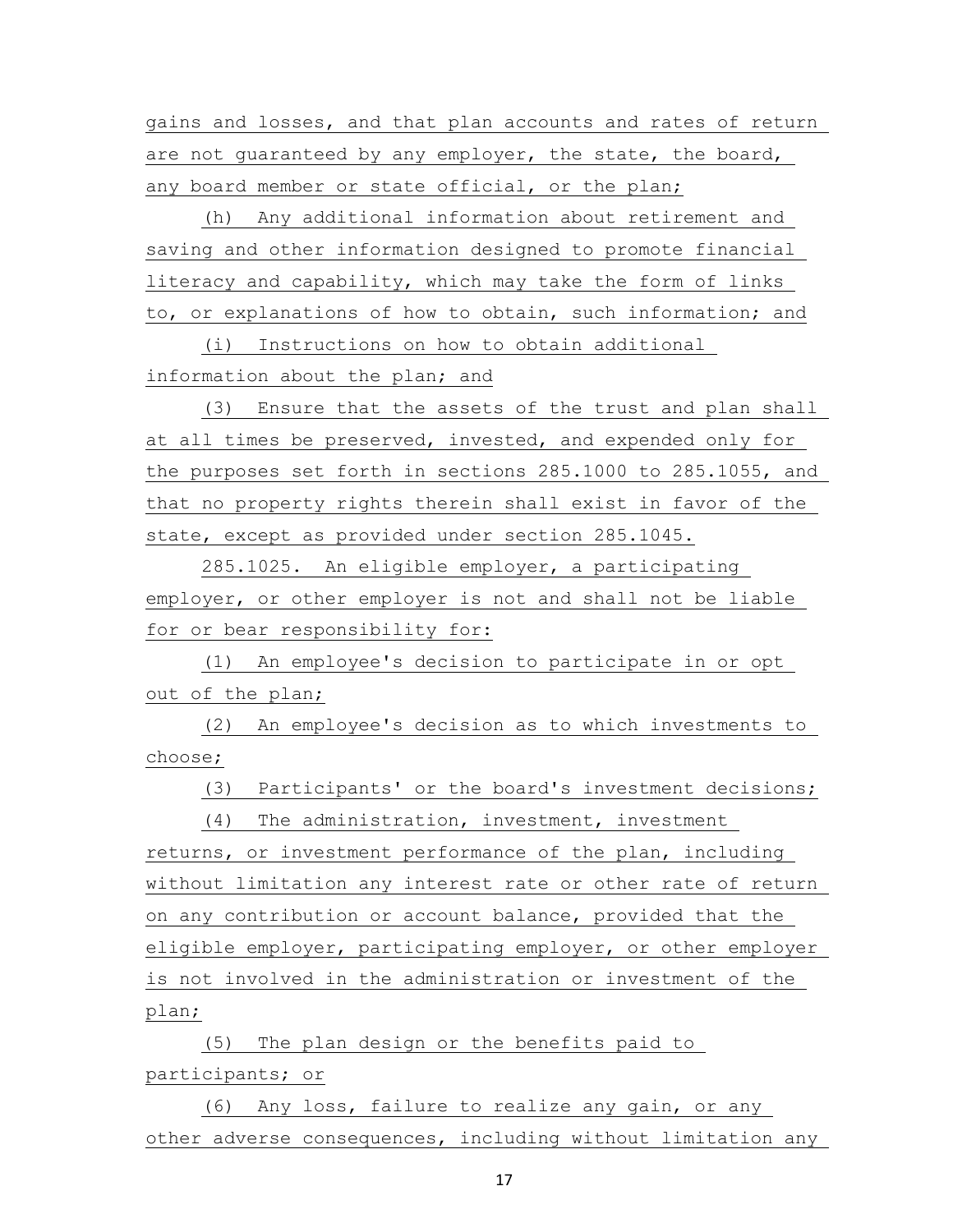gains and losses, and that plan accounts and rates of return are not guaranteed by any employer, the state, the board, any board member or state official, or the plan;

(h) Any additional information about retirement and saving and other information designed to promote financial literacy and capability, which may take the form of links to, or explanations of how to obtain, such information; and

(i) Instructions on how to obtain additional information about the plan; and

(3) Ensure that the assets of the trust and plan shall at all times be preserved, invested, and expended only for the purposes set forth in sections 285.1000 to 285.1055, and that no property rights therein shall exist in favor of the state, except as provided under section 285.1045.

285.1025. An eligible employer, a participating employer, or other employer is not and shall not be liable for or bear responsibility for:

(1) An employee's decision to participate in or opt out of the plan;

(2) An employee's decision as to which investments to choose;

(3) Participants' or the board's investment decisions;

(4) The administration, investment, investment returns, or investment performance of the plan, including without limitation any interest rate or other rate of return on any contribution or account balance, provided that the eligible employer, participating employer, or other employer is not involved in the administration or investment of the plan;

(5) The plan design or the benefits paid to participants; or

(6) Any loss, failure to realize any gain, or any other adverse consequences, including without limitation any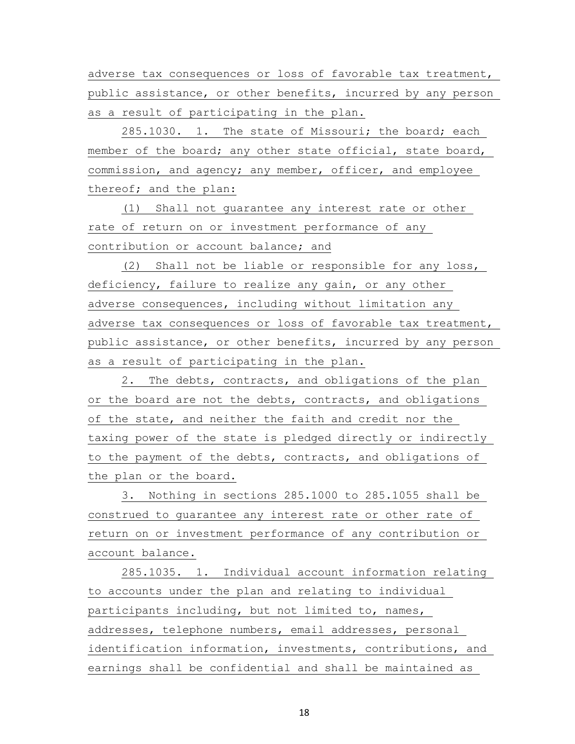adverse tax consequences or loss of favorable tax treatment, public assistance, or other benefits, incurred by any person as a result of participating in the plan.

285.1030. 1. The state of Missouri; the board; each member of the board; any other state official, state board, commission, and agency; any member, officer, and employee thereof; and the plan:

(1) Shall not guarantee any interest rate or other rate of return on or investment performance of any contribution or account balance; and

(2) Shall not be liable or responsible for any loss, deficiency, failure to realize any gain, or any other adverse consequences, including without limitation any adverse tax consequences or loss of favorable tax treatment, public assistance, or other benefits, incurred by any person as a result of participating in the plan.

2. The debts, contracts, and obligations of the plan or the board are not the debts, contracts, and obligations of the state, and neither the faith and credit nor the taxing power of the state is pledged directly or indirectly to the payment of the debts, contracts, and obligations of the plan or the board.

3. Nothing in sections 285.1000 to 285.1055 shall be construed to guarantee any interest rate or other rate of return on or investment performance of any contribution or account balance.

285.1035. 1. Individual account information relating to accounts under the plan and relating to individual participants including, but not limited to, names, addresses, telephone numbers, email addresses, personal identification information, investments, contributions, and earnings shall be confidential and shall be maintained as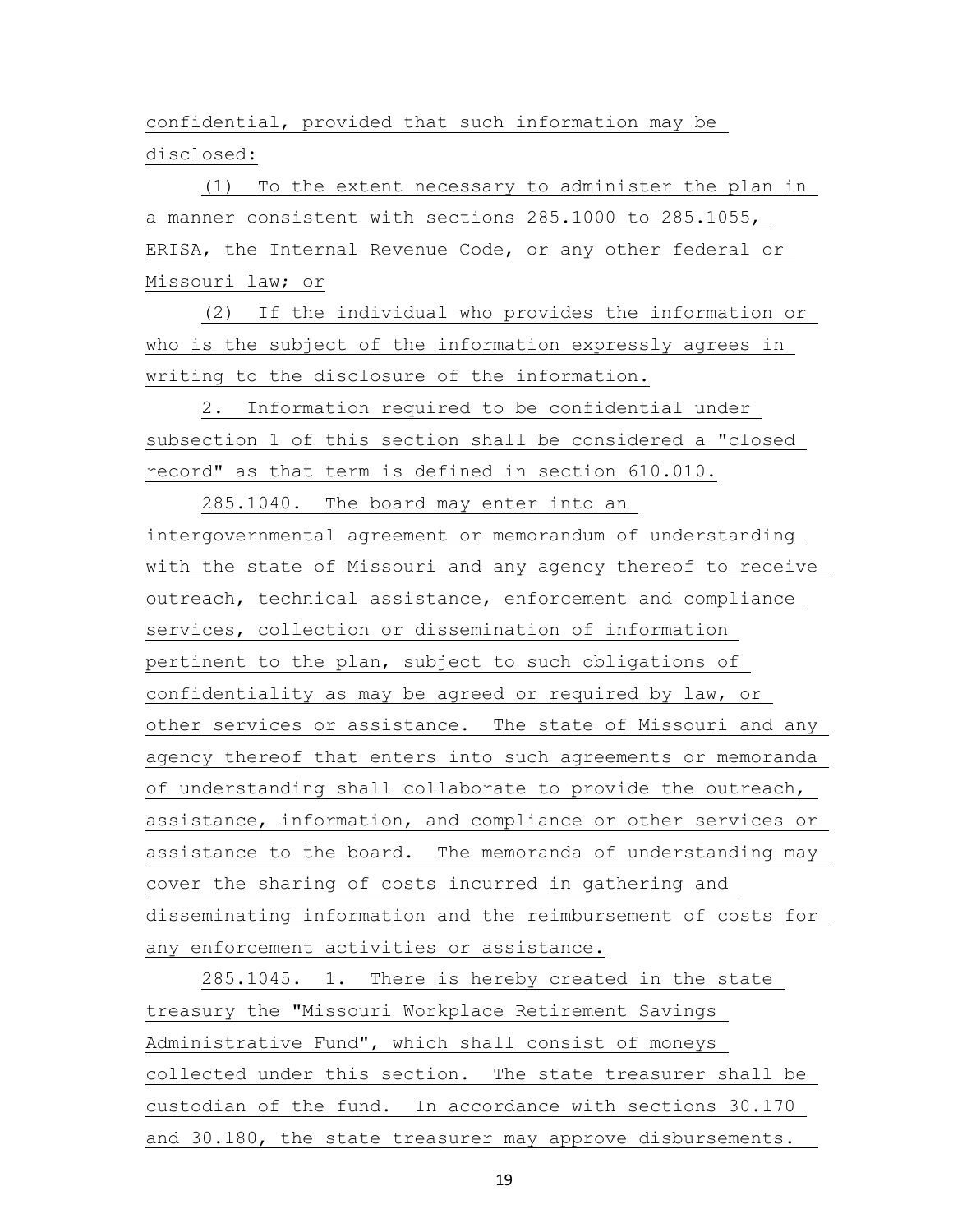confidential, provided that such information may be disclosed:

(1) To the extent necessary to administer the plan in a manner consistent with sections 285.1000 to 285.1055, ERISA, the Internal Revenue Code, or any other federal or Missouri law; or

(2) If the individual who provides the information or who is the subject of the information expressly agrees in writing to the disclosure of the information.

2. Information required to be confidential under subsection 1 of this section shall be considered a "closed record" as that term is defined in section 610.010.

285.1040. The board may enter into an intergovernmental agreement or memorandum of understanding with the state of Missouri and any agency thereof to receive outreach, technical assistance, enforcement and compliance services, collection or dissemination of information pertinent to the plan, subject to such obligations of confidentiality as may be agreed or required by law, or other services or assistance. The state of Missouri and any agency thereof that enters into such agreements or memoranda of understanding shall collaborate to provide the outreach, assistance, information, and compliance or other services or assistance to the board. The memoranda of understanding may cover the sharing of costs incurred in gathering and disseminating information and the reimbursement of costs for any enforcement activities or assistance.

285.1045. 1. There is hereby created in the state treasury the "Missouri Workplace Retirement Savings Administrative Fund", which shall consist of moneys collected under this section. The state treasurer shall be custodian of the fund. In accordance with sections 30.170 and 30.180, the state treasurer may approve disbursements.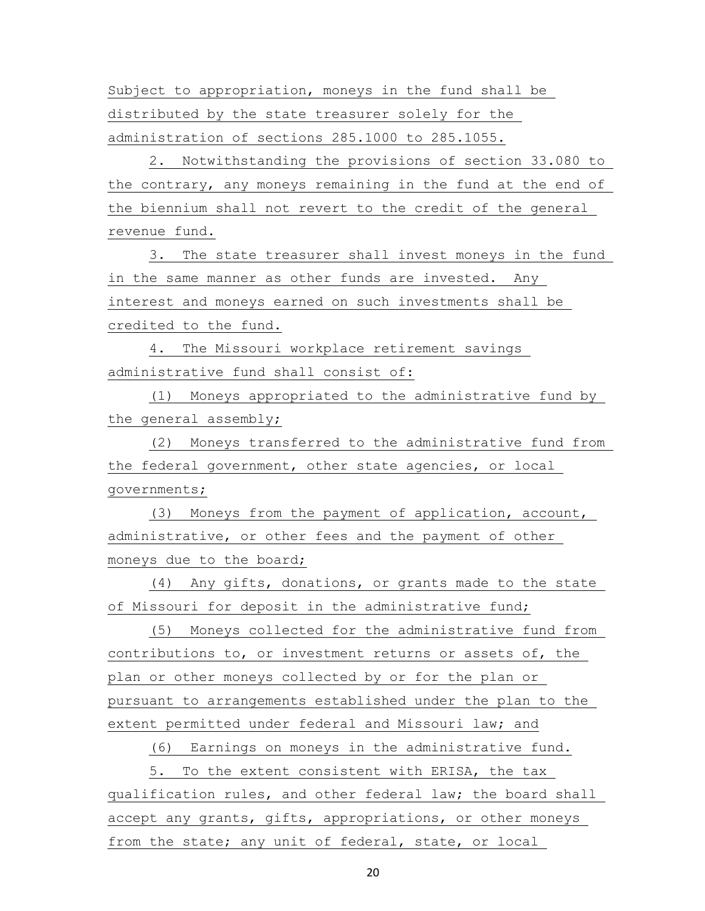Subject to appropriation, moneys in the fund shall be distributed by the state treasurer solely for the administration of sections 285.1000 to 285.1055.

2. Notwithstanding the provisions of section 33.080 to the contrary, any moneys remaining in the fund at the end of the biennium shall not revert to the credit of the general revenue fund.

3. The state treasurer shall invest moneys in the fund in the same manner as other funds are invested. Any interest and moneys earned on such investments shall be credited to the fund.

4. The Missouri workplace retirement savings administrative fund shall consist of:

(1) Moneys appropriated to the administrative fund by the general assembly;

(2) Moneys transferred to the administrative fund from the federal government, other state agencies, or local governments;

(3) Moneys from the payment of application, account, administrative, or other fees and the payment of other moneys due to the board;

(4) Any gifts, donations, or grants made to the state of Missouri for deposit in the administrative fund;

(5) Moneys collected for the administrative fund from contributions to, or investment returns or assets of, the plan or other moneys collected by or for the plan or pursuant to arrangements established under the plan to the extent permitted under federal and Missouri law; and

(6) Earnings on moneys in the administrative fund.

5. To the extent consistent with ERISA, the tax qualification rules, and other federal law; the board shall accept any grants, gifts, appropriations, or other moneys from the state; any unit of federal, state, or local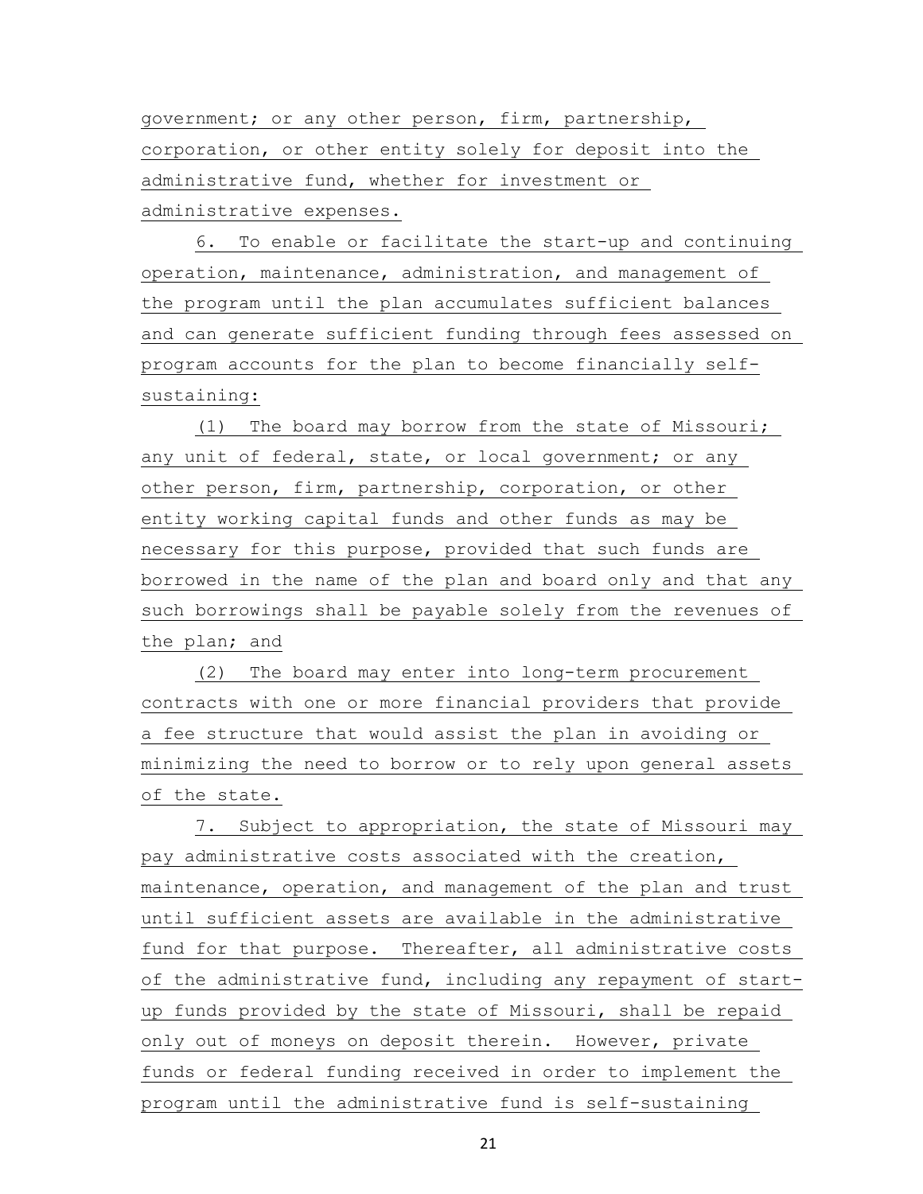government; or any other person, firm, partnership, corporation, or other entity solely for deposit into the administrative fund, whether for investment or administrative expenses.

6. To enable or facilitate the start-up and continuing operation, maintenance, administration, and management of the program until the plan accumulates sufficient balances and can generate sufficient funding through fees assessed on program accounts for the plan to become financially self-sustaining:

(1) The board may borrow from the state of Missouri; any unit of federal, state, or local government; or any other person, firm, partnership, corporation, or other entity working capital funds and other funds as may be necessary for this purpose, provided that such funds are borrowed in the name of the plan and board only and that any such borrowings shall be payable solely from the revenues of the plan; and

(2) The board may enter into long-term procurement contracts with one or more financial providers that provide a fee structure that would assist the plan in avoiding or minimizing the need to borrow or to rely upon general assets of the state.

7. Subject to appropriation, the state of Missouri may pay administrative costs associated with the creation, maintenance, operation, and management of the plan and trust until sufficient assets are available in the administrative fund for that purpose. Thereafter, all administrative costs of the administrative fund, including any repayment of start-up funds provided by the state of Missouri, shall be repaid only out of moneys on deposit therein. However, private funds or federal funding received in order to implement the program until the administrative fund is self-sustaining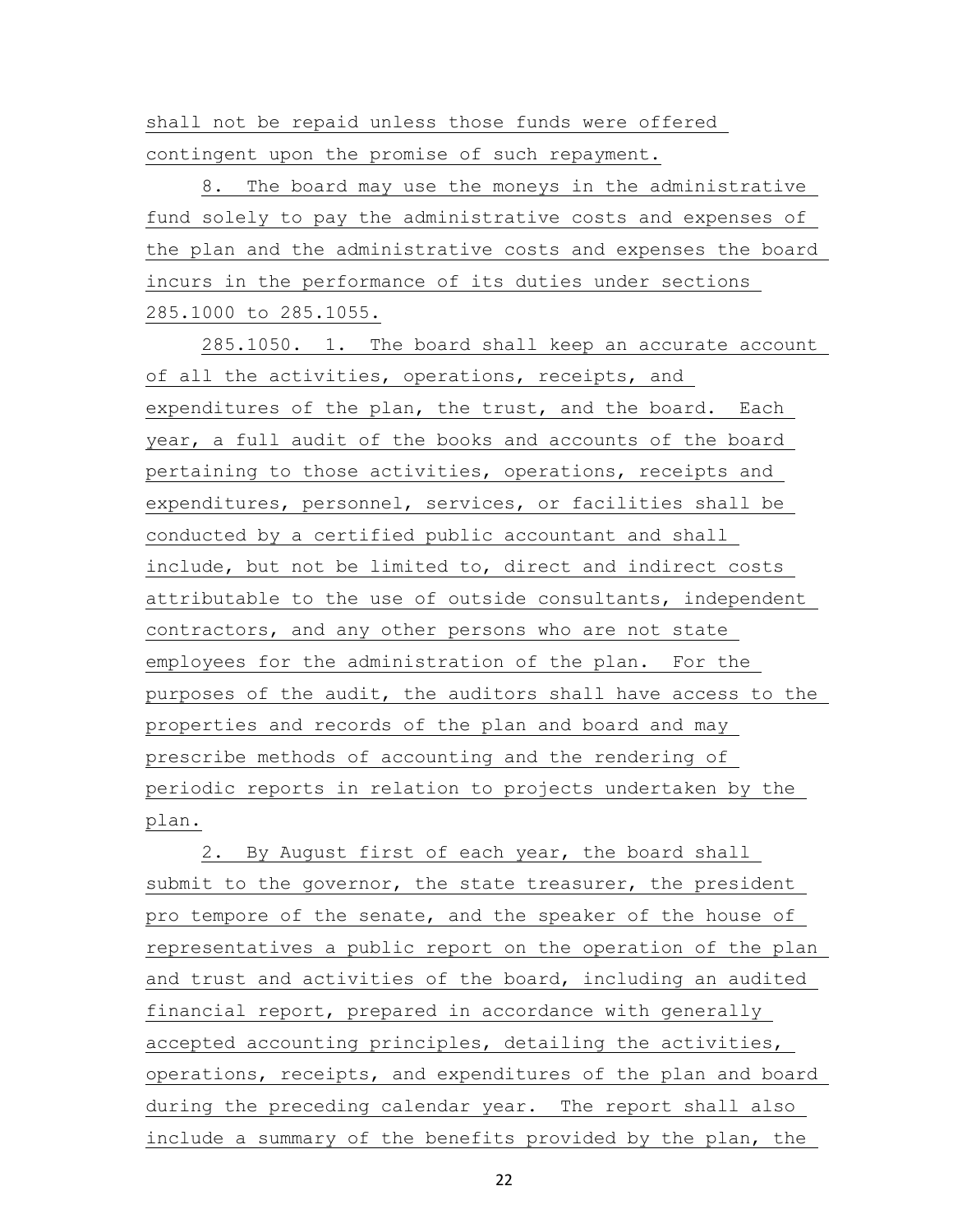shall not be repaid unless those funds were offered contingent upon the promise of such repayment.

8. The board may use the moneys in the administrative fund solely to pay the administrative costs and expenses of the plan and the administrative costs and expenses the board incurs in the performance of its duties under sections 285.1000 to 285.1055.

285.1050. 1. The board shall keep an accurate account of all the activities, operations, receipts, and expenditures of the plan, the trust, and the board. Each year, a full audit of the books and accounts of the board pertaining to those activities, operations, receipts and expenditures, personnel, services, or facilities shall be conducted by a certified public accountant and shall include, but not be limited to, direct and indirect costs attributable to the use of outside consultants, independent contractors, and any other persons who are not state employees for the administration of the plan. For the purposes of the audit, the auditors shall have access to the properties and records of the plan and board and may prescribe methods of accounting and the rendering of periodic reports in relation to projects undertaken by the plan.

2. By August first of each year, the board shall submit to the governor, the state treasurer, the president pro tempore of the senate, and the speaker of the house of representatives a public report on the operation of the plan and trust and activities of the board, including an audited financial report, prepared in accordance with generally accepted accounting principles, detailing the activities, operations, receipts, and expenditures of the plan and board during the preceding calendar year. The report shall also include a summary of the benefits provided by the plan, the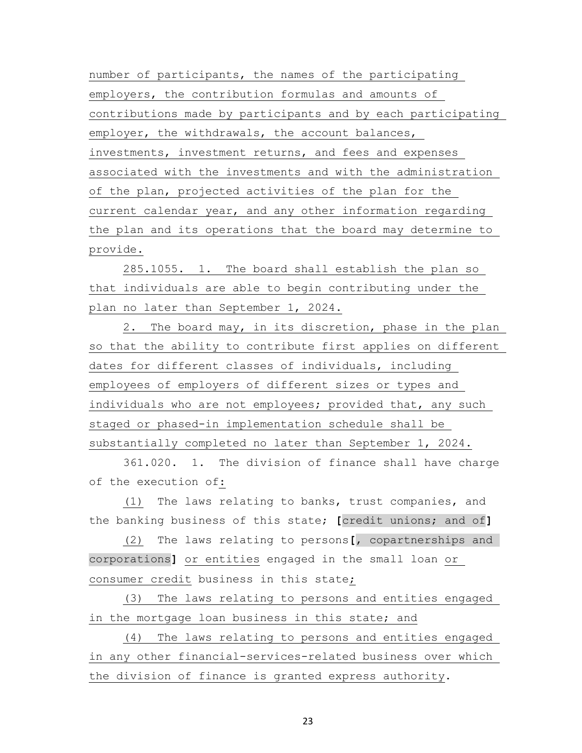number of participants, the names of the participating employers, the contribution formulas and amounts of contributions made by participants and by each participating employer, the withdrawals, the account balances, investments, investment returns, and fees and expenses associated with the investments and with the administration of the plan, projected activities of the plan for the current calendar year, and any other information regarding the plan and its operations that the board may determine to provide.

285.1055. 1. The board shall establish the plan so that individuals are able to begin contributing under the plan no later than September 1, 2024.

2. The board may, in its discretion, phase in the plan so that the ability to contribute first applies on different dates for different classes of individuals, including employees of employers of different sizes or types and individuals who are not employees; provided that, any such staged or phased-in implementation schedule shall be substantially completed no later than September 1, 2024.

361.020. 1. The division of finance shall have charge of the execution of:

(1) The laws relating to banks, trust companies, and the banking business of this state; **[**credit unions; and of**]**

(2) The laws relating to persons**[**, copartnerships and corporations**]** or entities engaged in the small loan or consumer credit business in this state;

(3) The laws relating to persons and entities engaged in the mortgage loan business in this state; and

(4) The laws relating to persons and entities engaged in any other financial-services-related business over which the division of finance is granted express authority.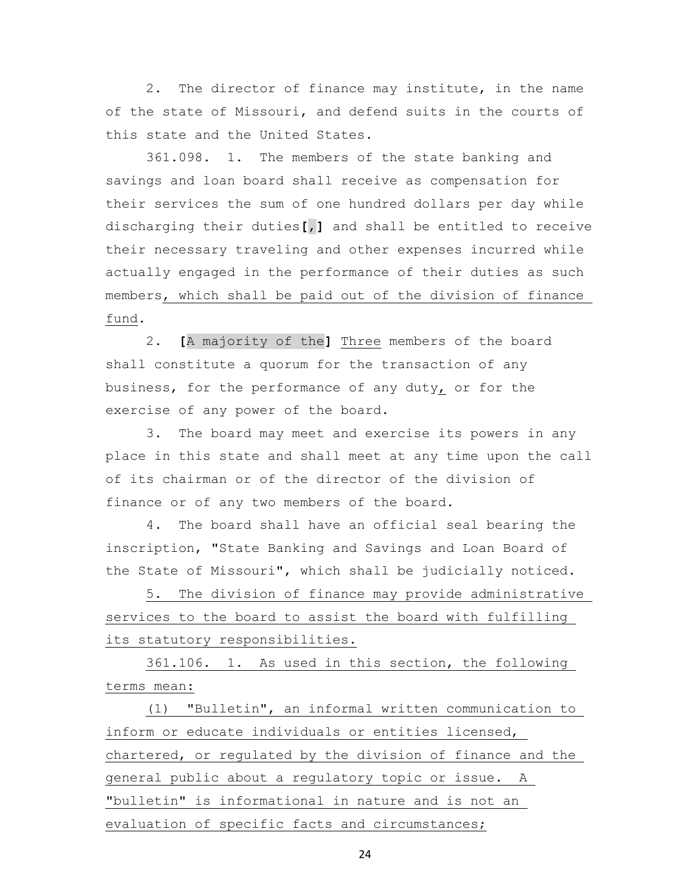2. The director of finance may institute, in the name of the state of Missouri, and defend suits in the courts of this state and the United States.

361.098. 1. The members of the state banking and savings and loan board shall receive as compensation for their services the sum of one hundred dollars per day while discharging their duties**[**,**]** and shall be entitled to receive their necessary traveling and other expenses incurred while actually engaged in the performance of their duties as such members, which shall be paid out of the division of finance fund.

2. **[**A majority of the**]** Three members of the board shall constitute a quorum for the transaction of any business, for the performance of any duty, or for the exercise of any power of the board.

3. The board may meet and exercise its powers in any place in this state and shall meet at any time upon the call of its chairman or of the director of the division of finance or of any two members of the board.

4. The board shall have an official seal bearing the inscription, "State Banking and Savings and Loan Board of the State of Missouri", which shall be judicially noticed.

5. The division of finance may provide administrative services to the board to assist the board with fulfilling its statutory responsibilities.

361.106. 1. As used in this section, the following terms mean:

(1) "Bulletin", an informal written communication to inform or educate individuals or entities licensed, chartered, or regulated by the division of finance and the general public about a regulatory topic or issue. A "bulletin" is informational in nature and is not an evaluation of specific facts and circumstances;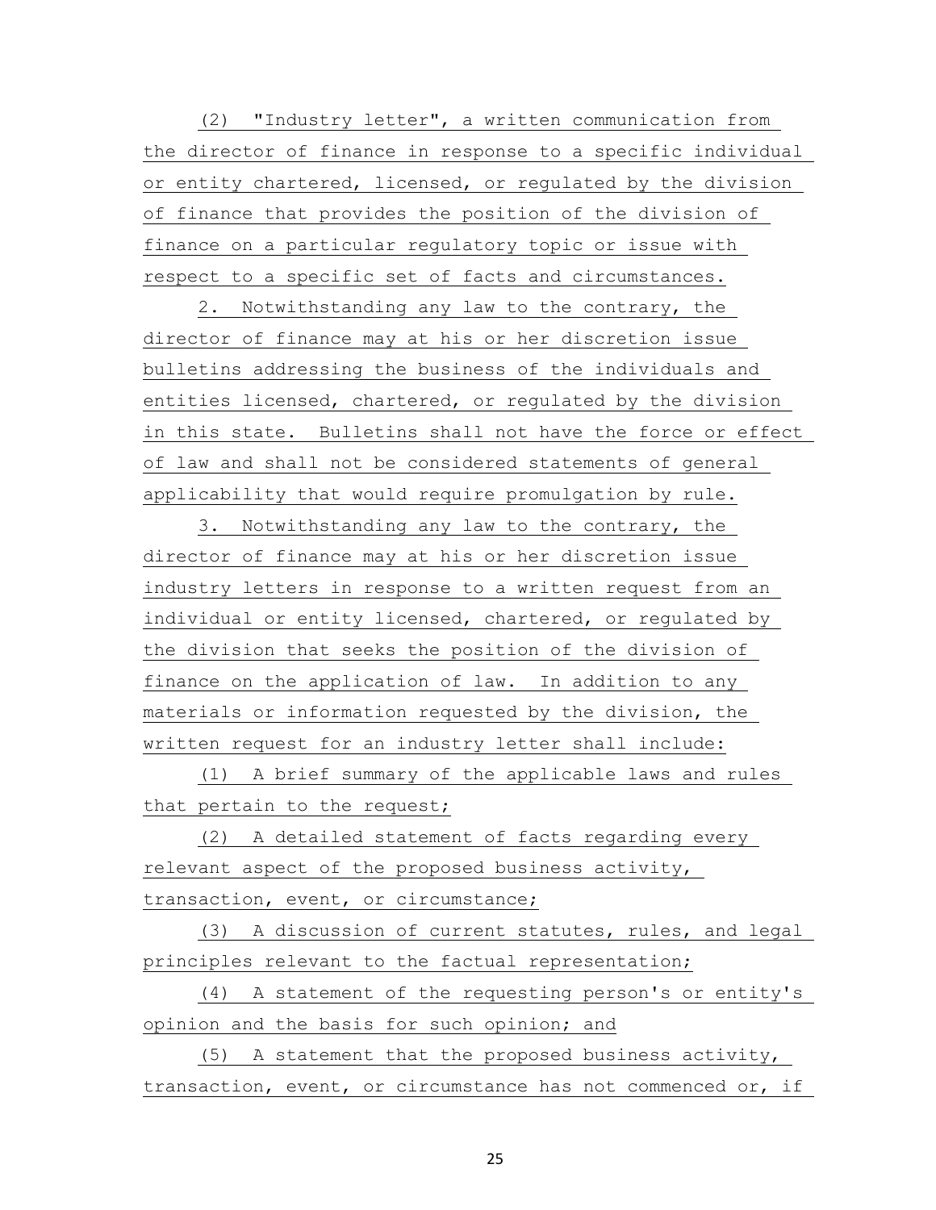(2) "Industry letter", a written communication from the director of finance in response to a specific individual or entity chartered, licensed, or regulated by the division of finance that provides the position of the division of finance on a particular regulatory topic or issue with respect to a specific set of facts and circumstances.

2. Notwithstanding any law to the contrary, the director of finance may at his or her discretion issue bulletins addressing the business of the individuals and entities licensed, chartered, or regulated by the division in this state. Bulletins shall not have the force or effect of law and shall not be considered statements of general applicability that would require promulgation by rule.

3. Notwithstanding any law to the contrary, the director of finance may at his or her discretion issue industry letters in response to a written request from an individual or entity licensed, chartered, or regulated by the division that seeks the position of the division of finance on the application of law. In addition to any materials or information requested by the division, the written request for an industry letter shall include:

(1) A brief summary of the applicable laws and rules that pertain to the request;

(2) A detailed statement of facts regarding every relevant aspect of the proposed business activity, transaction, event, or circumstance;

(3) A discussion of current statutes, rules, and legal principles relevant to the factual representation;

(4) A statement of the requesting person's or entity's opinion and the basis for such opinion; and

(5) A statement that the proposed business activity, transaction, event, or circumstance has not commenced or, if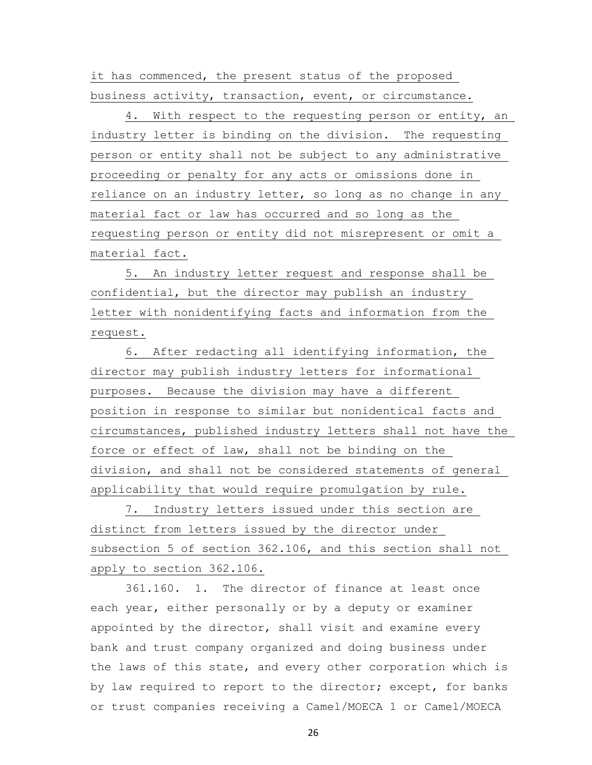it has commenced, the present status of the proposed business activity, transaction, event, or circumstance.

4. With respect to the requesting person or entity, an industry letter is binding on the division. The requesting person or entity shall not be subject to any administrative proceeding or penalty for any acts or omissions done in reliance on an industry letter, so long as no change in any material fact or law has occurred and so long as the requesting person or entity did not misrepresent or omit a material fact.

5. An industry letter request and response shall be confidential, but the director may publish an industry letter with nonidentifying facts and information from the request.

6. After redacting all identifying information, the director may publish industry letters for informational purposes. Because the division may have a different position in response to similar but nonidentical facts and circumstances, published industry letters shall not have the force or effect of law, shall not be binding on the division, and shall not be considered statements of general applicability that would require promulgation by rule.

7. Industry letters issued under this section are distinct from letters issued by the director under subsection 5 of section 362.106, and this section shall not apply to section 362.106.

361.160. 1. The director of finance at least once each year, either personally or by a deputy or examiner appointed by the director, shall visit and examine every bank and trust company organized and doing business under the laws of this state, and every other corporation which is by law required to report to the director; except, for banks or trust companies receiving a Camel/MOECA 1 or Camel/MOECA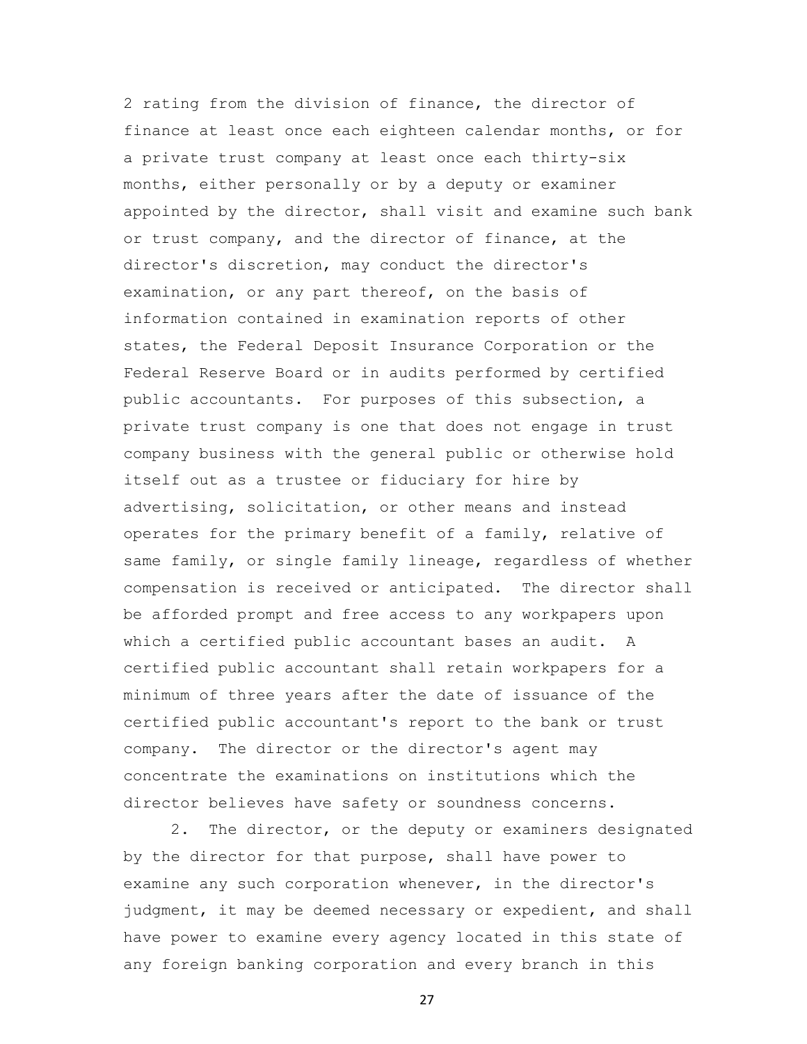2 rating from the division of finance, the director of finance at least once each eighteen calendar months, or for a private trust company at least once each thirty-six months, either personally or by a deputy or examiner appointed by the director, shall visit and examine such bank or trust company, and the director of finance, at the director's discretion, may conduct the director's examination, or any part thereof, on the basis of information contained in examination reports of other states, the Federal Deposit Insurance Corporation or the Federal Reserve Board or in audits performed by certified public accountants. For purposes of this subsection, a private trust company is one that does not engage in trust company business with the general public or otherwise hold itself out as a trustee or fiduciary for hire by advertising, solicitation, or other means and instead operates for the primary benefit of a family, relative of same family, or single family lineage, regardless of whether compensation is received or anticipated. The director shall be afforded prompt and free access to any workpapers upon which a certified public accountant bases an audit. A certified public accountant shall retain workpapers for a minimum of three years after the date of issuance of the certified public accountant's report to the bank or trust company. The director or the director's agent may concentrate the examinations on institutions which the director believes have safety or soundness concerns.

2. The director, or the deputy or examiners designated by the director for that purpose, shall have power to examine any such corporation whenever, in the director's judgment, it may be deemed necessary or expedient, and shall have power to examine every agency located in this state of any foreign banking corporation and every branch in this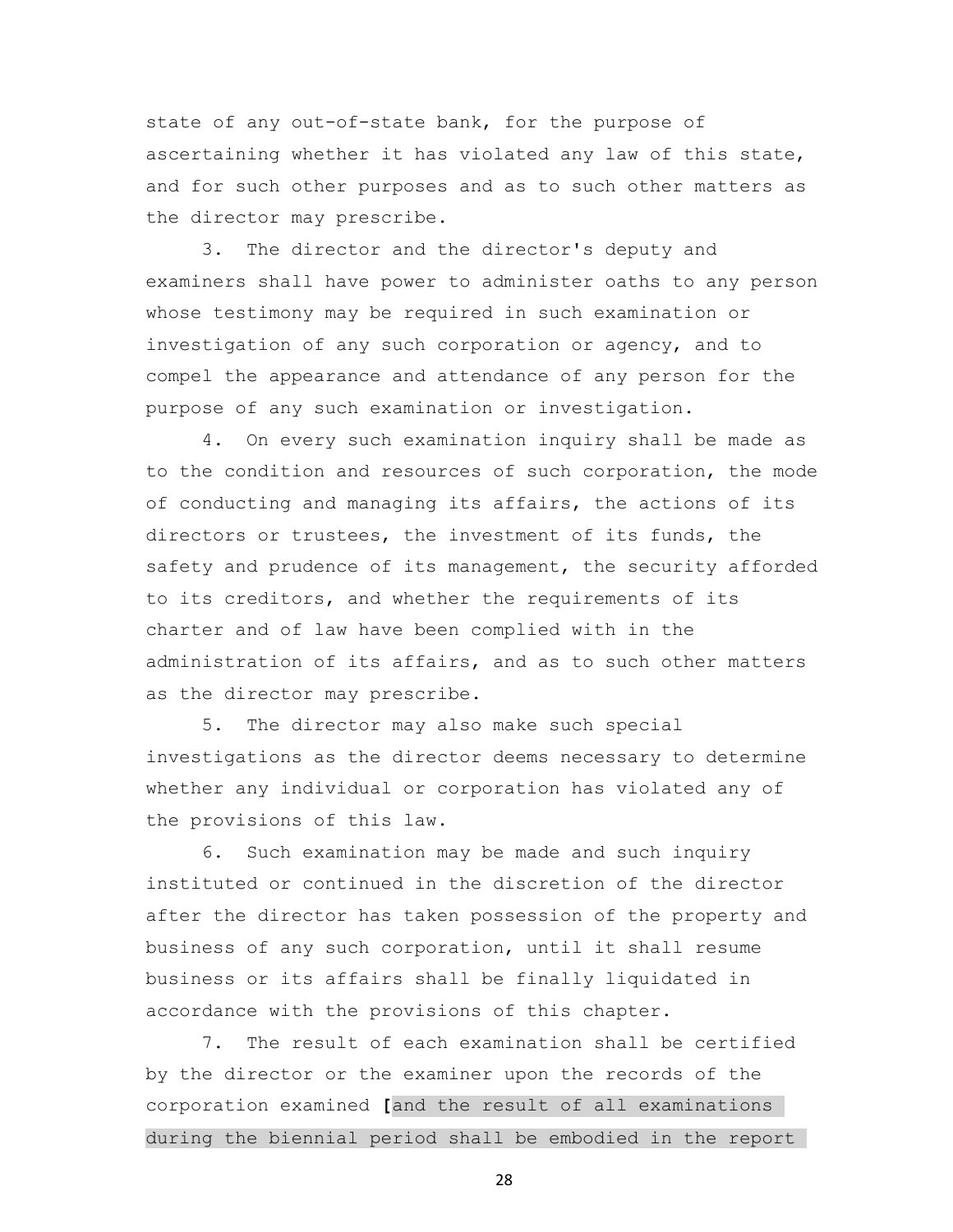state of any out-of-state bank, for the purpose of ascertaining whether it has violated any law of this state, and for such other purposes and as to such other matters as the director may prescribe.

3. The director and the director's deputy and examiners shall have power to administer oaths to any person whose testimony may be required in such examination or investigation of any such corporation or agency, and to compel the appearance and attendance of any person for the purpose of any such examination or investigation.

4. On every such examination inquiry shall be made as to the condition and resources of such corporation, the mode of conducting and managing its affairs, the actions of its directors or trustees, the investment of its funds, the safety and prudence of its management, the security afforded to its creditors, and whether the requirements of its charter and of law have been complied with in the administration of its affairs, and as to such other matters as the director may prescribe.

5. The director may also make such special investigations as the director deems necessary to determine whether any individual or corporation has violated any of the provisions of this law.

6. Such examination may be made and such inquiry instituted or continued in the discretion of the director after the director has taken possession of the property and business of any such corporation, until it shall resume business or its affairs shall be finally liquidated in accordance with the provisions of this chapter.

7. The result of each examination shall be certified by the director or the examiner upon the records of the corporation examined **[**and the result of all examinations during the biennial period shall be embodied in the report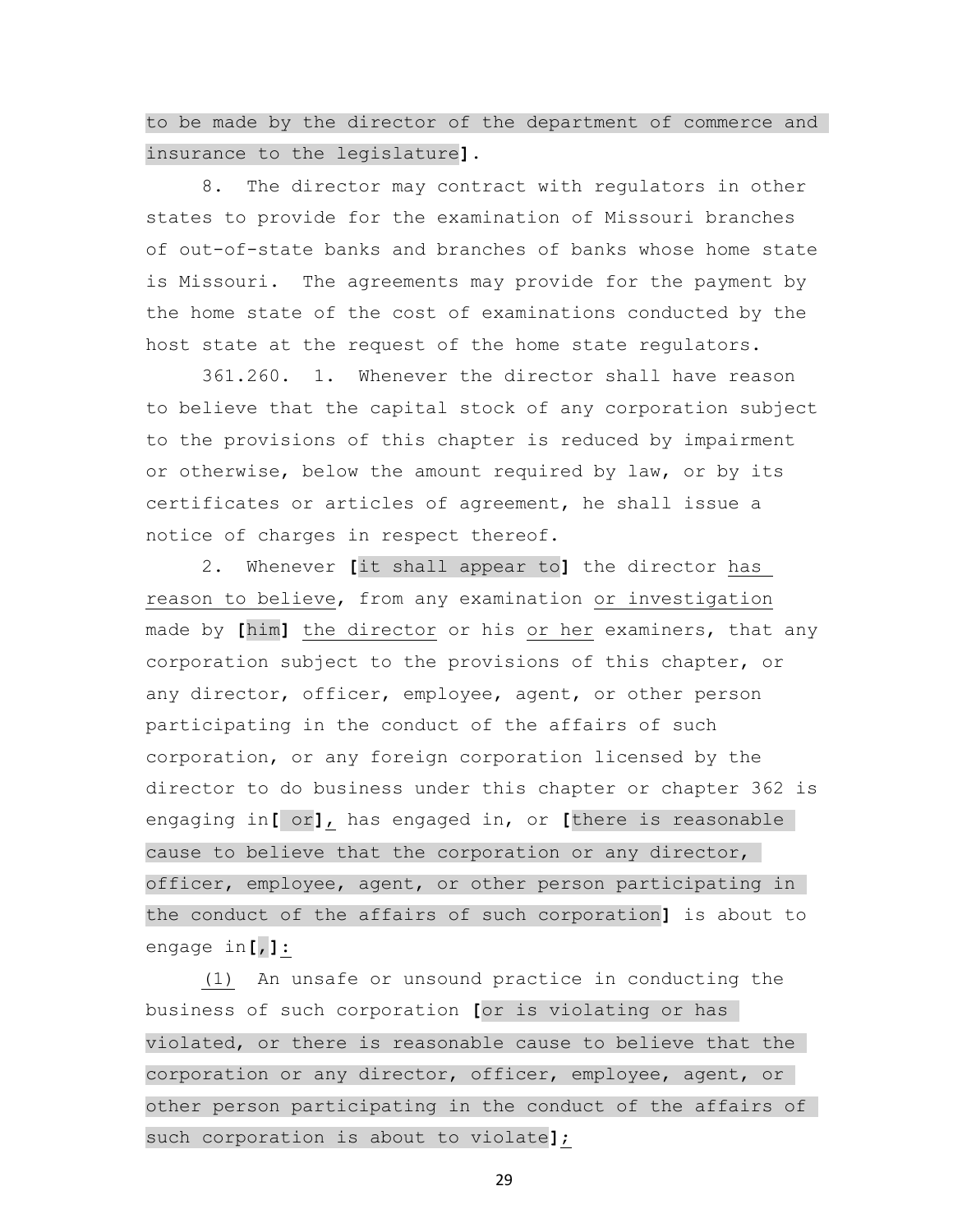to be made by the director of the department of commerce and insurance to the legislature].

8. The director may contract with regulators in other states to provide for the examination of Missouri branches of out-of-state banks and branches of banks whose home state is Missouri. The agreements may provide for the payment by the home state of the cost of examinations conducted by the host state at the request of the home state regulators.

361.260. 1. Whenever the director shall have reason to believe that the capital stock of any corporation subject to the provisions of this chapter is reduced by impairment or otherwise, below the amount required by law, or by its certificates or articles of agreement, he shall issue a notice of charges in respect thereof.

2. Whenever [it shall appear to] the director has reason to believe, from any examination or investigation made by [him] the director or his or her examiners, that any corporation subject to the provisions of this chapter, or any director, officer, employee, agent, or other person participating in the conduct of the affairs of such corporation, or any foreign corporation licensed by the director to do business under this chapter or chapter 362 is engaging in[ or], has engaged in, or [there is reasonable cause to believe that the corporation or any director, officer, employee, agent, or other person participating in the conduct of the affairs of such corporation] is about to engage in[,]:

(1) An unsafe or unsound practice in conducting the business of such corporation [or is violating or has violated, or there is reasonable cause to believe that the corporation or any director, officer, employee, agent, or other person participating in the conduct of the affairs of such corporation is about to violate];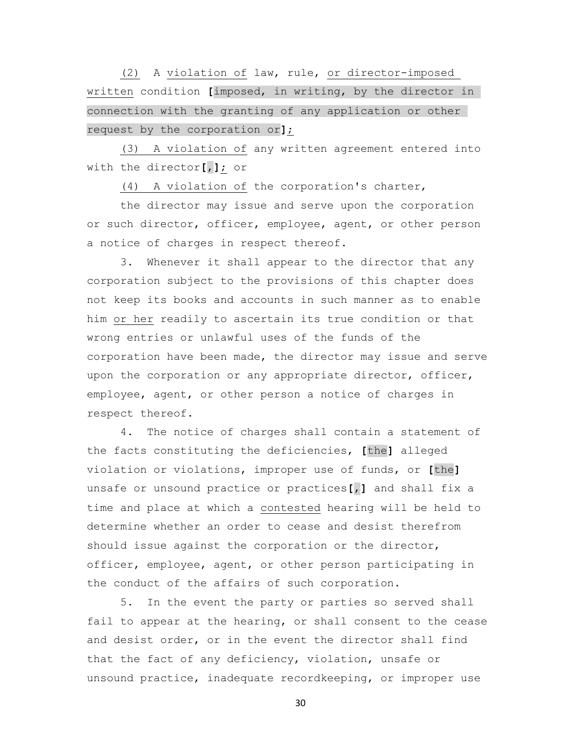(2) A violation of law, rule, or director-imposed written condition **[**imposed, in writing, by the director in connection with the granting of any application or other request by the corporation or**]**;

(3) A violation of any written agreement entered into with the director**[**,**]**; or

(4) A violation of the corporation's charter,

the director may issue and serve upon the corporation or such director, officer, employee, agent, or other person a notice of charges in respect thereof.

3. Whenever it shall appear to the director that any corporation subject to the provisions of this chapter does not keep its books and accounts in such manner as to enable him or her readily to ascertain its true condition or that wrong entries or unlawful uses of the funds of the corporation have been made, the director may issue and serve upon the corporation or any appropriate director, officer, employee, agent, or other person a notice of charges in respect thereof.

4. The notice of charges shall contain a statement of the facts constituting the deficiencies, **[**the**]** alleged violation or violations, improper use of funds, or **[**the**]** unsafe or unsound practice or practices**[**,**]** and shall fix a time and place at which a contested hearing will be held to determine whether an order to cease and desist therefrom should issue against the corporation or the director, officer, employee, agent, or other person participating in the conduct of the affairs of such corporation.

5. In the event the party or parties so served shall fail to appear at the hearing, or shall consent to the cease and desist order, or in the event the director shall find that the fact of any deficiency, violation, unsafe or unsound practice, inadequate recordkeeping, or improper use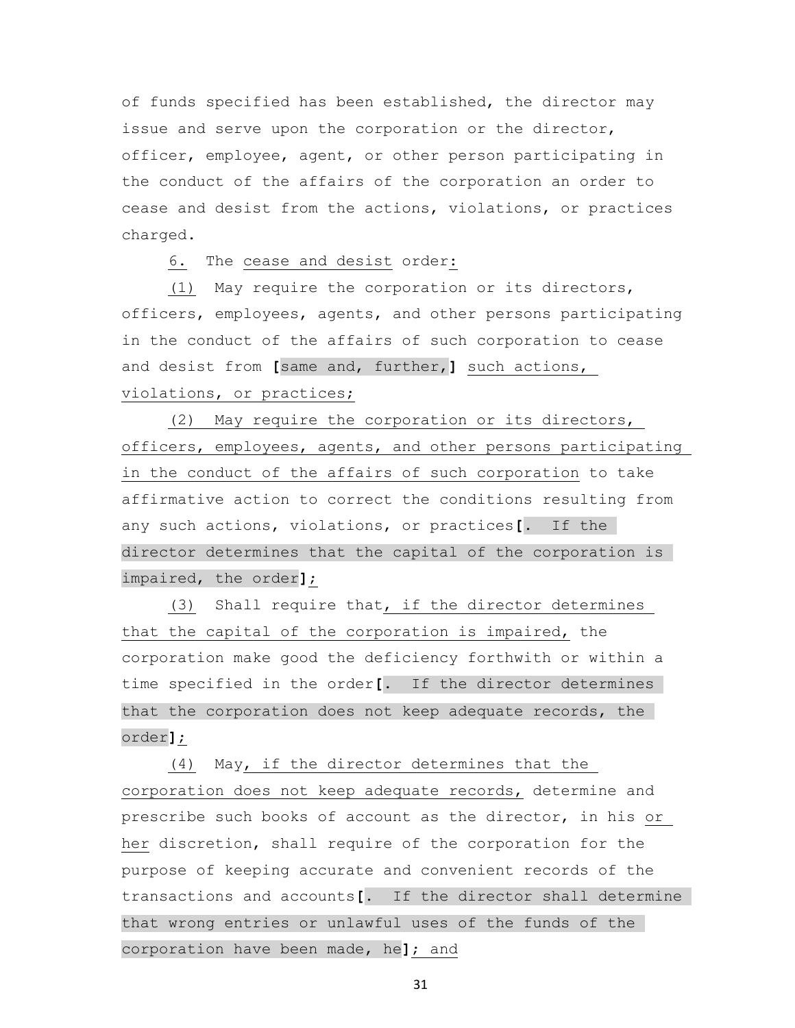of funds specified has been established, the director may issue and serve upon the corporation or the director, officer, employee, agent, or other person participating in the conduct of the affairs of the corporation an order to cease and desist from the actions, violations, or practices charged.

6. The cease and desist order:

(1) May require the corporation or its directors, officers, employees, agents, and other persons participating in the conduct of the affairs of such corporation to cease and desist from [same and, further,] such actions, violations, or practices;

(2) May require the corporation or its directors, officers, employees, agents, and other persons participating in the conduct of the affairs of such corporation to take affirmative action to correct the conditions resulting from any such actions, violations, or practices[. If the director determines that the capital of the corporation is impaired, the order];

(3) Shall require that, if the director determines that the capital of the corporation is impaired, the corporation make good the deficiency forthwith or within a time specified in the order[. If the director determines that the corporation does not keep adequate records, the order];

(4) May, if the director determines that the corporation does not keep adequate records, determine and prescribe such books of account as the director, in his or her discretion, shall require of the corporation for the purpose of keeping accurate and convenient records of the transactions and accounts[. If the director shall determine that wrong entries or unlawful uses of the funds of the corporation have been made, he]; and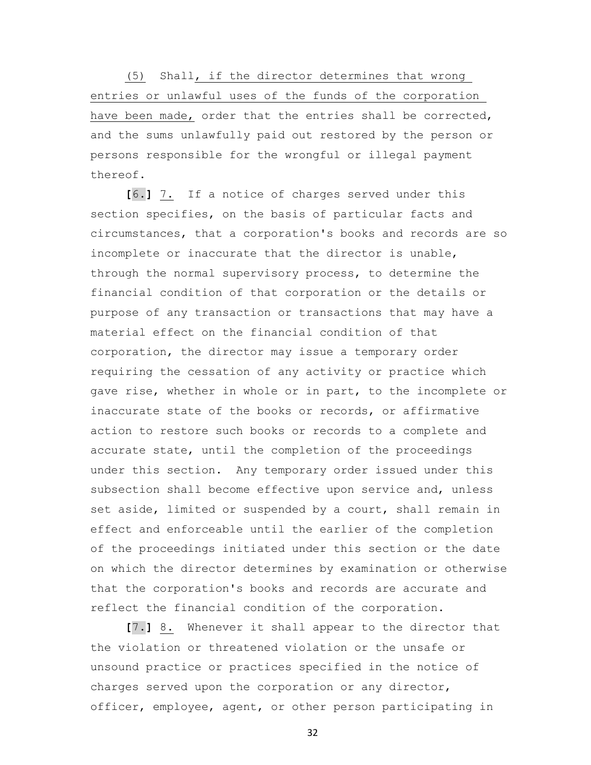(5) Shall, if the director determines that wrong entries or unlawful uses of the funds of the corporation have been made, order that the entries shall be corrected, and the sums unlawfully paid out restored by the person or persons responsible for the wrongful or illegal payment thereof.

**[**6.**]** 7. If a notice of charges served under this section specifies, on the basis of particular facts and circumstances, that a corporation's books and records are so incomplete or inaccurate that the director is unable, through the normal supervisory process, to determine the financial condition of that corporation or the details or purpose of any transaction or transactions that may have a material effect on the financial condition of that corporation, the director may issue a temporary order requiring the cessation of any activity or practice which gave rise, whether in whole or in part, to the incomplete or inaccurate state of the books or records, or affirmative action to restore such books or records to a complete and accurate state, until the completion of the proceedings under this section. Any temporary order issued under this subsection shall become effective upon service and, unless set aside, limited or suspended by a court, shall remain in effect and enforceable until the earlier of the completion of the proceedings initiated under this section or the date on which the director determines by examination or otherwise that the corporation's books and records are accurate and reflect the financial condition of the corporation.

**[**7.**]** 8. Whenever it shall appear to the director that the violation or threatened violation or the unsafe or unsound practice or practices specified in the notice of charges served upon the corporation or any director, officer, employee, agent, or other person participating in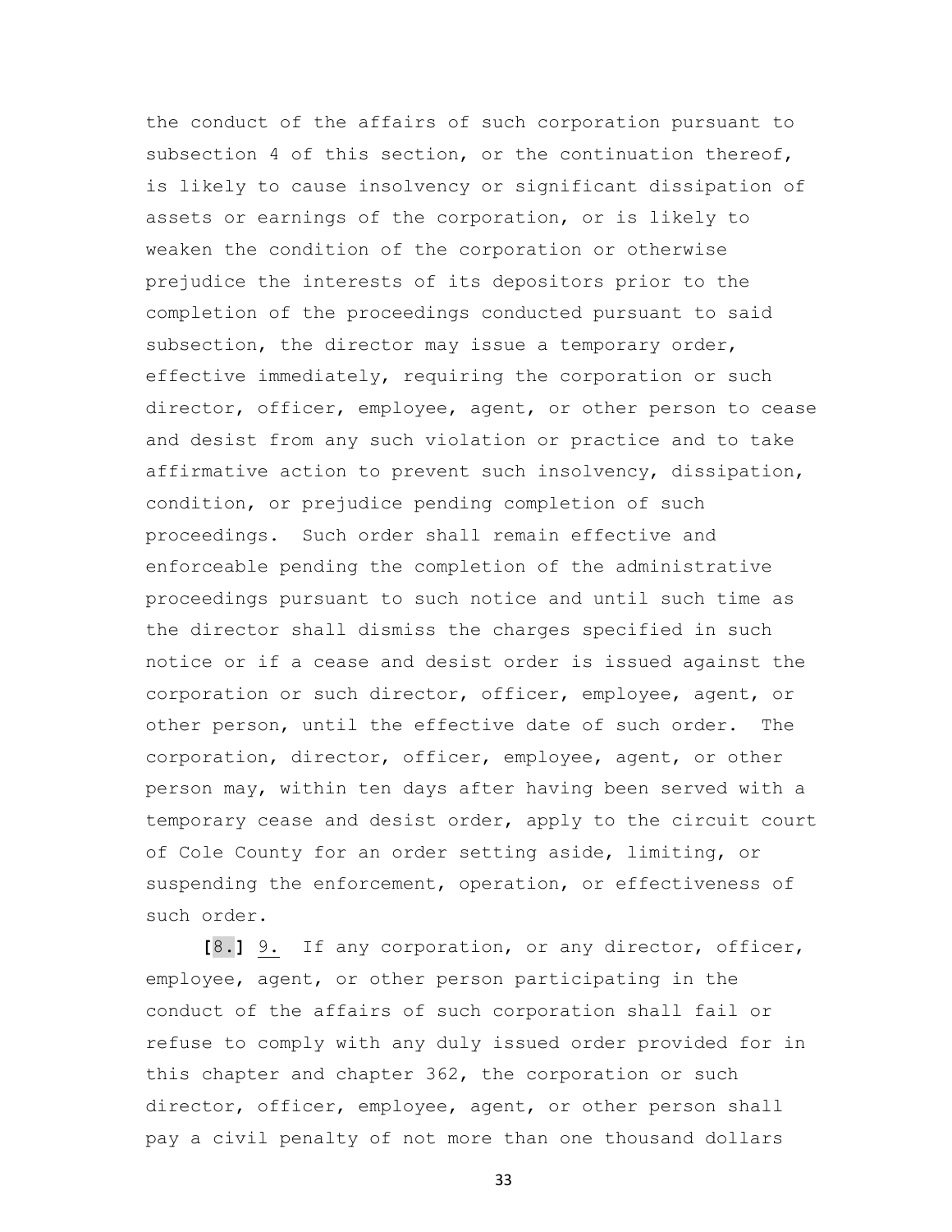the conduct of the affairs of such corporation pursuant to subsection 4 of this section, or the continuation thereof, is likely to cause insolvency or significant dissipation of assets or earnings of the corporation, or is likely to weaken the condition of the corporation or otherwise prejudice the interests of its depositors prior to the completion of the proceedings conducted pursuant to said subsection, the director may issue a temporary order, effective immediately, requiring the corporation or such director, officer, employee, agent, or other person to cease and desist from any such violation or practice and to take affirmative action to prevent such insolvency, dissipation, condition, or prejudice pending completion of such proceedings. Such order shall remain effective and enforceable pending the completion of the administrative proceedings pursuant to such notice and until such time as the director shall dismiss the charges specified in such notice or if a cease and desist order is issued against the corporation or such director, officer, employee, agent, or other person, until the effective date of such order. The corporation, director, officer, employee, agent, or other person may, within ten days after having been served with a temporary cease and desist order, apply to the circuit court of Cole County for an order setting aside, limiting, or suspending the enforcement, operation, or effectiveness of such order.

**[**8.**]** 9. If any corporation, or any director, officer, employee, agent, or other person participating in the conduct of the affairs of such corporation shall fail or refuse to comply with any duly issued order provided for in this chapter and chapter 362, the corporation or such director, officer, employee, agent, or other person shall pay a civil penalty of not more than one thousand dollars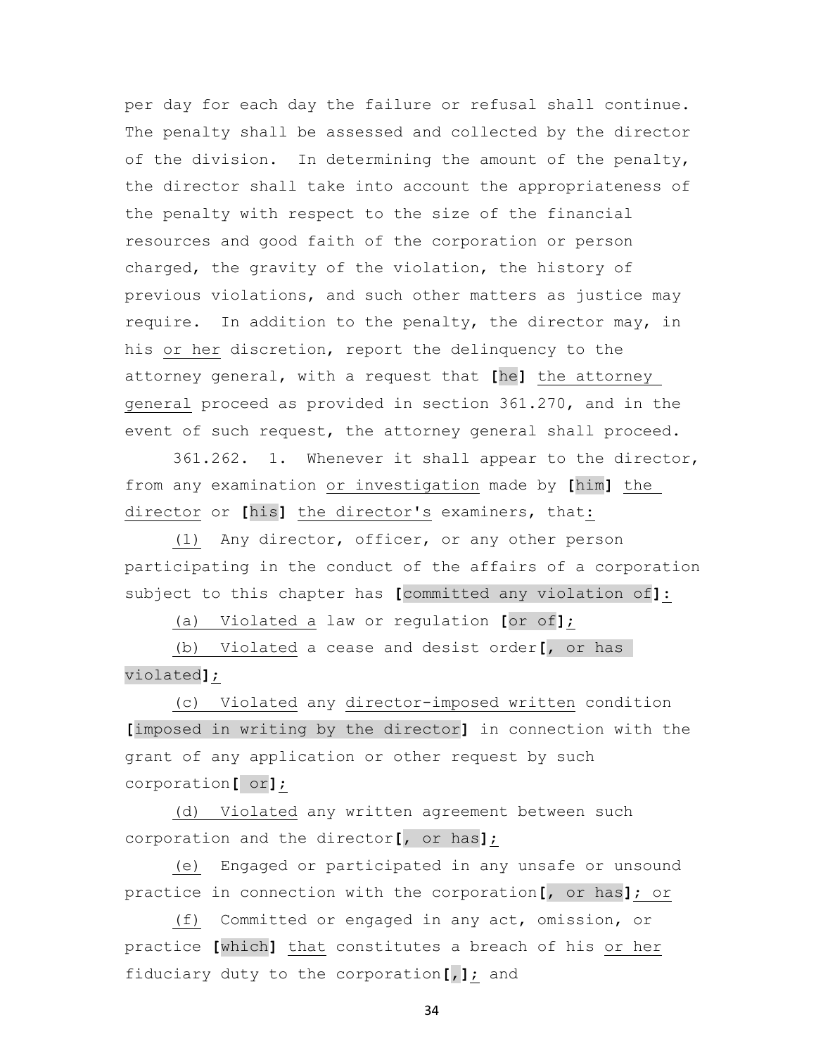per day for each day the failure or refusal shall continue. The penalty shall be assessed and collected by the director of the division. In determining the amount of the penalty, the director shall take into account the appropriateness of the penalty with respect to the size of the financial resources and good faith of the corporation or person charged, the gravity of the violation, the history of previous violations, and such other matters as justice may require. In addition to the penalty, the director may, in his or her discretion, report the delinquency to the attorney general, with a request that **[**he**]** the attorney general proceed as provided in section 361.270, and in the event of such request, the attorney general shall proceed.

361.262. 1. Whenever it shall appear to the director, from any examination or investigation made by **[**him**]** the director or **[**his**]** the director's examiners, that:

(1) Any director, officer, or any other person participating in the conduct of the affairs of a corporation subject to this chapter has **[**committed any violation of**]**:

(a) Violated a law or regulation **[**or of**]**;

(b) Violated a cease and desist order**[**, or has violated**]**;

(c) Violated any director-imposed written condition **[**imposed in writing by the director**]** in connection with the grant of any application or other request by such corporation**[** or**]**;

(d) Violated any written agreement between such corporation and the director**[**, or has**]**;

(e) Engaged or participated in any unsafe or unsound practice in connection with the corporation**[**, or has**]**; or

(f) Committed or engaged in any act, omission, or practice **[**which**]** that constitutes a breach of his or her fiduciary duty to the corporation**[**,**]**; and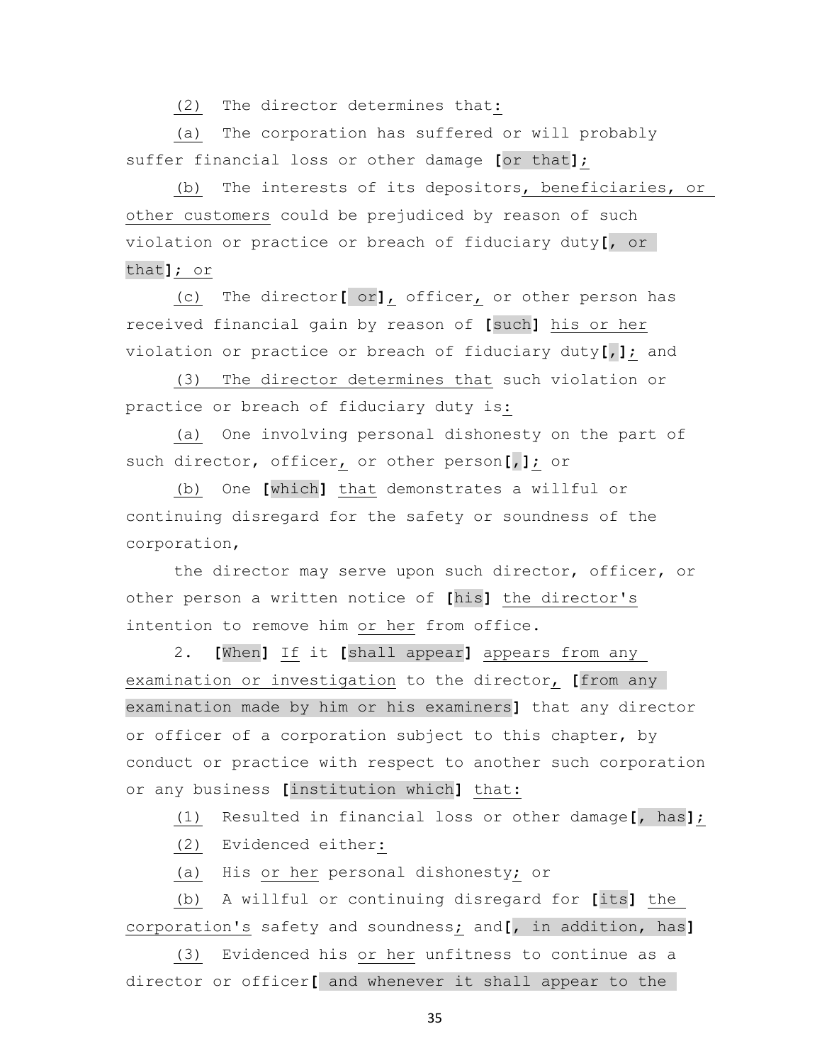(2) The director determines that:

(a) The corporation has suffered or will probably suffer financial loss or other damage [or that];

(b) The interests of its depositors, beneficiaries, or other customers could be prejudiced by reason of such violation or practice or breach of fiduciary duty[, or that]; or

(c) The director[ or], officer, or other person has received financial gain by reason of [such] his or her violation or practice or breach of fiduciary duty[,]; and

(3) The director determines that such violation or practice or breach of fiduciary duty is:

(a) One involving personal dishonesty on the part of such director, officer, or other person[,]; or

(b) One [which] that demonstrates a willful or continuing disregard for the safety or soundness of the corporation,

the director may serve upon such director, officer, or other person a written notice of [his] the director's intention to remove him or her from office.

2. [When] If it [shall appear] appears from any examination or investigation to the director, [from any examination made by him or his examiners] that any director or officer of a corporation subject to this chapter, by conduct or practice with respect to another such corporation or any business [institution which] that:

(1) Resulted in financial loss or other damage[, has];

(2) Evidenced either:

(a) His or her personal dishonesty; or

(b) A willful or continuing disregard for [its] the corporation's safety and soundness; and[, in addition, has]

(3) Evidenced his or her unfitness to continue as a director or officer[ and whenever it shall appear to the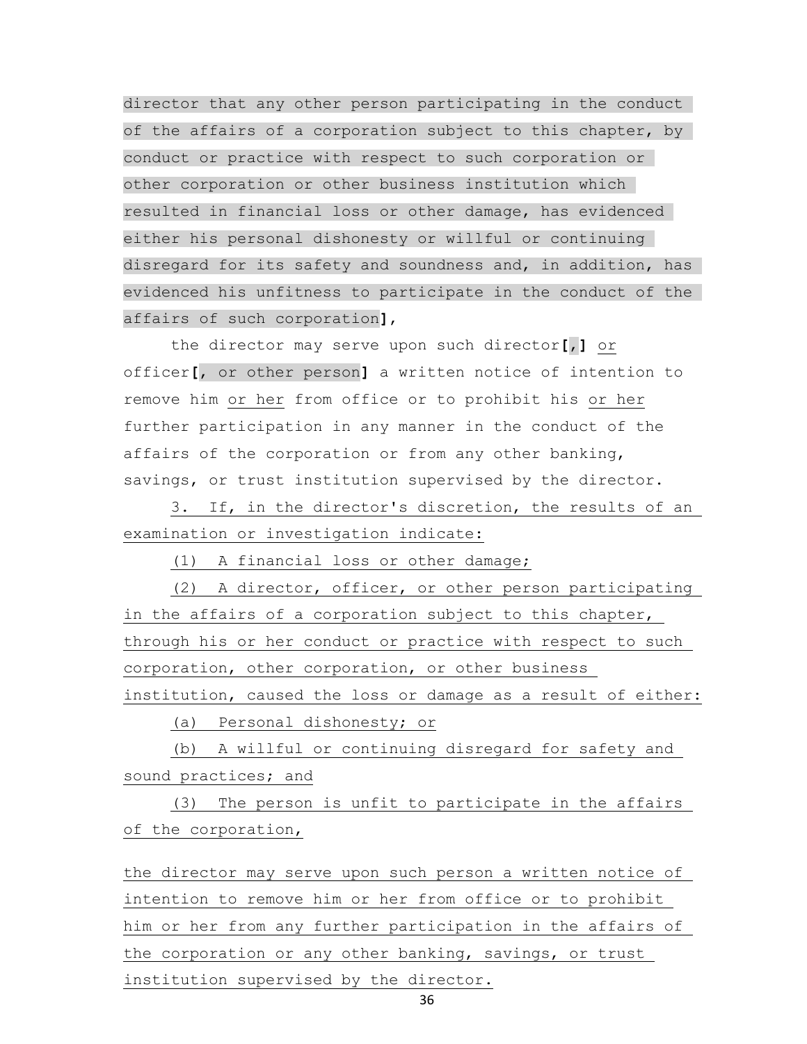director that any other person participating in the conduct of the affairs of a corporation subject to this chapter, by conduct or practice with respect to such corporation or other corporation or other business institution which resulted in financial loss or other damage, has evidenced either his personal dishonesty or willful or continuing disregard for its safety and soundness and, in addition, has evidenced his unfitness to participate in the conduct of the affairs of such corporation],

the director may serve upon such director[,] or officer[, or other person] a written notice of intention to remove him or her from office or to prohibit his or her further participation in any manner in the conduct of the affairs of the corporation or from any other banking, savings, or trust institution supervised by the director.

3. If, in the director's discretion, the results of an examination or investigation indicate:

(1) A financial loss or other damage;

(2) A director, officer, or other person participating in the affairs of a corporation subject to this chapter, through his or her conduct or practice with respect to such corporation, other corporation, or other business institution, caused the loss or damage as a result of either:

(a) Personal dishonesty; or

(b) A willful or continuing disregard for safety and sound practices; and

(3) The person is unfit to participate in the affairs of the corporation,

the director may serve upon such person a written notice of intention to remove him or her from office or to prohibit him or her from any further participation in the affairs of the corporation or any other banking, savings, or trust institution supervised by the director.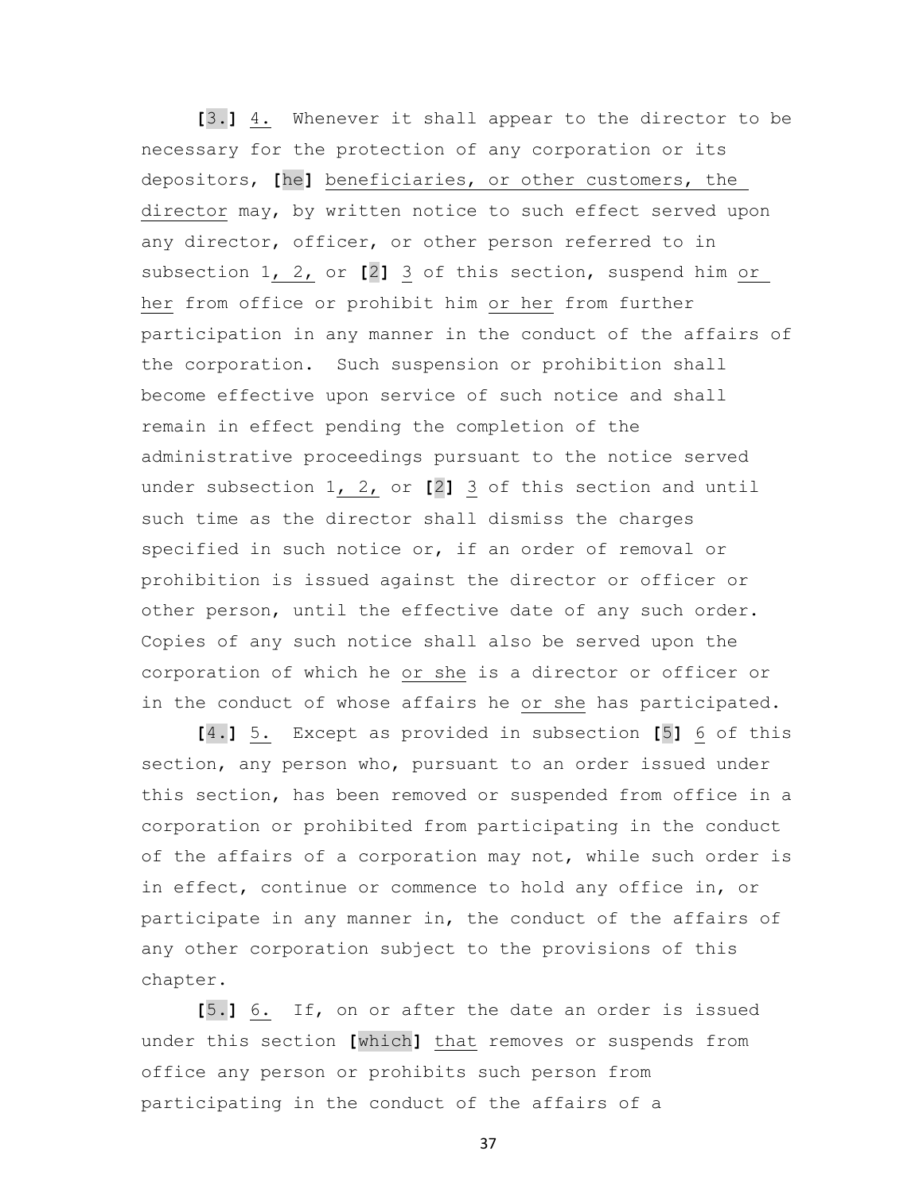**[**3.**]** 4. Whenever it shall appear to the director to be necessary for the protection of any corporation or its depositors, **[**he**]** beneficiaries, or other customers, the director may, by written notice to such effect served upon any director, officer, or other person referred to in subsection 1, 2, or **[**2**]** 3 of this section, suspend him or her from office or prohibit him or her from further participation in any manner in the conduct of the affairs of the corporation. Such suspension or prohibition shall become effective upon service of such notice and shall remain in effect pending the completion of the administrative proceedings pursuant to the notice served under subsection 1, 2, or **[**2**]** 3 of this section and until such time as the director shall dismiss the charges specified in such notice or, if an order of removal or prohibition is issued against the director or officer or other person, until the effective date of any such order. Copies of any such notice shall also be served upon the corporation of which he or she is a director or officer or in the conduct of whose affairs he or she has participated.

**[**4.**]** 5. Except as provided in subsection **[**5**]** 6 of this section, any person who, pursuant to an order issued under this section, has been removed or suspended from office in a corporation or prohibited from participating in the conduct of the affairs of a corporation may not, while such order is in effect, continue or commence to hold any office in, or participate in any manner in, the conduct of the affairs of any other corporation subject to the provisions of this chapter.

**[**5.**]** 6. If, on or after the date an order is issued under this section **[**which**]** that removes or suspends from office any person or prohibits such person from participating in the conduct of the affairs of a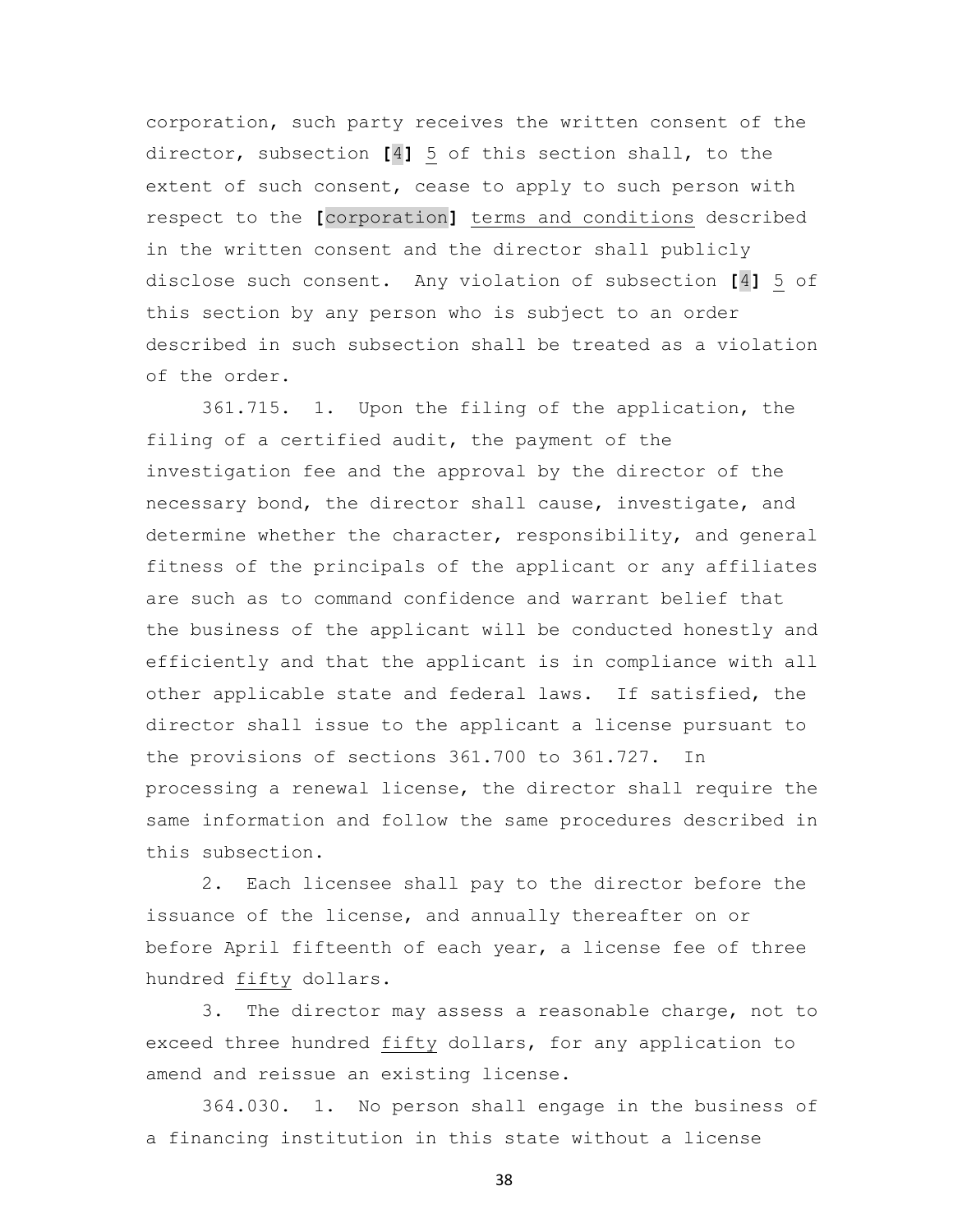corporation, such party receives the written consent of the director, subsection **[**4**]** <u>5</u> of this section shall, to the extent of such consent, cease to apply to such person with respect to the **[**corporation**]** <u>terms and conditions</u> described in the written consent and the director shall publicly disclose such consent. Any violation of subsection **[**4**]** <u>5</u> of this section by any person who is subject to an order described in such subsection shall be treated as a violation of the order.

361.715. 1. Upon the filing of the application, the filing of a certified audit, the payment of the investigation fee and the approval by the director of the necessary bond, the director shall cause, investigate, and determine whether the character, responsibility, and general fitness of the principals of the applicant or any affiliates are such as to command confidence and warrant belief that the business of the applicant will be conducted honestly and efficiently and that the applicant is in compliance with all other applicable state and federal laws. If satisfied, the director shall issue to the applicant a license pursuant to the provisions of sections 361.700 to 361.727. In processing a renewal license, the director shall require the same information and follow the same procedures described in this subsection.

2. Each licensee shall pay to the director before the issuance of the license, and annually thereafter on or before April fifteenth of each year, a license fee of three hundred <u>fifty</u> dollars.

3. The director may assess a reasonable charge, not to exceed three hundred <u>fifty</u> dollars, for any application to amend and reissue an existing license.

364.030. 1. No person shall engage in the business of a financing institution in this state without a license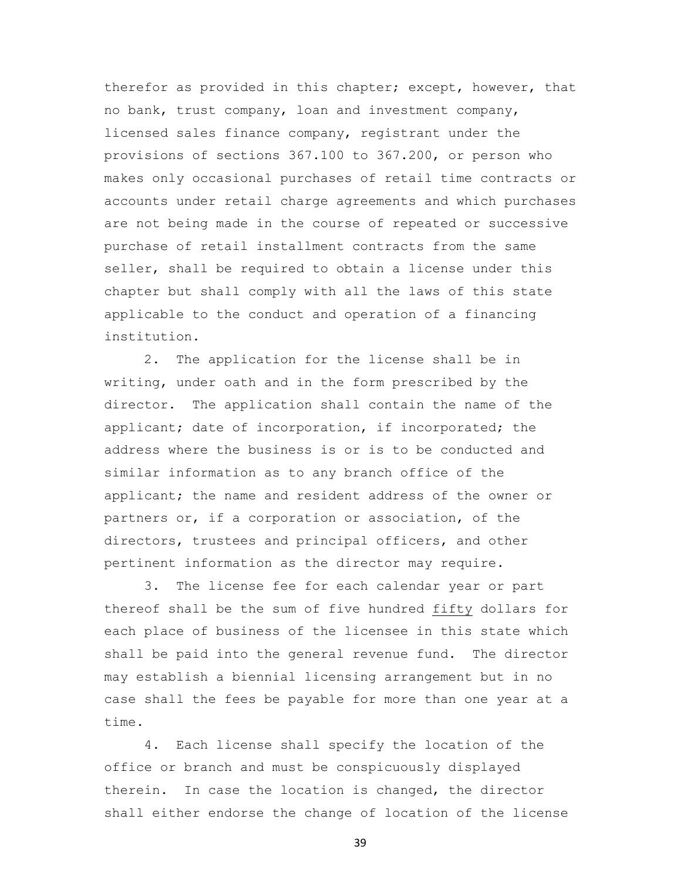therefor as provided in this chapter; except, however, that no bank, trust company, loan and investment company, licensed sales finance company, registrant under the provisions of sections 367.100 to 367.200, or person who makes only occasional purchases of retail time contracts or accounts under retail charge agreements and which purchases are not being made in the course of repeated or successive purchase of retail installment contracts from the same seller, shall be required to obtain a license under this chapter but shall comply with all the laws of this state applicable to the conduct and operation of a financing institution.

2. The application for the license shall be in writing, under oath and in the form prescribed by the director. The application shall contain the name of the applicant; date of incorporation, if incorporated; the address where the business is or is to be conducted and similar information as to any branch office of the applicant; the name and resident address of the owner or partners or, if a corporation or association, of the directors, trustees and principal officers, and other pertinent information as the director may require.

3. The license fee for each calendar year or part thereof shall be the sum of five hundred <u>fifty</u> dollars for each place of business of the licensee in this state which shall be paid into the general revenue fund. The director may establish a biennial licensing arrangement but in no case shall the fees be payable for more than one year at a time.

4. Each license shall specify the location of the office or branch and must be conspicuously displayed therein. In case the location is changed, the director shall either endorse the change of location of the license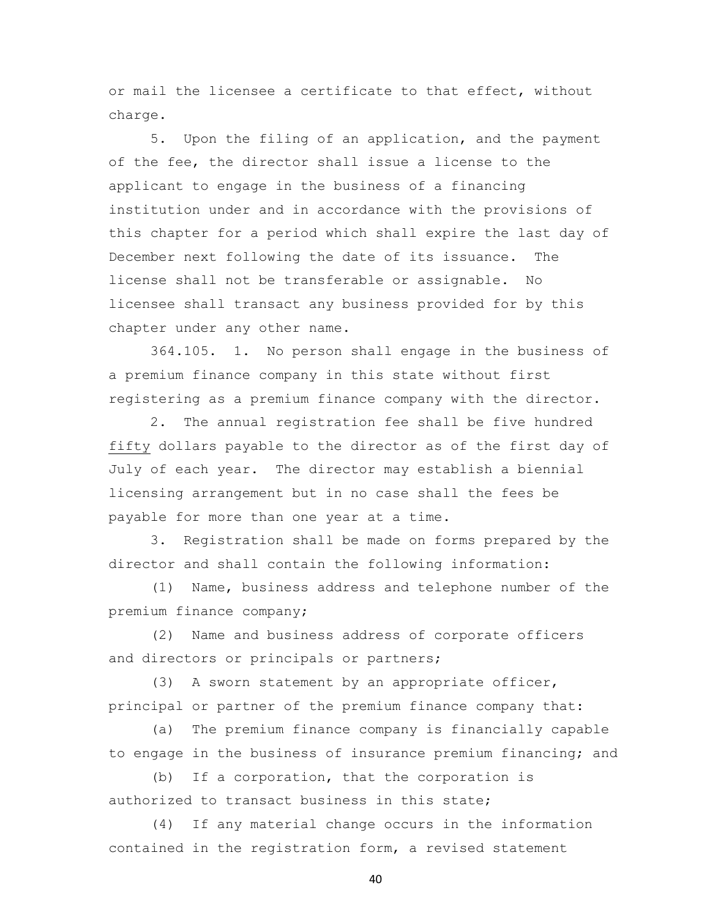or mail the licensee a certificate to that effect, without charge.

5. Upon the filing of an application, and the payment of the fee, the director shall issue a license to the applicant to engage in the business of a financing institution under and in accordance with the provisions of this chapter for a period which shall expire the last day of December next following the date of its issuance. The license shall not be transferable or assignable. No licensee shall transact any business provided for by this chapter under any other name.

364.105. 1. No person shall engage in the business of a premium finance company in this state without first registering as a premium finance company with the director.

2. The annual registration fee shall be five hundred <u>fifty</u> dollars payable to the director as of the first day of July of each year. The director may establish a biennial licensing arrangement but in no case shall the fees be payable for more than one year at a time.

3. Registration shall be made on forms prepared by the director and shall contain the following information:

(1) Name, business address and telephone number of the premium finance company;

(2) Name and business address of corporate officers and directors or principals or partners;

(3) A sworn statement by an appropriate officer, principal or partner of the premium finance company that:

(a) The premium finance company is financially capable to engage in the business of insurance premium financing; and

(b) If a corporation, that the corporation is authorized to transact business in this state;

(4) If any material change occurs in the information contained in the registration form, a revised statement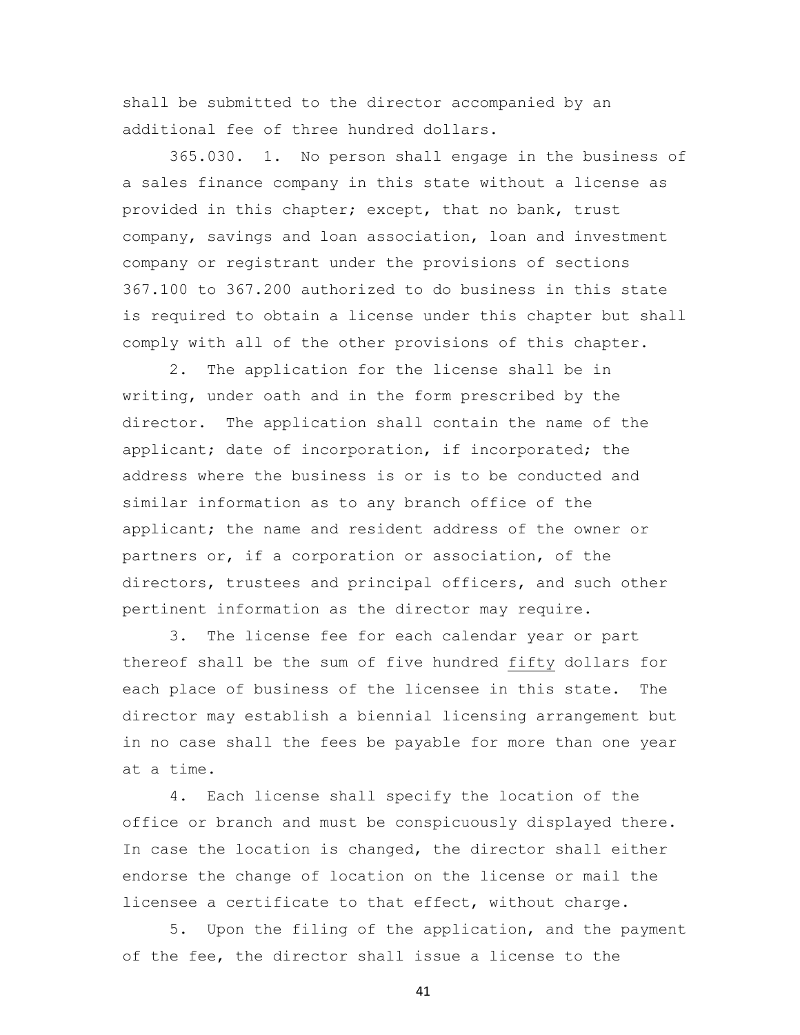shall be submitted to the director accompanied by an additional fee of three hundred dollars.

365.030. 1. No person shall engage in the business of a sales finance company in this state without a license as provided in this chapter; except, that no bank, trust company, savings and loan association, loan and investment company or registrant under the provisions of sections 367.100 to 367.200 authorized to do business in this state is required to obtain a license under this chapter but shall comply with all of the other provisions of this chapter.

2. The application for the license shall be in writing, under oath and in the form prescribed by the director. The application shall contain the name of the applicant; date of incorporation, if incorporated; the address where the business is or is to be conducted and similar information as to any branch office of the applicant; the name and resident address of the owner or partners or, if a corporation or association, of the directors, trustees and principal officers, and such other pertinent information as the director may require.

3. The license fee for each calendar year or part thereof shall be the sum of five hundred <u>fifty</u> dollars for each place of business of the licensee in this state. The director may establish a biennial licensing arrangement but in no case shall the fees be payable for more than one year at a time.

4. Each license shall specify the location of the office or branch and must be conspicuously displayed there. In case the location is changed, the director shall either endorse the change of location on the license or mail the licensee a certificate to that effect, without charge.

5. Upon the filing of the application, and the payment of the fee, the director shall issue a license to the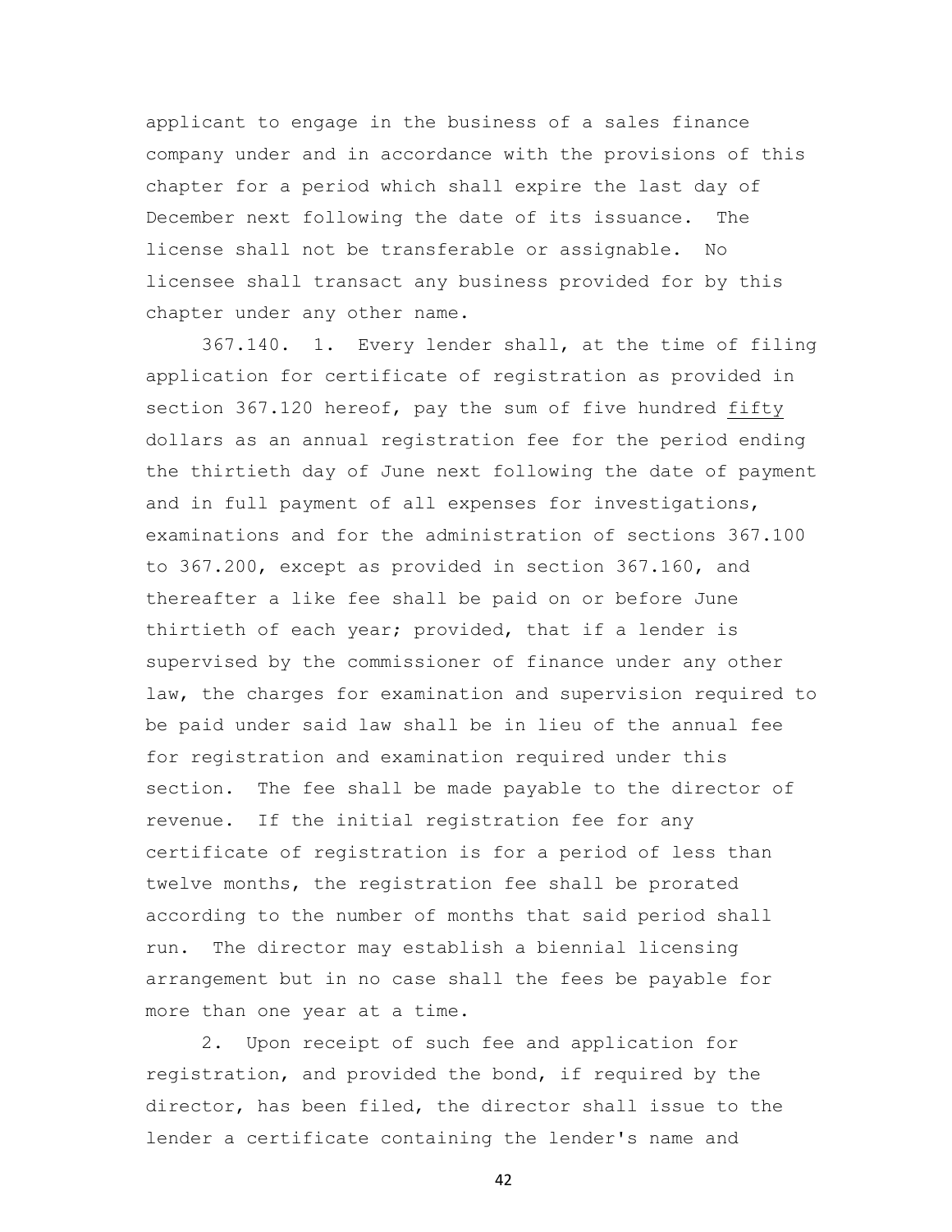applicant to engage in the business of a sales finance company under and in accordance with the provisions of this chapter for a period which shall expire the last day of December next following the date of its issuance. The license shall not be transferable or assignable. No licensee shall transact any business provided for by this chapter under any other name.

367.140. 1. Every lender shall, at the time of filing application for certificate of registration as provided in section 367.120 hereof, pay the sum of five hundred <u>fifty</u> dollars as an annual registration fee for the period ending the thirtieth day of June next following the date of payment and in full payment of all expenses for investigations, examinations and for the administration of sections 367.100 to 367.200, except as provided in section 367.160, and thereafter a like fee shall be paid on or before June thirtieth of each year; provided, that if a lender is supervised by the commissioner of finance under any other law, the charges for examination and supervision required to be paid under said law shall be in lieu of the annual fee for registration and examination required under this section. The fee shall be made payable to the director of revenue. If the initial registration fee for any certificate of registration is for a period of less than twelve months, the registration fee shall be prorated according to the number of months that said period shall run. The director may establish a biennial licensing arrangement but in no case shall the fees be payable for more than one year at a time.

2. Upon receipt of such fee and application for registration, and provided the bond, if required by the director, has been filed, the director shall issue to the lender a certificate containing the lender's name and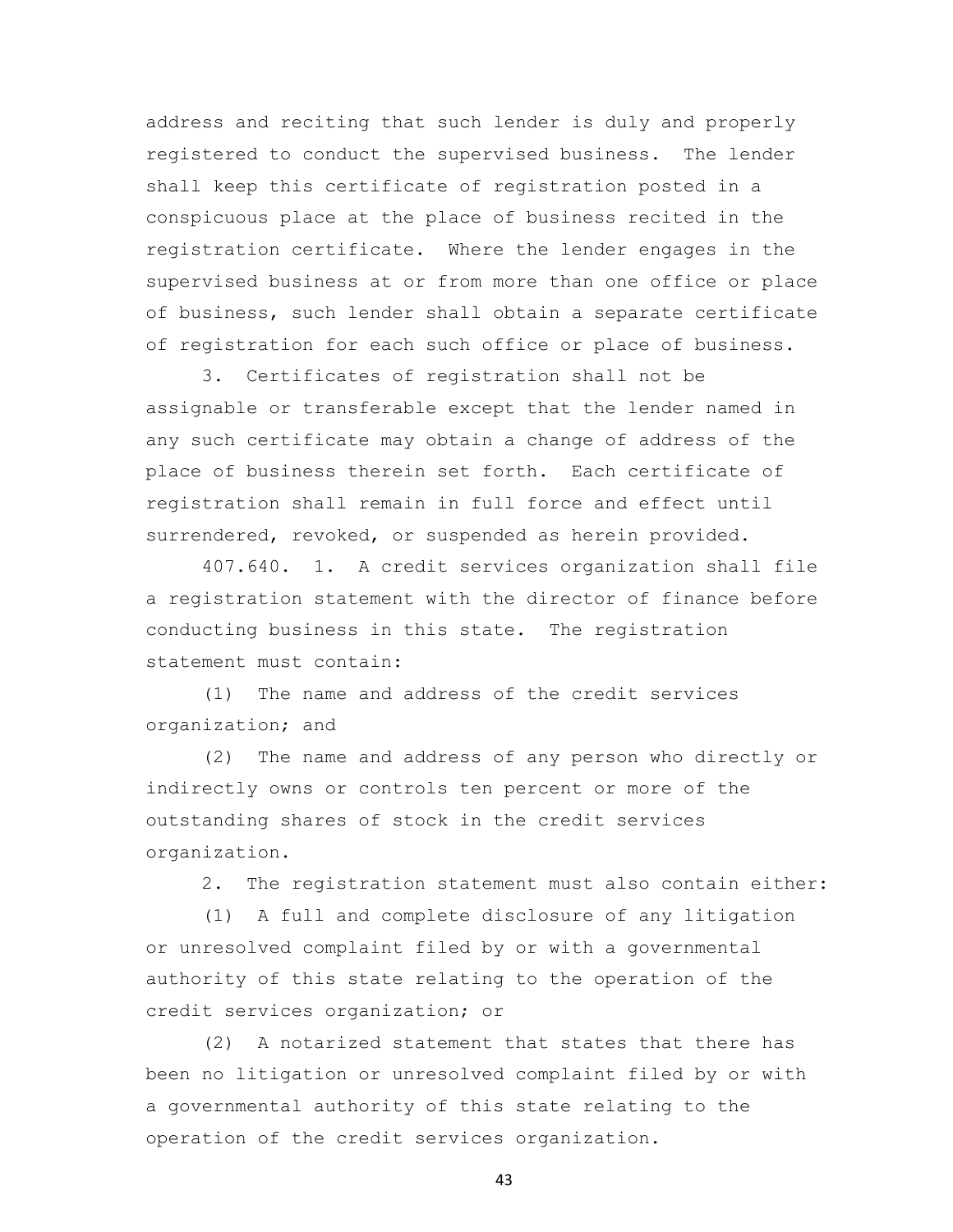address and reciting that such lender is duly and properly registered to conduct the supervised business. The lender shall keep this certificate of registration posted in a conspicuous place at the place of business recited in the registration certificate. Where the lender engages in the supervised business at or from more than one office or place of business, such lender shall obtain a separate certificate of registration for each such office or place of business.

3. Certificates of registration shall not be assignable or transferable except that the lender named in any such certificate may obtain a change of address of the place of business therein set forth. Each certificate of registration shall remain in full force and effect until surrendered, revoked, or suspended as herein provided.

407.640. 1. A credit services organization shall file a registration statement with the director of finance before conducting business in this state. The registration statement must contain:

(1) The name and address of the credit services organization; and

(2) The name and address of any person who directly or indirectly owns or controls ten percent or more of the outstanding shares of stock in the credit services organization.

2. The registration statement must also contain either:

(1) A full and complete disclosure of any litigation or unresolved complaint filed by or with a governmental authority of this state relating to the operation of the credit services organization; or

(2) A notarized statement that states that there has been no litigation or unresolved complaint filed by or with a governmental authority of this state relating to the operation of the credit services organization.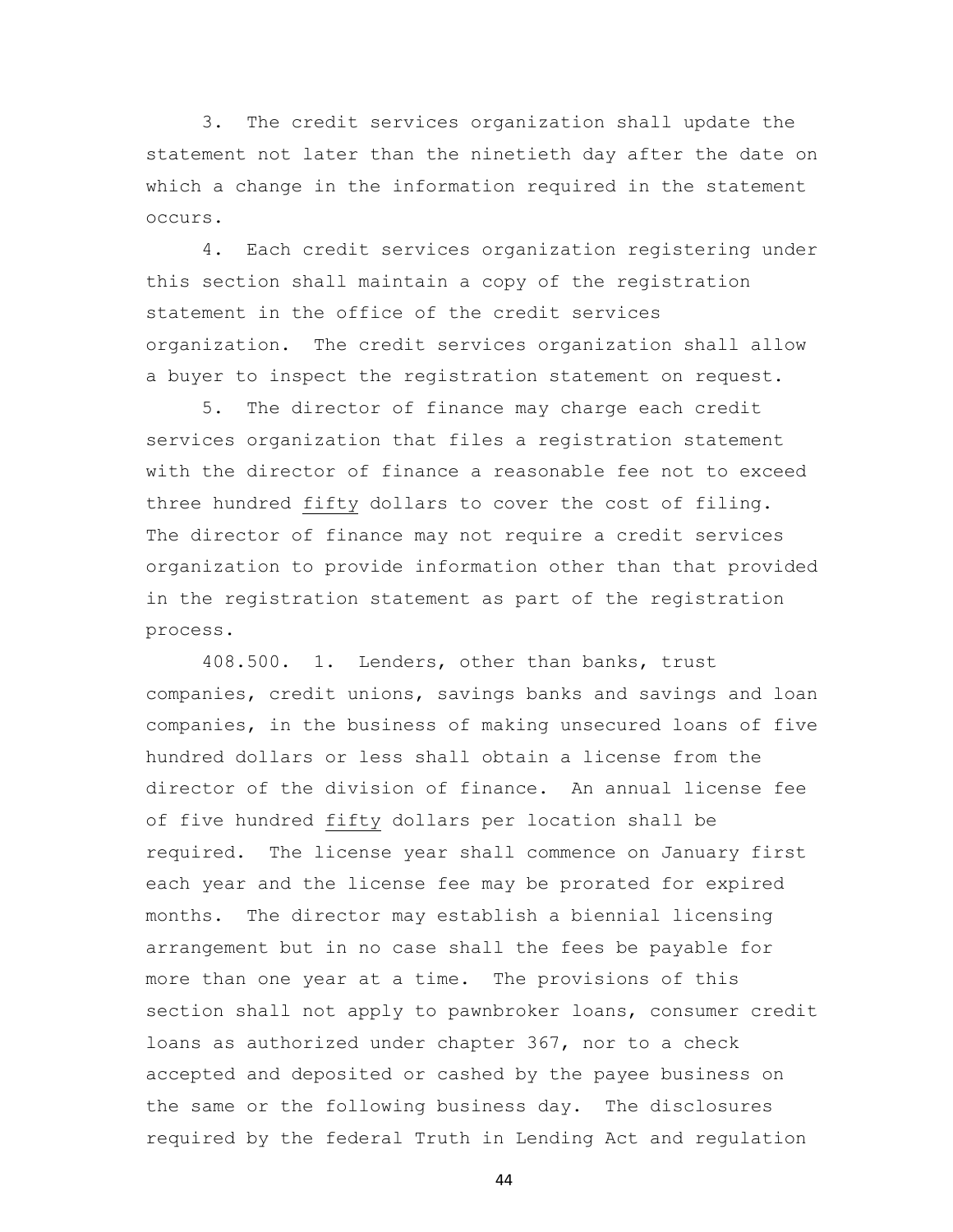3. The credit services organization shall update the statement not later than the ninetieth day after the date on which a change in the information required in the statement occurs.

4. Each credit services organization registering under this section shall maintain a copy of the registration statement in the office of the credit services organization. The credit services organization shall allow a buyer to inspect the registration statement on request.

5. The director of finance may charge each credit services organization that files a registration statement with the director of finance a reasonable fee not to exceed three hundred <u>fifty</u> dollars to cover the cost of filing. The director of finance may not require a credit services organization to provide information other than that provided in the registration statement as part of the registration process.

408.500. 1. Lenders, other than banks, trust companies, credit unions, savings banks and savings and loan companies, in the business of making unsecured loans of five hundred dollars or less shall obtain a license from the director of the division of finance. An annual license fee of five hundred <u>fifty</u> dollars per location shall be required. The license year shall commence on January first each year and the license fee may be prorated for expired months. The director may establish a biennial licensing arrangement but in no case shall the fees be payable for more than one year at a time. The provisions of this section shall not apply to pawnbroker loans, consumer credit loans as authorized under chapter 367, nor to a check accepted and deposited or cashed by the payee business on the same or the following business day. The disclosures required by the federal Truth in Lending Act and regulation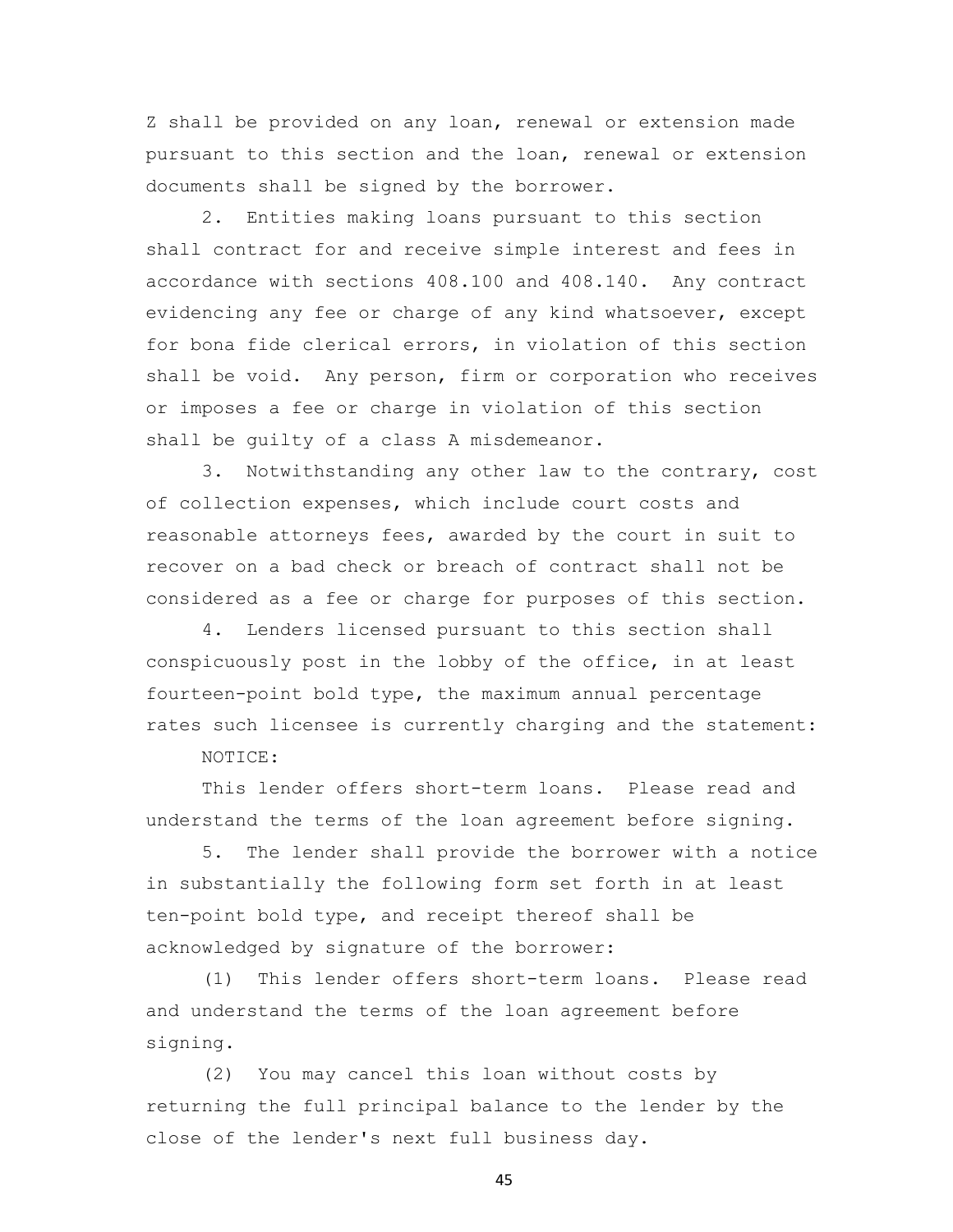Z shall be provided on any loan, renewal or extension made pursuant to this section and the loan, renewal or extension documents shall be signed by the borrower.

2. Entities making loans pursuant to this section shall contract for and receive simple interest and fees in accordance with sections 408.100 and 408.140. Any contract evidencing any fee or charge of any kind whatsoever, except for bona fide clerical errors, in violation of this section shall be void. Any person, firm or corporation who receives or imposes a fee or charge in violation of this section shall be guilty of a class A misdemeanor.

3. Notwithstanding any other law to the contrary, cost of collection expenses, which include court costs and reasonable attorneys fees, awarded by the court in suit to recover on a bad check or breach of contract shall not be considered as a fee or charge for purposes of this section.

4. Lenders licensed pursuant to this section shall conspicuously post in the lobby of the office, in at least fourteen-point bold type, the maximum annual percentage rates such licensee is currently charging and the statement:

NOTICE:

This lender offers short-term loans. Please read and understand the terms of the loan agreement before signing.

5. The lender shall provide the borrower with a notice in substantially the following form set forth in at least ten-point bold type, and receipt thereof shall be acknowledged by signature of the borrower:

(1) This lender offers short-term loans. Please read and understand the terms of the loan agreement before signing.

(2) You may cancel this loan without costs by returning the full principal balance to the lender by the close of the lender's next full business day.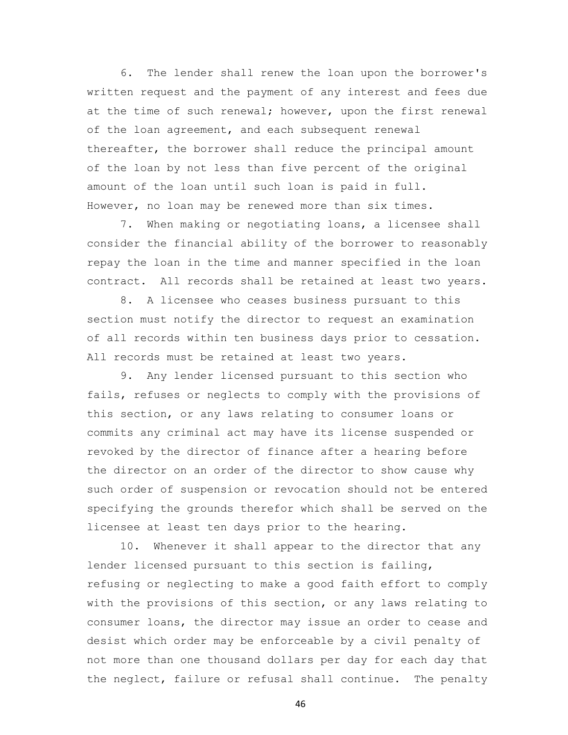6. The lender shall renew the loan upon the borrower's written request and the payment of any interest and fees due at the time of such renewal; however, upon the first renewal of the loan agreement, and each subsequent renewal thereafter, the borrower shall reduce the principal amount of the loan by not less than five percent of the original amount of the loan until such loan is paid in full. However, no loan may be renewed more than six times.

7. When making or negotiating loans, a licensee shall consider the financial ability of the borrower to reasonably repay the loan in the time and manner specified in the loan contract. All records shall be retained at least two years.

8. A licensee who ceases business pursuant to this section must notify the director to request an examination of all records within ten business days prior to cessation. All records must be retained at least two years.

9. Any lender licensed pursuant to this section who fails, refuses or neglects to comply with the provisions of this section, or any laws relating to consumer loans or commits any criminal act may have its license suspended or revoked by the director of finance after a hearing before the director on an order of the director to show cause why such order of suspension or revocation should not be entered specifying the grounds therefor which shall be served on the licensee at least ten days prior to the hearing.

10. Whenever it shall appear to the director that any lender licensed pursuant to this section is failing, refusing or neglecting to make a good faith effort to comply with the provisions of this section, or any laws relating to consumer loans, the director may issue an order to cease and desist which order may be enforceable by a civil penalty of not more than one thousand dollars per day for each day that the neglect, failure or refusal shall continue. The penalty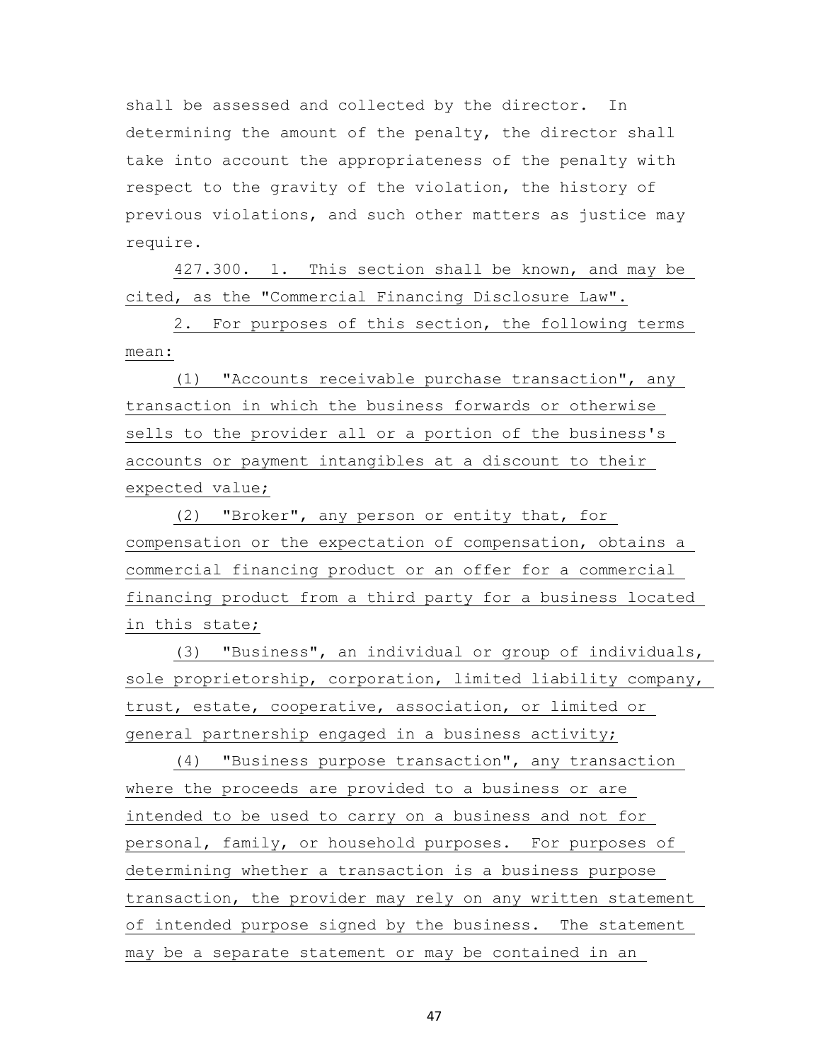shall be assessed and collected by the director. In determining the amount of the penalty, the director shall take into account the appropriateness of the penalty with respect to the gravity of the violation, the history of previous violations, and such other matters as justice may require.

427.300. 1. This section shall be known, and may be cited, as the "Commercial Financing Disclosure Law".

2. For purposes of this section, the following terms mean:

(1) "Accounts receivable purchase transaction", any transaction in which the business forwards or otherwise sells to the provider all or a portion of the business's accounts or payment intangibles at a discount to their expected value;

(2) "Broker", any person or entity that, for compensation or the expectation of compensation, obtains a commercial financing product or an offer for a commercial financing product from a third party for a business located in this state;

(3) "Business", an individual or group of individuals, sole proprietorship, corporation, limited liability company, trust, estate, cooperative, association, or limited or general partnership engaged in a business activity;

(4) "Business purpose transaction", any transaction where the proceeds are provided to a business or are intended to be used to carry on a business and not for personal, family, or household purposes. For purposes of determining whether a transaction is a business purpose transaction, the provider may rely on any written statement of intended purpose signed by the business. The statement may be a separate statement or may be contained in an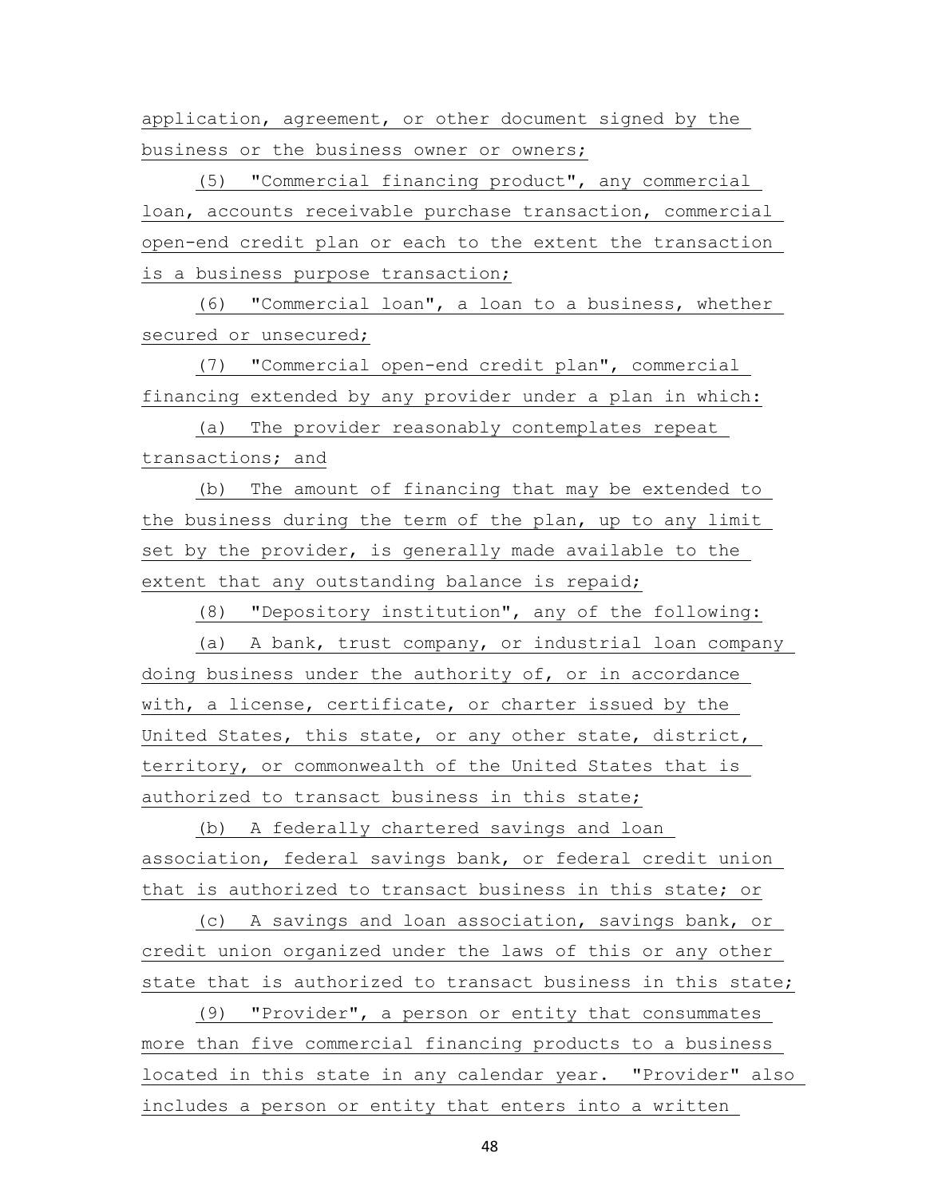application, agreement, or other document signed by the business or the business owner or owners;

(5) "Commercial financing product", any commercial loan, accounts receivable purchase transaction, commercial open-end credit plan or each to the extent the transaction is a business purpose transaction;

(6) "Commercial loan", a loan to a business, whether secured or unsecured;

(7) "Commercial open-end credit plan", commercial financing extended by any provider under a plan in which:

(a) The provider reasonably contemplates repeat transactions; and

(b) The amount of financing that may be extended to the business during the term of the plan, up to any limit set by the provider, is generally made available to the extent that any outstanding balance is repaid;

(8) "Depository institution", any of the following:

(a) A bank, trust company, or industrial loan company doing business under the authority of, or in accordance with, a license, certificate, or charter issued by the United States, this state, or any other state, district, territory, or commonwealth of the United States that is authorized to transact business in this state;

(b) A federally chartered savings and loan association, federal savings bank, or federal credit union that is authorized to transact business in this state; or

(c) A savings and loan association, savings bank, or credit union organized under the laws of this or any other state that is authorized to transact business in this state;

(9) "Provider", a person or entity that consummates more than five commercial financing products to a business located in this state in any calendar year. "Provider" also includes a person or entity that enters into a written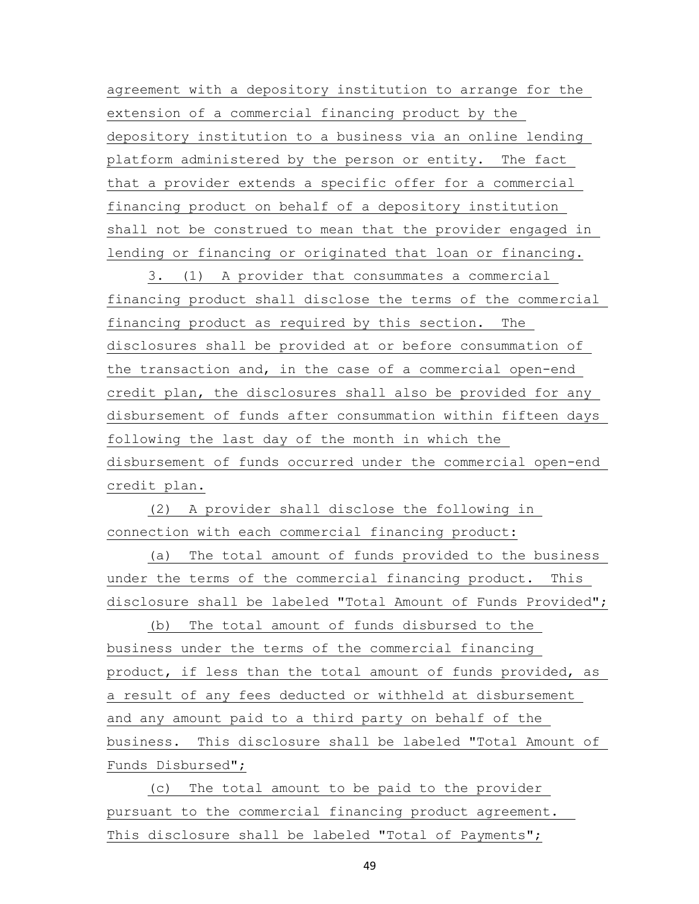agreement with a depository institution to arrange for the extension of a commercial financing product by the depository institution to a business via an online lending platform administered by the person or entity. The fact that a provider extends a specific offer for a commercial financing product on behalf of a depository institution shall not be construed to mean that the provider engaged in lending or financing or originated that loan or financing.

3. (1) A provider that consummates a commercial financing product shall disclose the terms of the commercial financing product as required by this section. The disclosures shall be provided at or before consummation of the transaction and, in the case of a commercial open-end credit plan, the disclosures shall also be provided for any disbursement of funds after consummation within fifteen days following the last day of the month in which the disbursement of funds occurred under the commercial open-end credit plan.

(2) A provider shall disclose the following in connection with each commercial financing product:

(a) The total amount of funds provided to the business under the terms of the commercial financing product. This disclosure shall be labeled "Total Amount of Funds Provided";

(b) The total amount of funds disbursed to the business under the terms of the commercial financing product, if less than the total amount of funds provided, as a result of any fees deducted or withheld at disbursement and any amount paid to a third party on behalf of the business. This disclosure shall be labeled "Total Amount of Funds Disbursed";

(c) The total amount to be paid to the provider pursuant to the commercial financing product agreement. This disclosure shall be labeled "Total of Payments";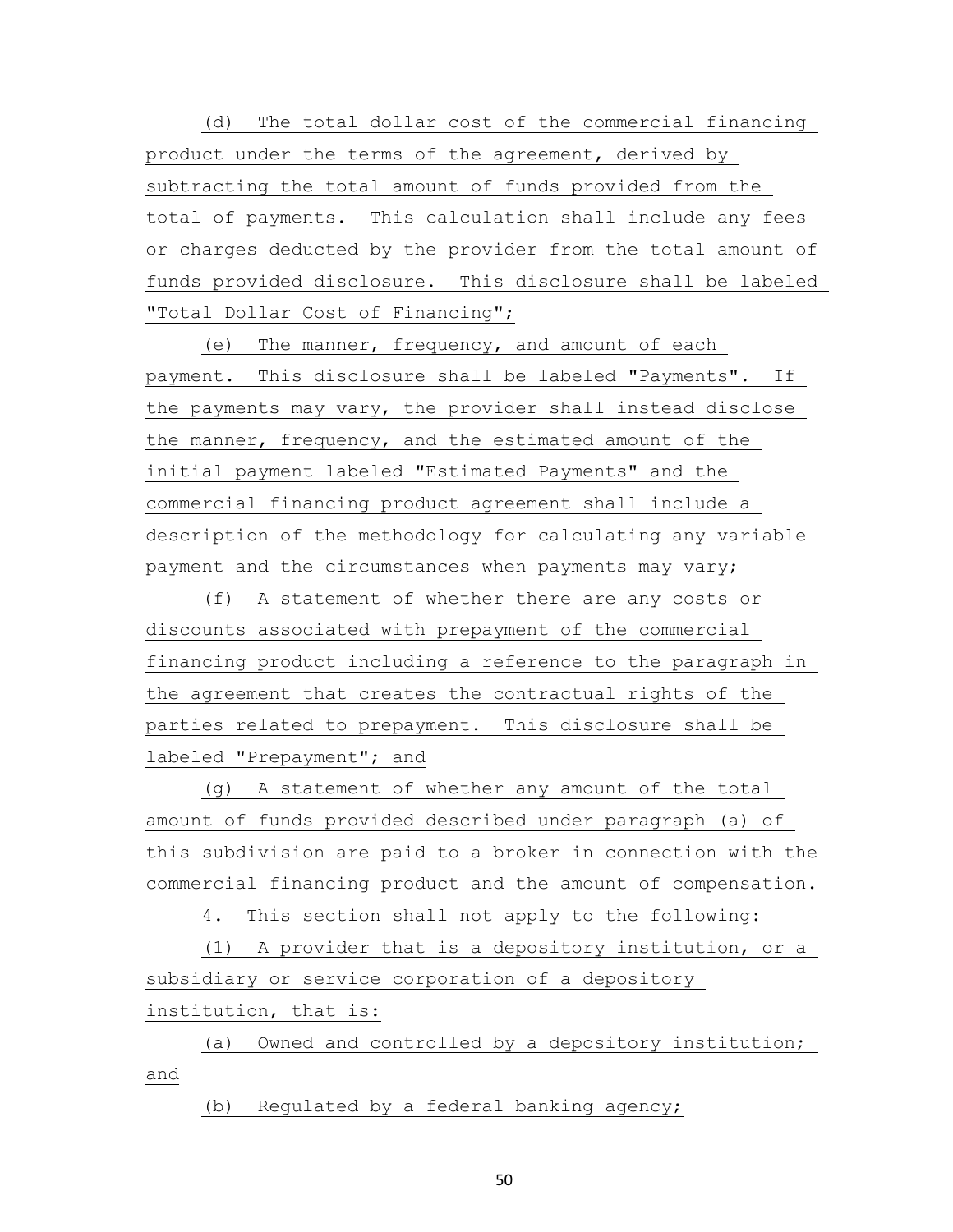(d) The total dollar cost of the commercial financing product under the terms of the agreement, derived by subtracting the total amount of funds provided from the total of payments. This calculation shall include any fees or charges deducted by the provider from the total amount of funds provided disclosure. This disclosure shall be labeled "Total Dollar Cost of Financing";

(e) The manner, frequency, and amount of each payment. This disclosure shall be labeled "Payments". If the payments may vary, the provider shall instead disclose the manner, frequency, and the estimated amount of the initial payment labeled "Estimated Payments" and the commercial financing product agreement shall include a description of the methodology for calculating any variable payment and the circumstances when payments may vary;

(f) A statement of whether there are any costs or discounts associated with prepayment of the commercial financing product including a reference to the paragraph in the agreement that creates the contractual rights of the parties related to prepayment. This disclosure shall be labeled "Prepayment"; and

(g) A statement of whether any amount of the total amount of funds provided described under paragraph (a) of this subdivision are paid to a broker in connection with the commercial financing product and the amount of compensation.

4. This section shall not apply to the following:

(1) A provider that is a depository institution, or a subsidiary or service corporation of a depository institution, that is:

(a) Owned and controlled by a depository institution; and

(b) Regulated by a federal banking agency;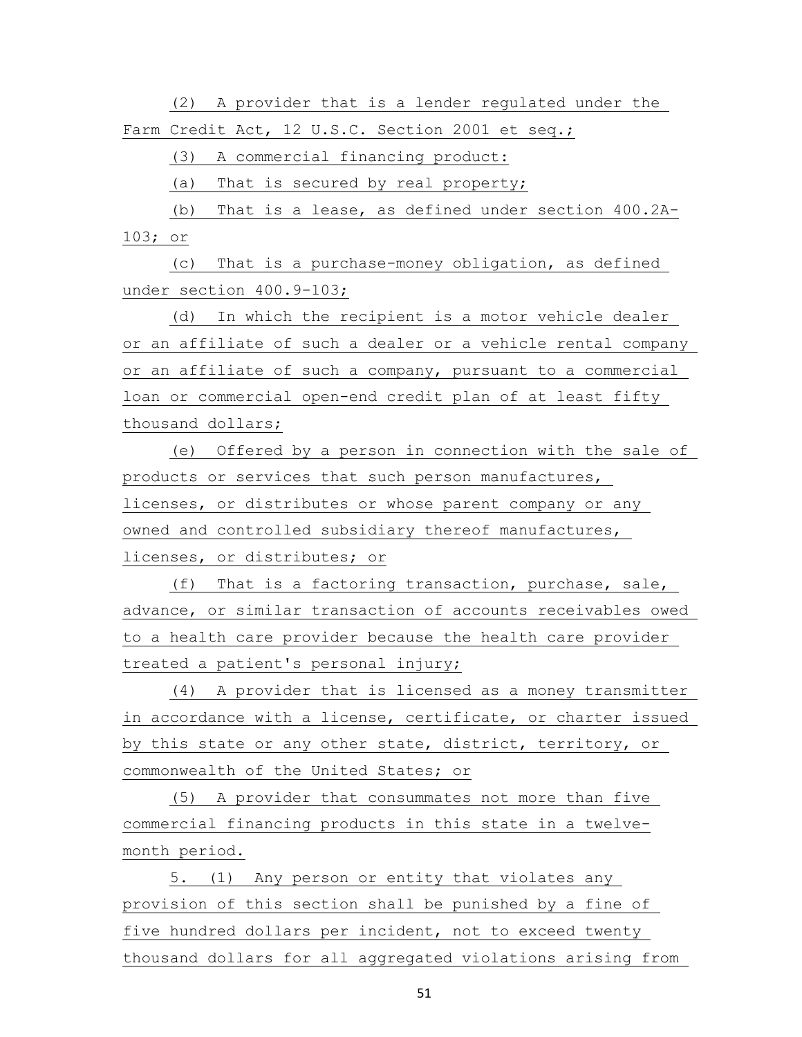(2) A provider that is a lender regulated under the Farm Credit Act, 12 U.S.C. Section 2001 et seq.;

(3) A commercial financing product:

(a) That is secured by real property;

(b) That is a lease, as defined under section 400.2A-103; or

(c) That is a purchase-money obligation, as defined under section 400.9-103;

(d) In which the recipient is a motor vehicle dealer or an affiliate of such a dealer or a vehicle rental company or an affiliate of such a company, pursuant to a commercial loan or commercial open-end credit plan of at least fifty thousand dollars;

(e) Offered by a person in connection with the sale of products or services that such person manufactures, licenses, or distributes or whose parent company or any owned and controlled subsidiary thereof manufactures, licenses, or distributes; or

(f) That is a factoring transaction, purchase, sale, advance, or similar transaction of accounts receivables owed to a health care provider because the health care provider treated a patient's personal injury;

(4) A provider that is licensed as a money transmitter in accordance with a license, certificate, or charter issued by this state or any other state, district, territory, or commonwealth of the United States; or

(5) A provider that consummates not more than five commercial financing products in this state in a twelve-month period.

5. (1) Any person or entity that violates any provision of this section shall be punished by a fine of five hundred dollars per incident, not to exceed twenty thousand dollars for all aggregated violations arising from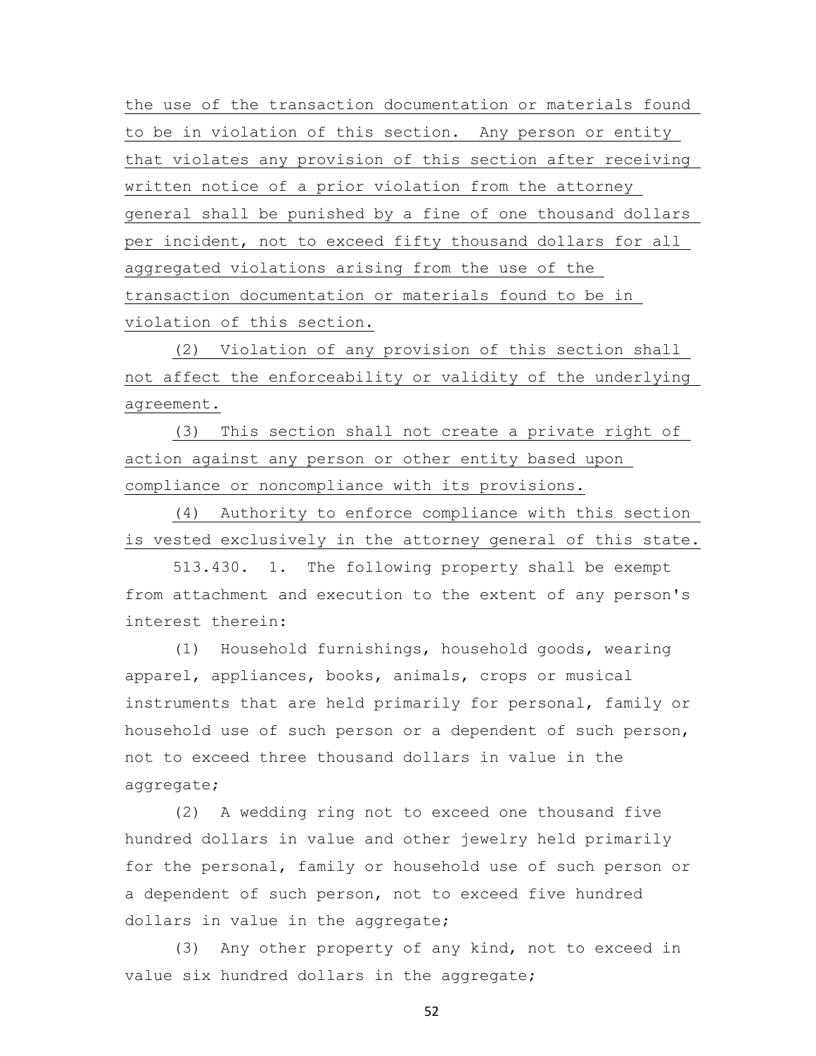the use of the transaction documentation or materials found to be in violation of this section. Any person or entity that violates any provision of this section after receiving written notice of a prior violation from the attorney general shall be punished by a fine of one thousand dollars per incident, not to exceed fifty thousand dollars for all aggregated violations arising from the use of the transaction documentation or materials found to be in violation of this section.

(2) Violation of any provision of this section shall not affect the enforceability or validity of the underlying agreement.

(3) This section shall not create a private right of action against any person or other entity based upon compliance or noncompliance with its provisions.

(4) Authority to enforce compliance with this section is vested exclusively in the attorney general of this state.

513.430. 1. The following property shall be exempt from attachment and execution to the extent of any person's interest therein:

(1) Household furnishings, household goods, wearing apparel, appliances, books, animals, crops or musical instruments that are held primarily for personal, family or household use of such person or a dependent of such person, not to exceed three thousand dollars in value in the aggregate;

(2) A wedding ring not to exceed one thousand five hundred dollars in value and other jewelry held primarily for the personal, family or household use of such person or a dependent of such person, not to exceed five hundred dollars in value in the aggregate;

(3) Any other property of any kind, not to exceed in value six hundred dollars in the aggregate;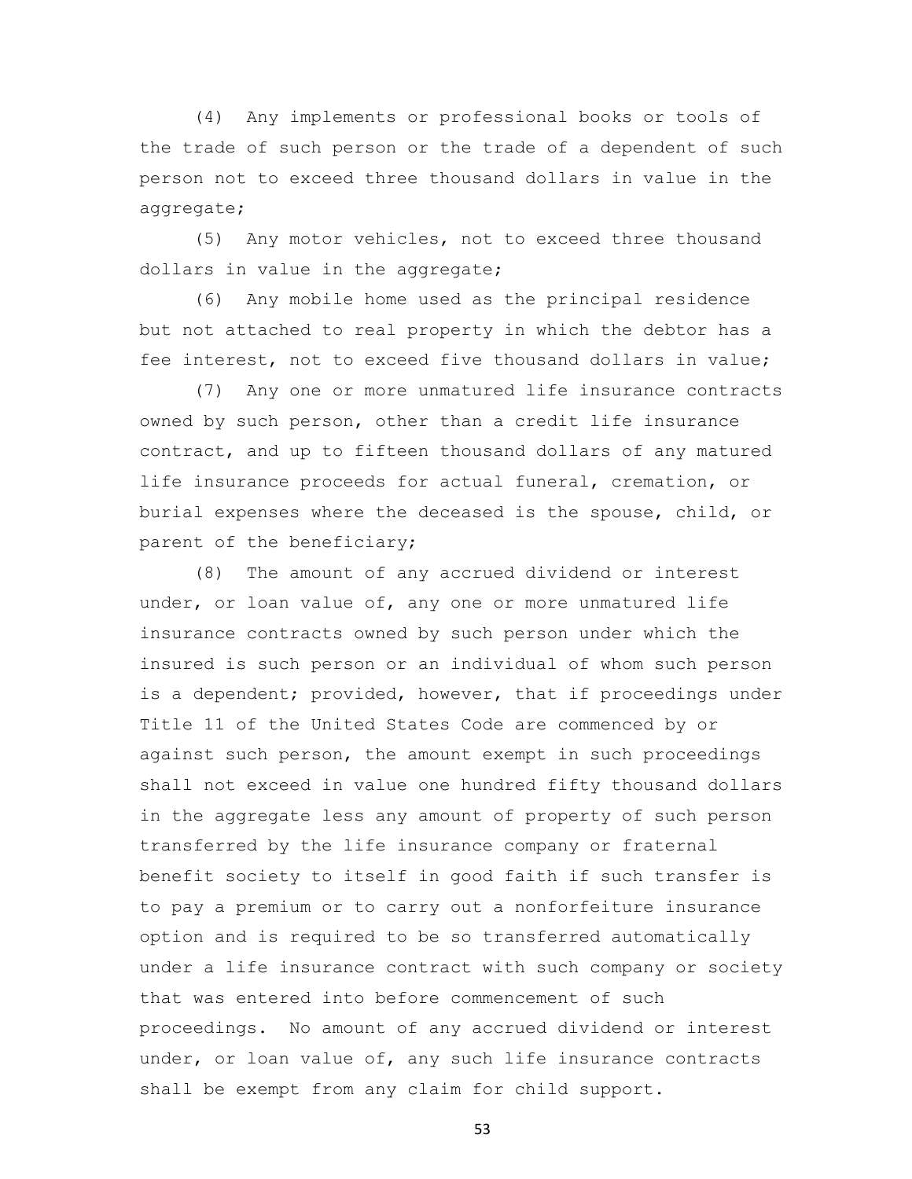(4) Any implements or professional books or tools of the trade of such person or the trade of a dependent of such person not to exceed three thousand dollars in value in the aggregate;

(5) Any motor vehicles, not to exceed three thousand dollars in value in the aggregate;

(6) Any mobile home used as the principal residence but not attached to real property in which the debtor has a fee interest, not to exceed five thousand dollars in value;

(7) Any one or more unmatured life insurance contracts owned by such person, other than a credit life insurance contract, and up to fifteen thousand dollars of any matured life insurance proceeds for actual funeral, cremation, or burial expenses where the deceased is the spouse, child, or parent of the beneficiary;

(8) The amount of any accrued dividend or interest under, or loan value of, any one or more unmatured life insurance contracts owned by such person under which the insured is such person or an individual of whom such person is a dependent; provided, however, that if proceedings under Title 11 of the United States Code are commenced by or against such person, the amount exempt in such proceedings shall not exceed in value one hundred fifty thousand dollars in the aggregate less any amount of property of such person transferred by the life insurance company or fraternal benefit society to itself in good faith if such transfer is to pay a premium or to carry out a nonforfeiture insurance option and is required to be so transferred automatically under a life insurance contract with such company or society that was entered into before commencement of such proceedings. No amount of any accrued dividend or interest under, or loan value of, any such life insurance contracts shall be exempt from any claim for child support.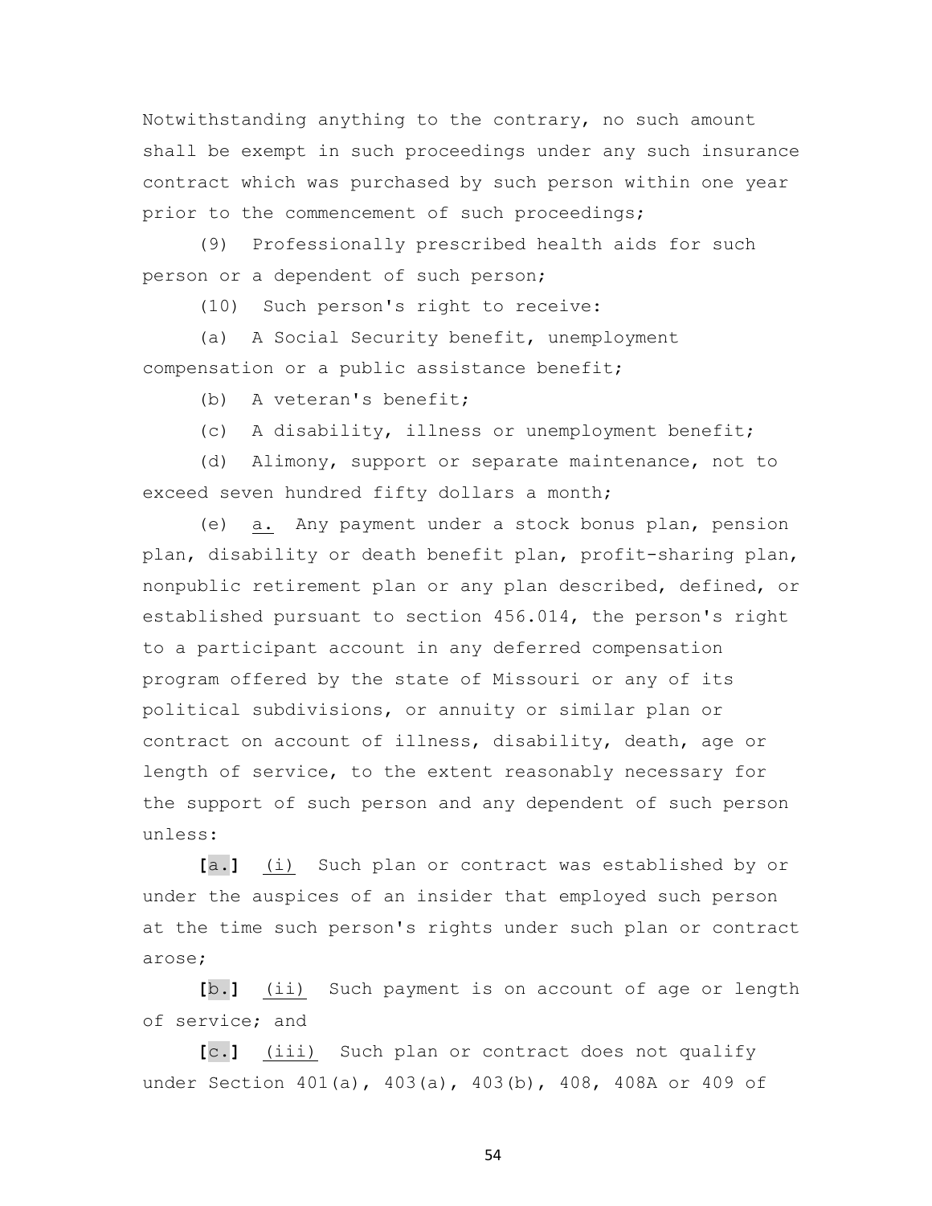Notwithstanding anything to the contrary, no such amount shall be exempt in such proceedings under any such insurance contract which was purchased by such person within one year prior to the commencement of such proceedings;

(9) Professionally prescribed health aids for such person or a dependent of such person;

(10) Such person's right to receive:

(a) A Social Security benefit, unemployment compensation or a public assistance benefit;

(b) A veteran's benefit;

(c) A disability, illness or unemployment benefit;

(d) Alimony, support or separate maintenance, not to exceed seven hundred fifty dollars a month;

(e) a. Any payment under a stock bonus plan, pension plan, disability or death benefit plan, profit-sharing plan, nonpublic retirement plan or any plan described, defined, or established pursuant to section 456.014, the person's right to a participant account in any deferred compensation program offered by the state of Missouri or any of its political subdivisions, or annuity or similar plan or contract on account of illness, disability, death, age or length of service, to the extent reasonably necessary for the support of such person and any dependent of such person unless:

[a.] (i) Such plan or contract was established by or under the auspices of an insider that employed such person at the time such person's rights under such plan or contract arose;

[b.] (ii) Such payment is on account of age or length of service; and

[c.] (iii) Such plan or contract does not qualify under Section 401(a), 403(a), 403(b), 408, 408A or 409 of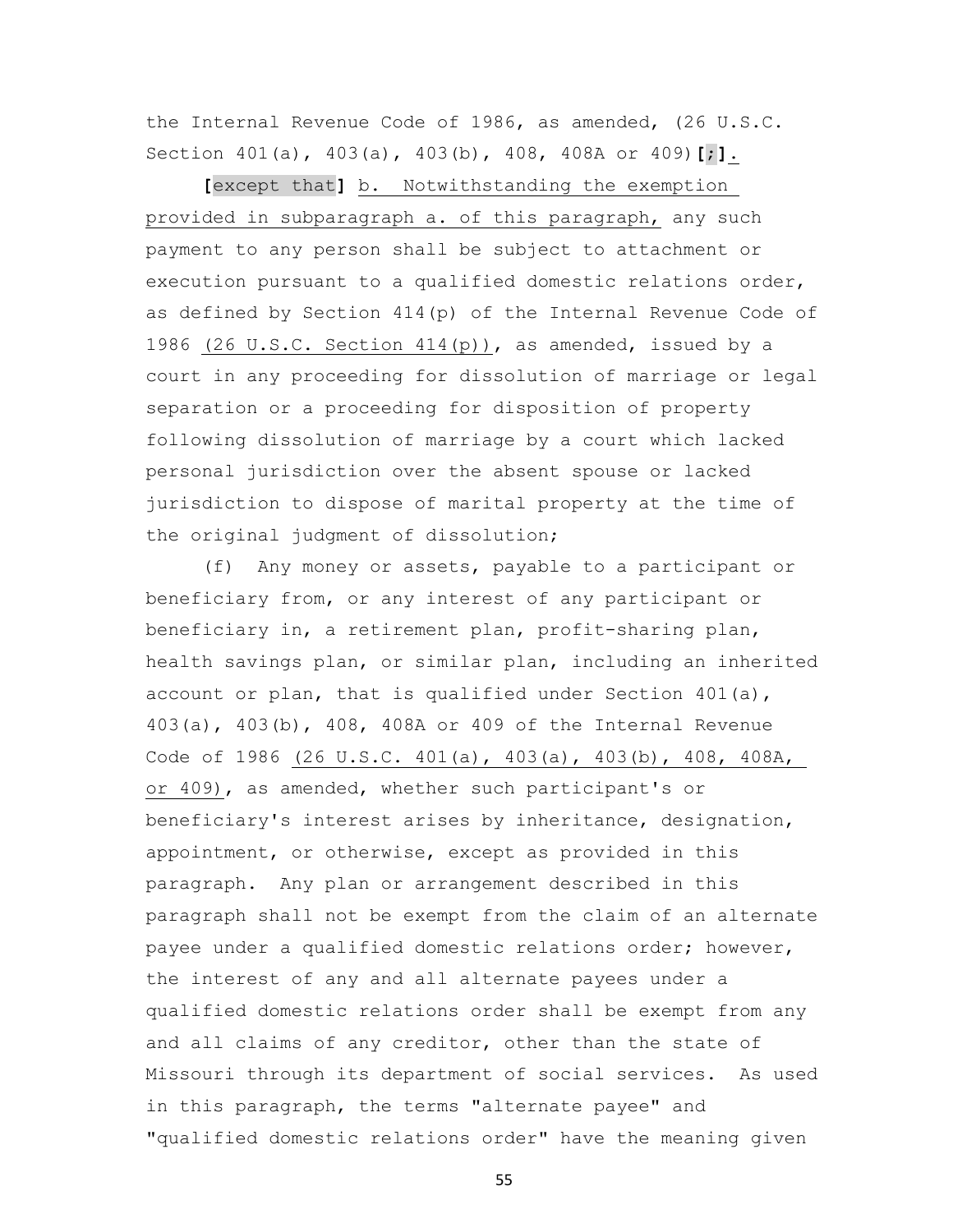the Internal Revenue Code of 1986, as amended, (26 U.S.C. Section 401(a), 403(a), 403(b), 408, 408A or 409)**[**;**]**.

**[**except that**]** b. Notwithstanding the exemption provided in subparagraph a. of this paragraph, any such payment to any person shall be subject to attachment or execution pursuant to a qualified domestic relations order, as defined by Section 414(p) of the Internal Revenue Code of 1986 (26 U.S.C. Section 414(p)), as amended, issued by a court in any proceeding for dissolution of marriage or legal separation or a proceeding for disposition of property following dissolution of marriage by a court which lacked personal jurisdiction over the absent spouse or lacked jurisdiction to dispose of marital property at the time of the original judgment of dissolution;

(f) Any money or assets, payable to a participant or beneficiary from, or any interest of any participant or beneficiary in, a retirement plan, profit-sharing plan, health savings plan, or similar plan, including an inherited account or plan, that is qualified under Section 401(a), 403(a), 403(b), 408, 408A or 409 of the Internal Revenue Code of 1986 (26 U.S.C. 401(a), 403(a), 403(b), 408, 408A, or 409), as amended, whether such participant's or beneficiary's interest arises by inheritance, designation, appointment, or otherwise, except as provided in this paragraph. Any plan or arrangement described in this paragraph shall not be exempt from the claim of an alternate payee under a qualified domestic relations order; however, the interest of any and all alternate payees under a qualified domestic relations order shall be exempt from any and all claims of any creditor, other than the state of Missouri through its department of social services. As used in this paragraph, the terms "alternate payee" and "qualified domestic relations order" have the meaning given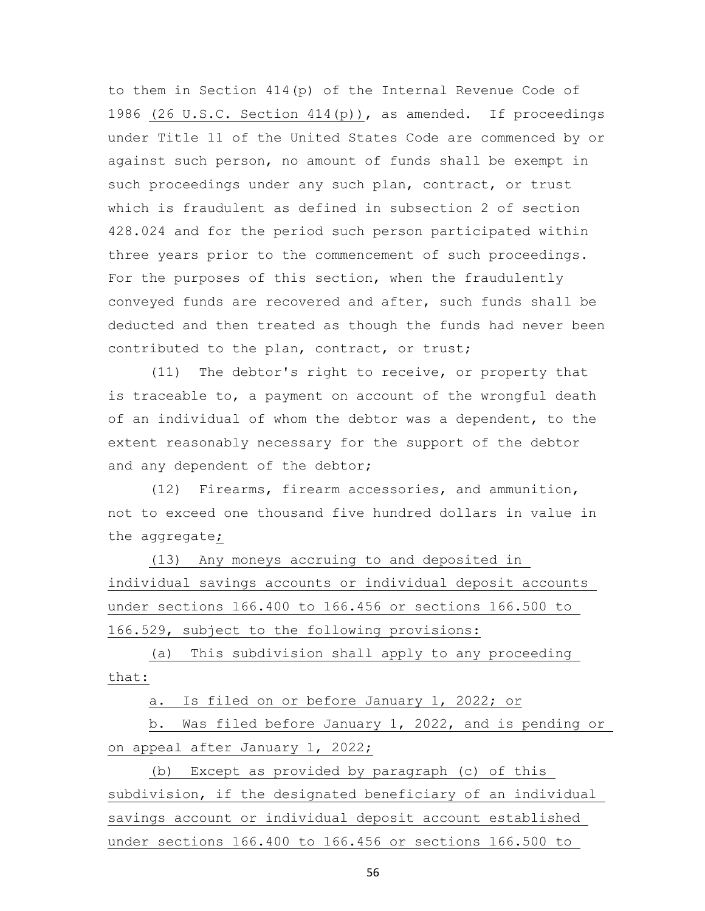to them in Section 414(p) of the Internal Revenue Code of 1986 (26 U.S.C. Section 414(p)), as amended. If proceedings under Title 11 of the United States Code are commenced by or against such person, no amount of funds shall be exempt in such proceedings under any such plan, contract, or trust which is fraudulent as defined in subsection 2 of section 428.024 and for the period such person participated within three years prior to the commencement of such proceedings. For the purposes of this section, when the fraudulently conveyed funds are recovered and after, such funds shall be deducted and then treated as though the funds had never been contributed to the plan, contract, or trust;

(11) The debtor's right to receive, or property that is traceable to, a payment on account of the wrongful death of an individual of whom the debtor was a dependent, to the extent reasonably necessary for the support of the debtor and any dependent of the debtor;

(12) Firearms, firearm accessories, and ammunition, not to exceed one thousand five hundred dollars in value in the aggregate;

(13) Any moneys accruing to and deposited in individual savings accounts or individual deposit accounts under sections 166.400 to 166.456 or sections 166.500 to 166.529, subject to the following provisions:

(a) This subdivision shall apply to any proceeding that:

a. Is filed on or before January 1, 2022; or

b. Was filed before January 1, 2022, and is pending or on appeal after January 1, 2022;

(b) Except as provided by paragraph (c) of this subdivision, if the designated beneficiary of an individual savings account or individual deposit account established under sections 166.400 to 166.456 or sections 166.500 to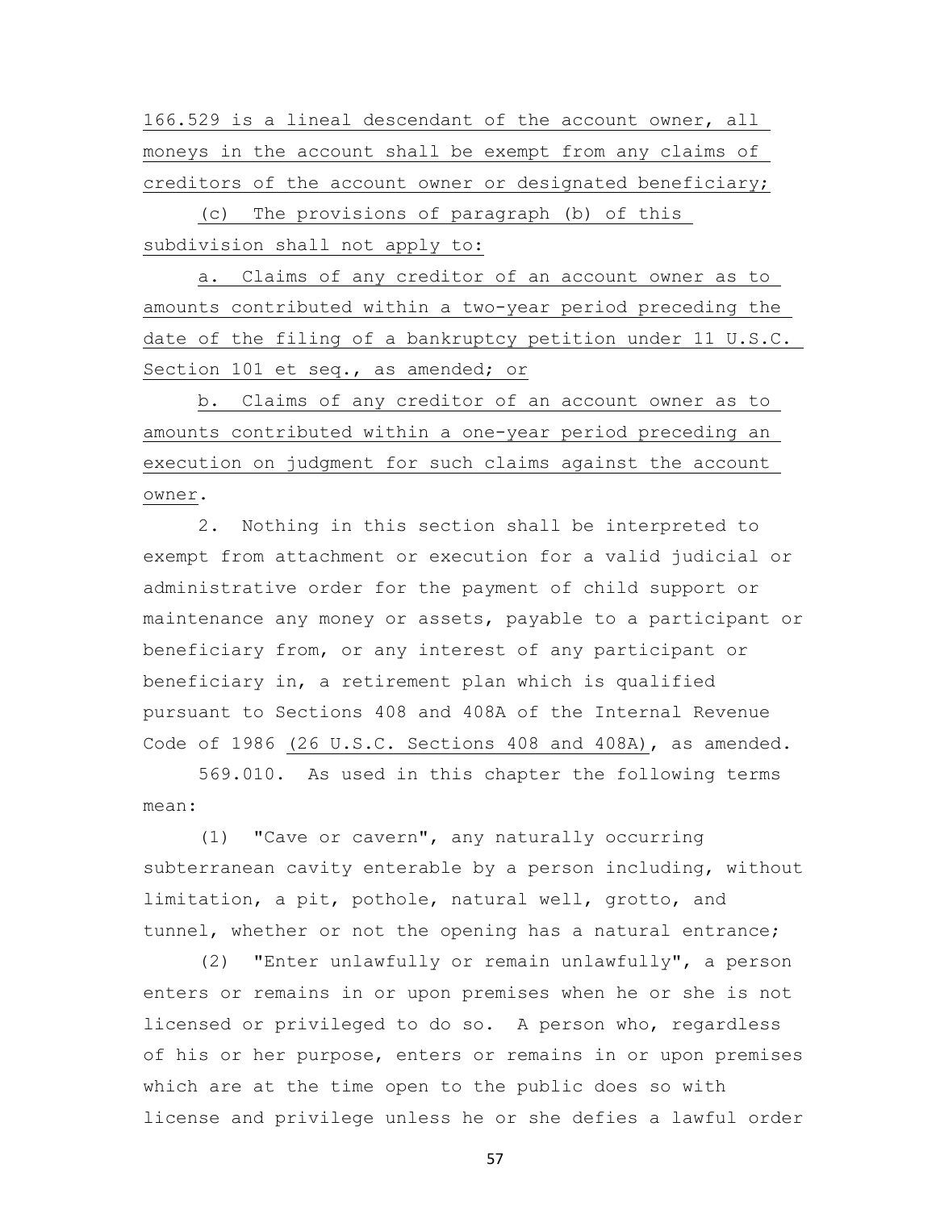166.529 is a lineal descendant of the account owner, all moneys in the account shall be exempt from any claims of creditors of the account owner or designated beneficiary;

(c) The provisions of paragraph (b) of this subdivision shall not apply to:

a. Claims of any creditor of an account owner as to amounts contributed within a two-year period preceding the date of the filing of a bankruptcy petition under 11 U.S.C. Section 101 et seq., as amended; or

b. Claims of any creditor of an account owner as to amounts contributed within a one-year period preceding an execution on judgment for such claims against the account owner.

2. Nothing in this section shall be interpreted to exempt from attachment or execution for a valid judicial or administrative order for the payment of child support or maintenance any money or assets, payable to a participant or beneficiary from, or any interest of any participant or beneficiary in, a retirement plan which is qualified pursuant to Sections 408 and 408A of the Internal Revenue Code of 1986 (26 U.S.C. Sections 408 and 408A), as amended.

569.010. As used in this chapter the following terms mean:

(1) "Cave or cavern", any naturally occurring subterranean cavity enterable by a person including, without limitation, a pit, pothole, natural well, grotto, and tunnel, whether or not the opening has a natural entrance;

(2) "Enter unlawfully or remain unlawfully", a person enters or remains in or upon premises when he or she is not licensed or privileged to do so. A person who, regardless of his or her purpose, enters or remains in or upon premises which are at the time open to the public does so with license and privilege unless he or she defies a lawful order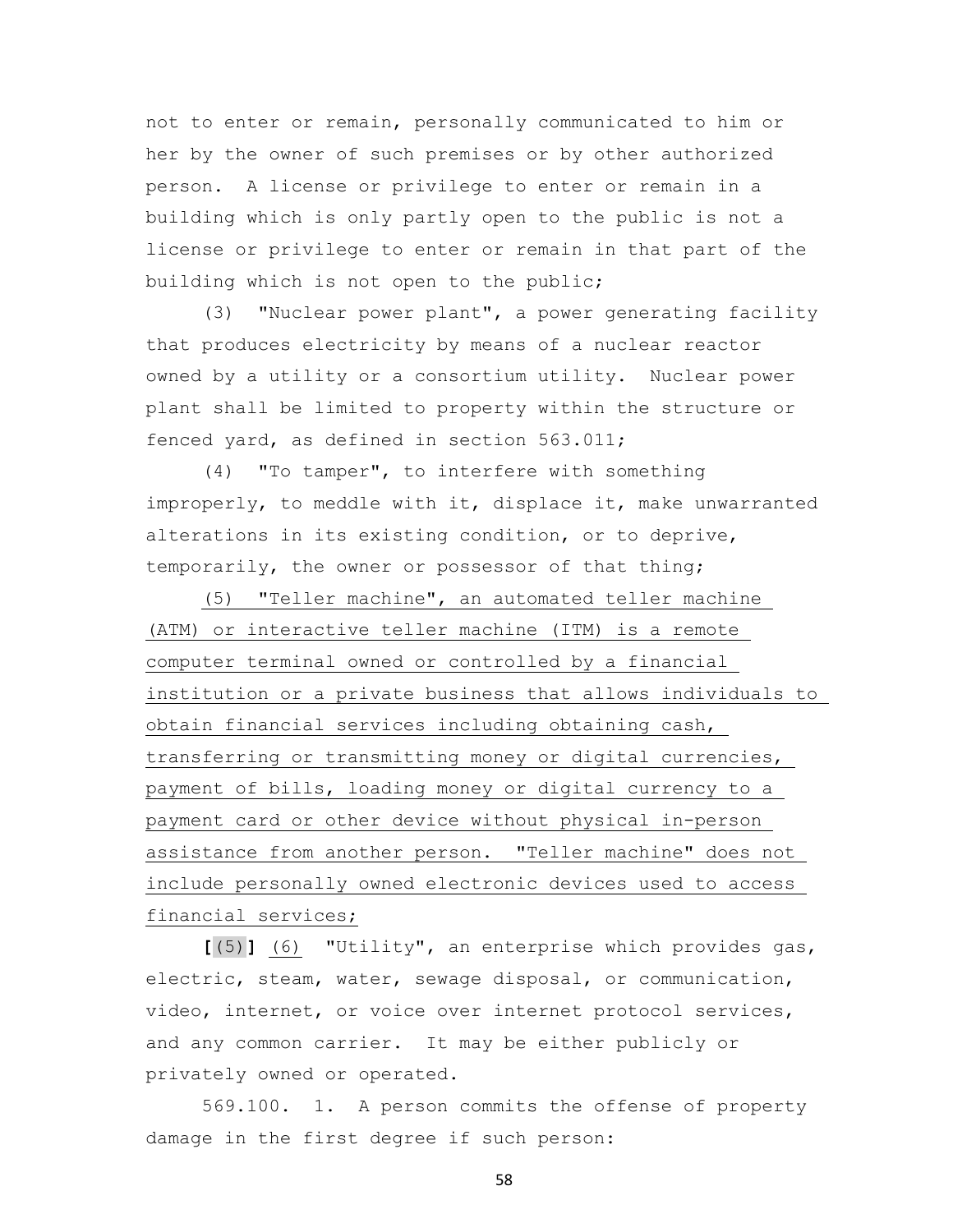not to enter or remain, personally communicated to him or her by the owner of such premises or by other authorized person. A license or privilege to enter or remain in a building which is only partly open to the public is not a license or privilege to enter or remain in that part of the building which is not open to the public;

(3) "Nuclear power plant", a power generating facility that produces electricity by means of a nuclear reactor owned by a utility or a consortium utility. Nuclear power plant shall be limited to property within the structure or fenced yard, as defined in section 563.011;

(4) "To tamper", to interfere with something improperly, to meddle with it, displace it, make unwarranted alterations in its existing condition, or to deprive, temporarily, the owner or possessor of that thing;

<u>(5) "Teller machine", an automated teller machine (ATM) or interactive teller machine (ITM) is a remote computer terminal owned or controlled by a financial institution or a private business that allows individuals to obtain financial services including obtaining cash, transferring or transmitting money or digital currencies, payment of bills, loading money or digital currency to a payment card or other device without physical in-person assistance from another person. "Teller machine" does not include personally owned electronic devices used to access financial services;</u>

**[**(5)**]** <u>(6)</u> "Utility", an enterprise which provides gas, electric, steam, water, sewage disposal, or communication, video, internet, or voice over internet protocol services, and any common carrier. It may be either publicly or privately owned or operated.

569.100. 1. A person commits the offense of property damage in the first degree if such person: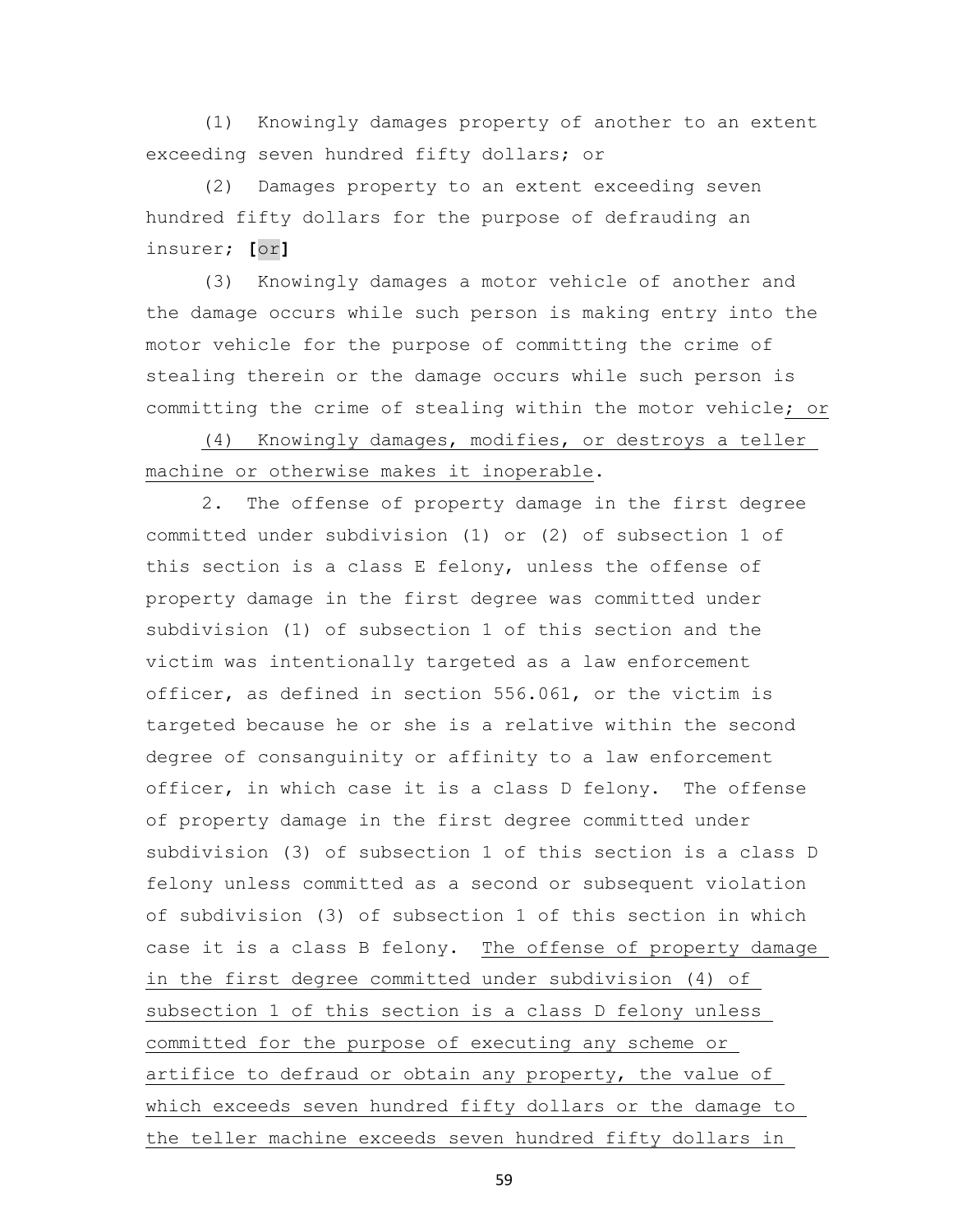(1) Knowingly damages property of another to an extent exceeding seven hundred fifty dollars; or

(2) Damages property to an extent exceeding seven hundred fifty dollars for the purpose of defrauding an insurer; **[**or**]**

(3) Knowingly damages a motor vehicle of another and the damage occurs while such person is making entry into the motor vehicle for the purpose of committing the crime of stealing therein or the damage occurs while such person is committing the crime of stealing within the motor vehicle; or

(4) Knowingly damages, modifies, or destroys a teller machine or otherwise makes it inoperable.

2. The offense of property damage in the first degree committed under subdivision (1) or (2) of subsection 1 of this section is a class E felony, unless the offense of property damage in the first degree was committed under subdivision (1) of subsection 1 of this section and the victim was intentionally targeted as a law enforcement officer, as defined in section 556.061, or the victim is targeted because he or she is a relative within the second degree of consanguinity or affinity to a law enforcement officer, in which case it is a class D felony. The offense of property damage in the first degree committed under subdivision (3) of subsection 1 of this section is a class D felony unless committed as a second or subsequent violation of subdivision (3) of subsection 1 of this section in which case it is a class B felony. The offense of property damage in the first degree committed under subdivision (4) of subsection 1 of this section is a class D felony unless committed for the purpose of executing any scheme or artifice to defraud or obtain any property, the value of which exceeds seven hundred fifty dollars or the damage to the teller machine exceeds seven hundred fifty dollars in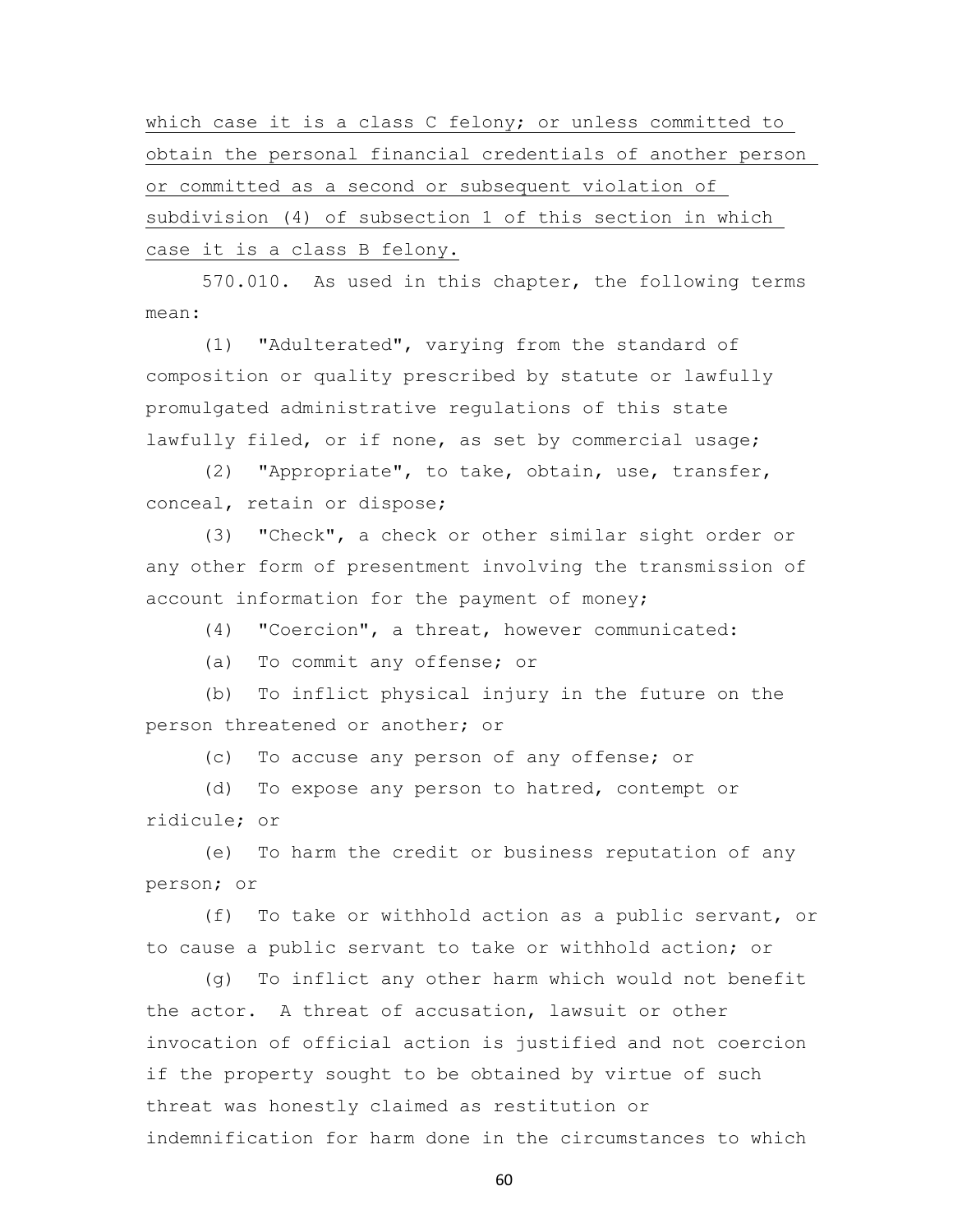which case it is a class C felony; or unless committed to obtain the personal financial credentials of another person or committed as a second or subsequent violation of subdivision (4) of subsection 1 of this section in which case it is a class B felony.

570.010. As used in this chapter, the following terms mean:

(1) "Adulterated", varying from the standard of composition or quality prescribed by statute or lawfully promulgated administrative regulations of this state lawfully filed, or if none, as set by commercial usage;

(2) "Appropriate", to take, obtain, use, transfer, conceal, retain or dispose;

(3) "Check", a check or other similar sight order or any other form of presentment involving the transmission of account information for the payment of money;

(4) "Coercion", a threat, however communicated:

(a) To commit any offense; or

(b) To inflict physical injury in the future on the person threatened or another; or

(c) To accuse any person of any offense; or

(d) To expose any person to hatred, contempt or ridicule; or

(e) To harm the credit or business reputation of any person; or

(f) To take or withhold action as a public servant, or to cause a public servant to take or withhold action; or

(g) To inflict any other harm which would not benefit the actor. A threat of accusation, lawsuit or other invocation of official action is justified and not coercion if the property sought to be obtained by virtue of such threat was honestly claimed as restitution or indemnification for harm done in the circumstances to which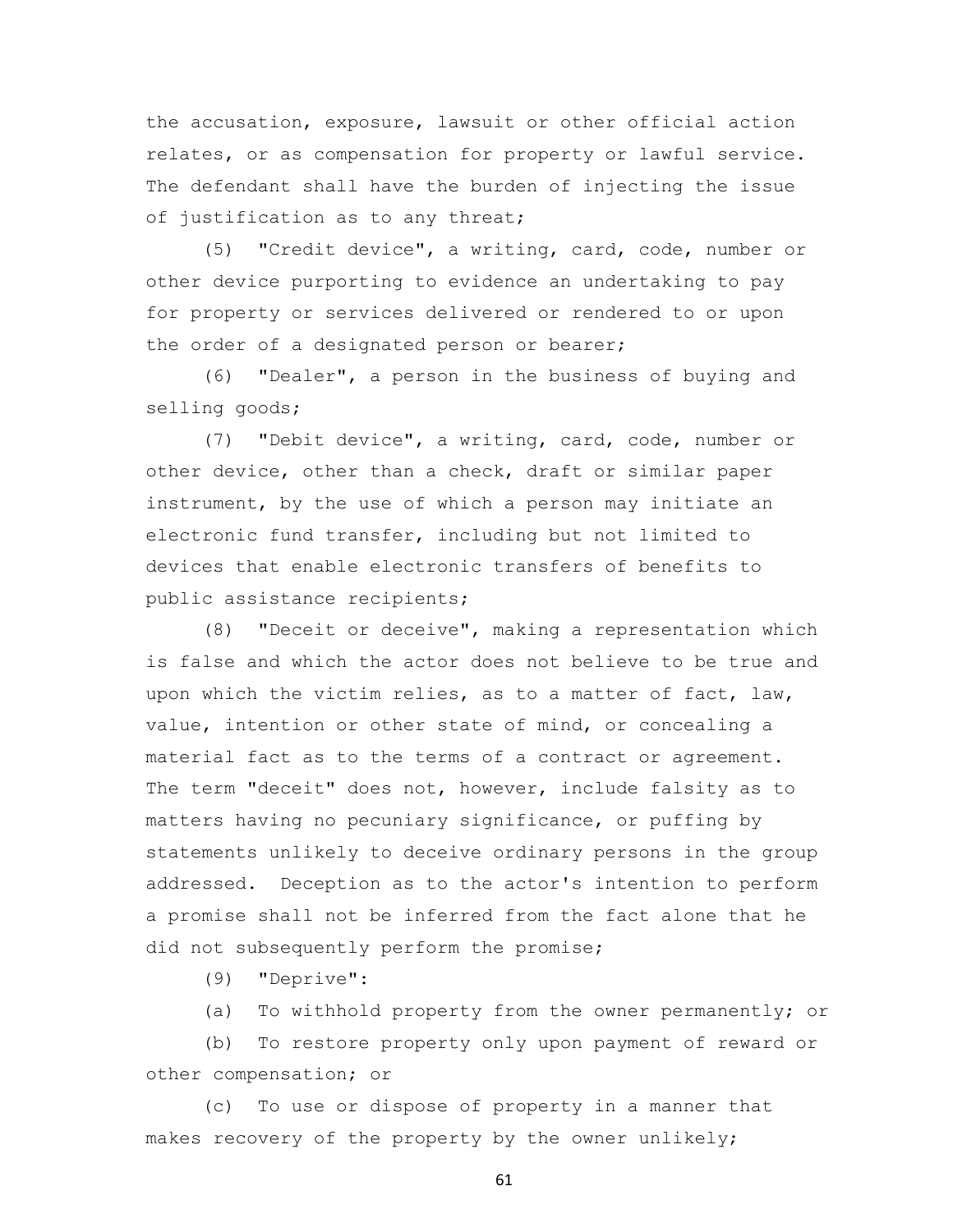the accusation, exposure, lawsuit or other official action relates, or as compensation for property or lawful service. The defendant shall have the burden of injecting the issue of justification as to any threat;

(5) "Credit device", a writing, card, code, number or other device purporting to evidence an undertaking to pay for property or services delivered or rendered to or upon the order of a designated person or bearer;

(6) "Dealer", a person in the business of buying and selling goods;

(7) "Debit device", a writing, card, code, number or other device, other than a check, draft or similar paper instrument, by the use of which a person may initiate an electronic fund transfer, including but not limited to devices that enable electronic transfers of benefits to public assistance recipients;

(8) "Deceit or deceive", making a representation which is false and which the actor does not believe to be true and upon which the victim relies, as to a matter of fact, law, value, intention or other state of mind, or concealing a material fact as to the terms of a contract or agreement. The term "deceit" does not, however, include falsity as to matters having no pecuniary significance, or puffing by statements unlikely to deceive ordinary persons in the group addressed. Deception as to the actor's intention to perform a promise shall not be inferred from the fact alone that he did not subsequently perform the promise;

(9) "Deprive":

(a) To withhold property from the owner permanently; or

(b) To restore property only upon payment of reward or other compensation; or

(c) To use or dispose of property in a manner that makes recovery of the property by the owner unlikely;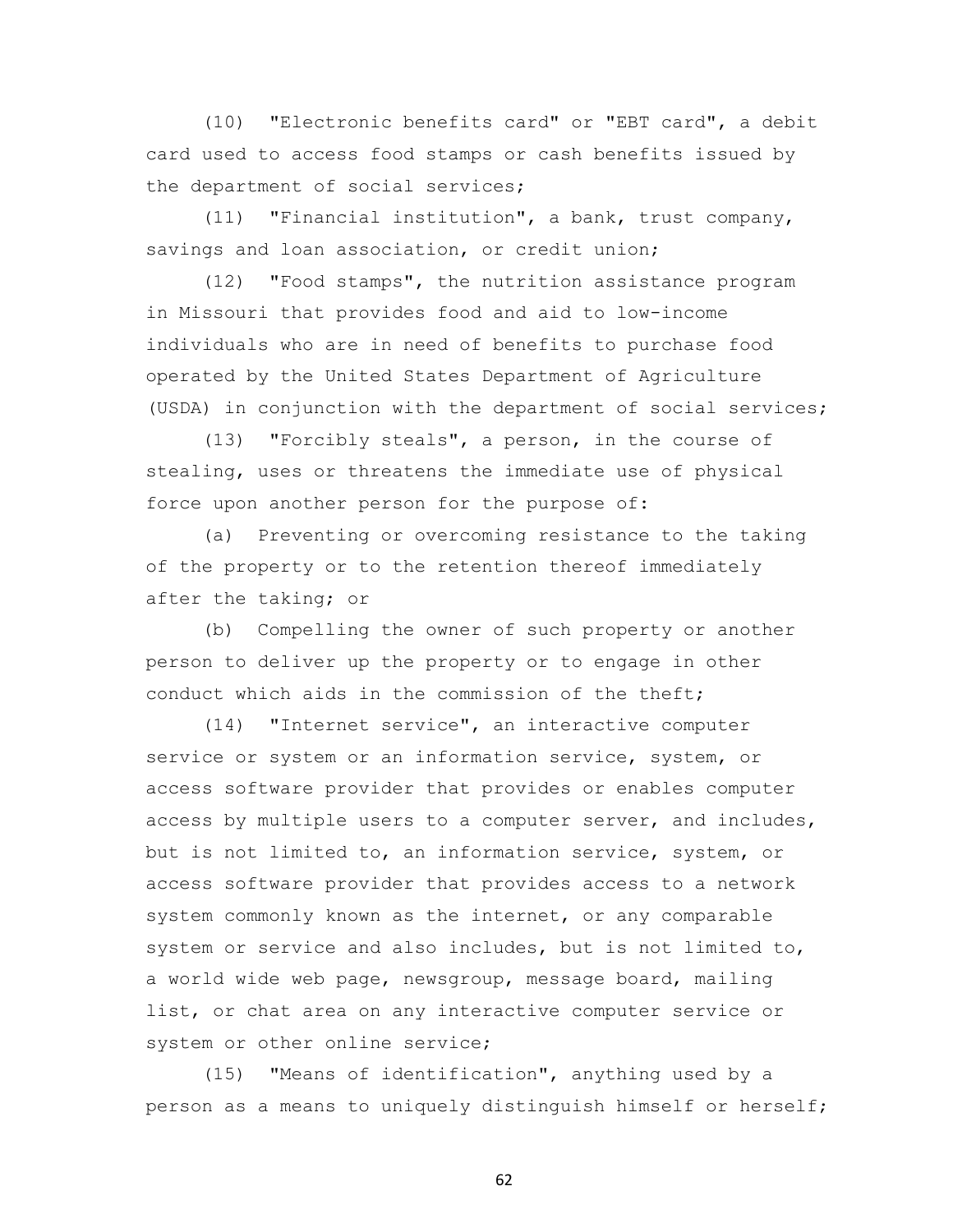(10) "Electronic benefits card" or "EBT card", a debit card used to access food stamps or cash benefits issued by the department of social services;

(11) "Financial institution", a bank, trust company, savings and loan association, or credit union;

(12) "Food stamps", the nutrition assistance program in Missouri that provides food and aid to low-income individuals who are in need of benefits to purchase food operated by the United States Department of Agriculture (USDA) in conjunction with the department of social services;

(13) "Forcibly steals", a person, in the course of stealing, uses or threatens the immediate use of physical force upon another person for the purpose of:

(a) Preventing or overcoming resistance to the taking of the property or to the retention thereof immediately after the taking; or

(b) Compelling the owner of such property or another person to deliver up the property or to engage in other conduct which aids in the commission of the theft;

(14) "Internet service", an interactive computer service or system or an information service, system, or access software provider that provides or enables computer access by multiple users to a computer server, and includes, but is not limited to, an information service, system, or access software provider that provides access to a network system commonly known as the internet, or any comparable system or service and also includes, but is not limited to, a world wide web page, newsgroup, message board, mailing list, or chat area on any interactive computer service or system or other online service;

(15) "Means of identification", anything used by a person as a means to uniquely distinguish himself or herself;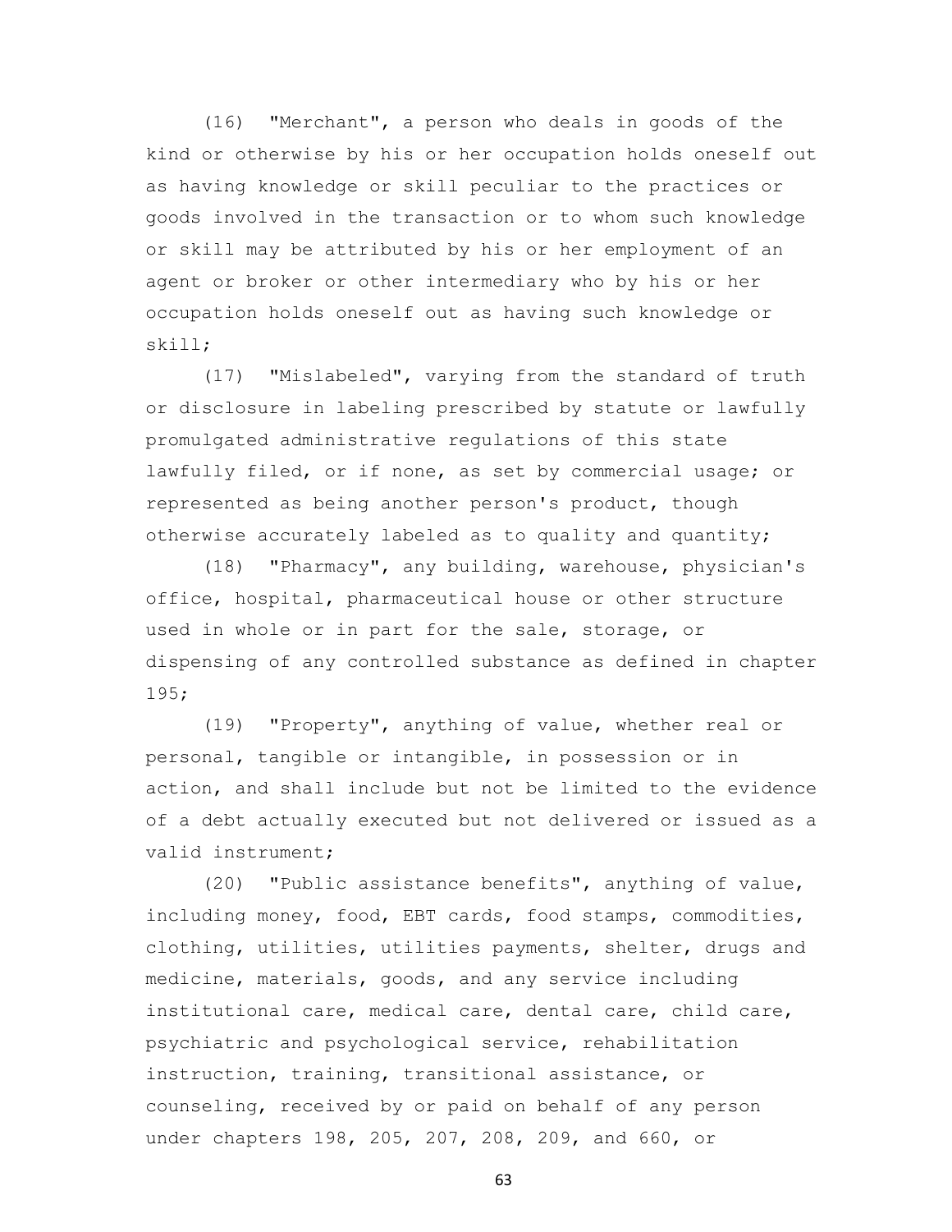(16) "Merchant", a person who deals in goods of the kind or otherwise by his or her occupation holds oneself out as having knowledge or skill peculiar to the practices or goods involved in the transaction or to whom such knowledge or skill may be attributed by his or her employment of an agent or broker or other intermediary who by his or her occupation holds oneself out as having such knowledge or skill;

(17) "Mislabeled", varying from the standard of truth or disclosure in labeling prescribed by statute or lawfully promulgated administrative regulations of this state lawfully filed, or if none, as set by commercial usage; or represented as being another person's product, though otherwise accurately labeled as to quality and quantity;

(18) "Pharmacy", any building, warehouse, physician's office, hospital, pharmaceutical house or other structure used in whole or in part for the sale, storage, or dispensing of any controlled substance as defined in chapter 195;

(19) "Property", anything of value, whether real or personal, tangible or intangible, in possession or in action, and shall include but not be limited to the evidence of a debt actually executed but not delivered or issued as a valid instrument;

(20) "Public assistance benefits", anything of value, including money, food, EBT cards, food stamps, commodities, clothing, utilities, utilities payments, shelter, drugs and medicine, materials, goods, and any service including institutional care, medical care, dental care, child care, psychiatric and psychological service, rehabilitation instruction, training, transitional assistance, or counseling, received by or paid on behalf of any person under chapters 198, 205, 207, 208, 209, and 660, or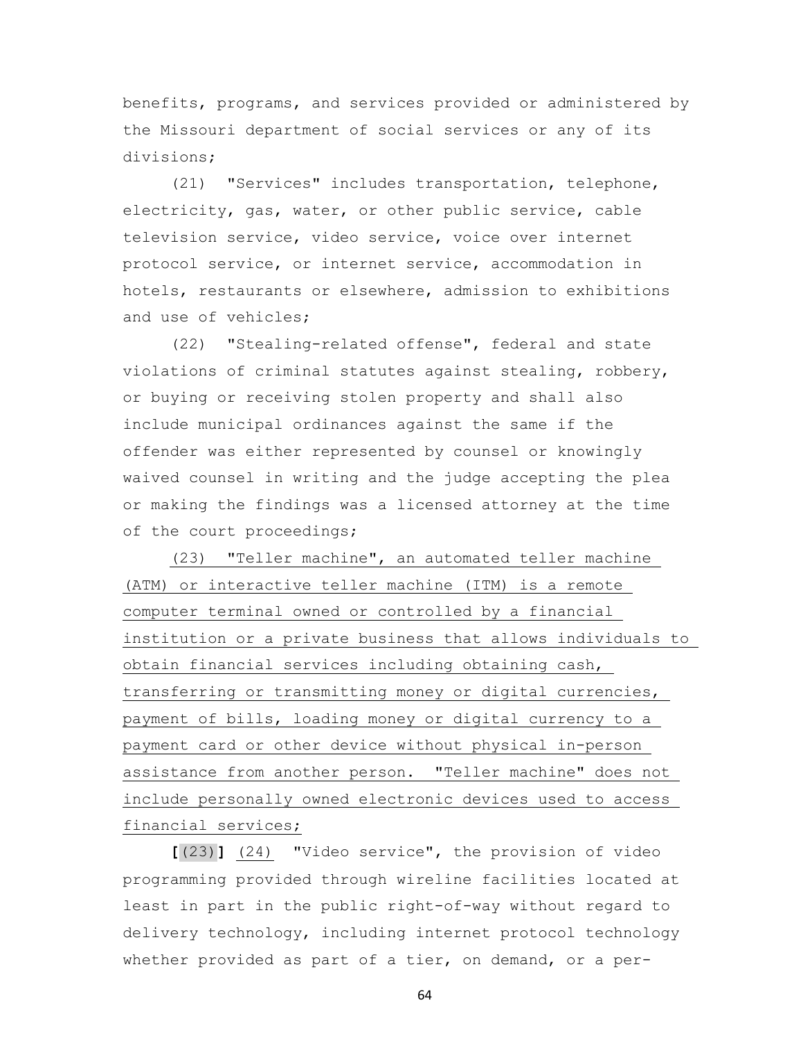benefits, programs, and services provided or administered by the Missouri department of social services or any of its divisions;

(21) "Services" includes transportation, telephone, electricity, gas, water, or other public service, cable television service, video service, voice over internet protocol service, or internet service, accommodation in hotels, restaurants or elsewhere, admission to exhibitions and use of vehicles;

(22) "Stealing-related offense", federal and state violations of criminal statutes against stealing, robbery, or buying or receiving stolen property and shall also include municipal ordinances against the same if the offender was either represented by counsel or knowingly waived counsel in writing and the judge accepting the plea or making the findings was a licensed attorney at the time of the court proceedings;

(23) "Teller machine", an automated teller machine (ATM) or interactive teller machine (ITM) is a remote computer terminal owned or controlled by a financial institution or a private business that allows individuals to obtain financial services including obtaining cash, transferring or transmitting money or digital currencies, payment of bills, loading money or digital currency to a payment card or other device without physical in-person assistance from another person. "Teller machine" does not include personally owned electronic devices used to access financial services;

**[**(23)**]** (24) "Video service", the provision of video programming provided through wireline facilities located at least in part in the public right-of-way without regard to delivery technology, including internet protocol technology whether provided as part of a tier, on demand, or a per-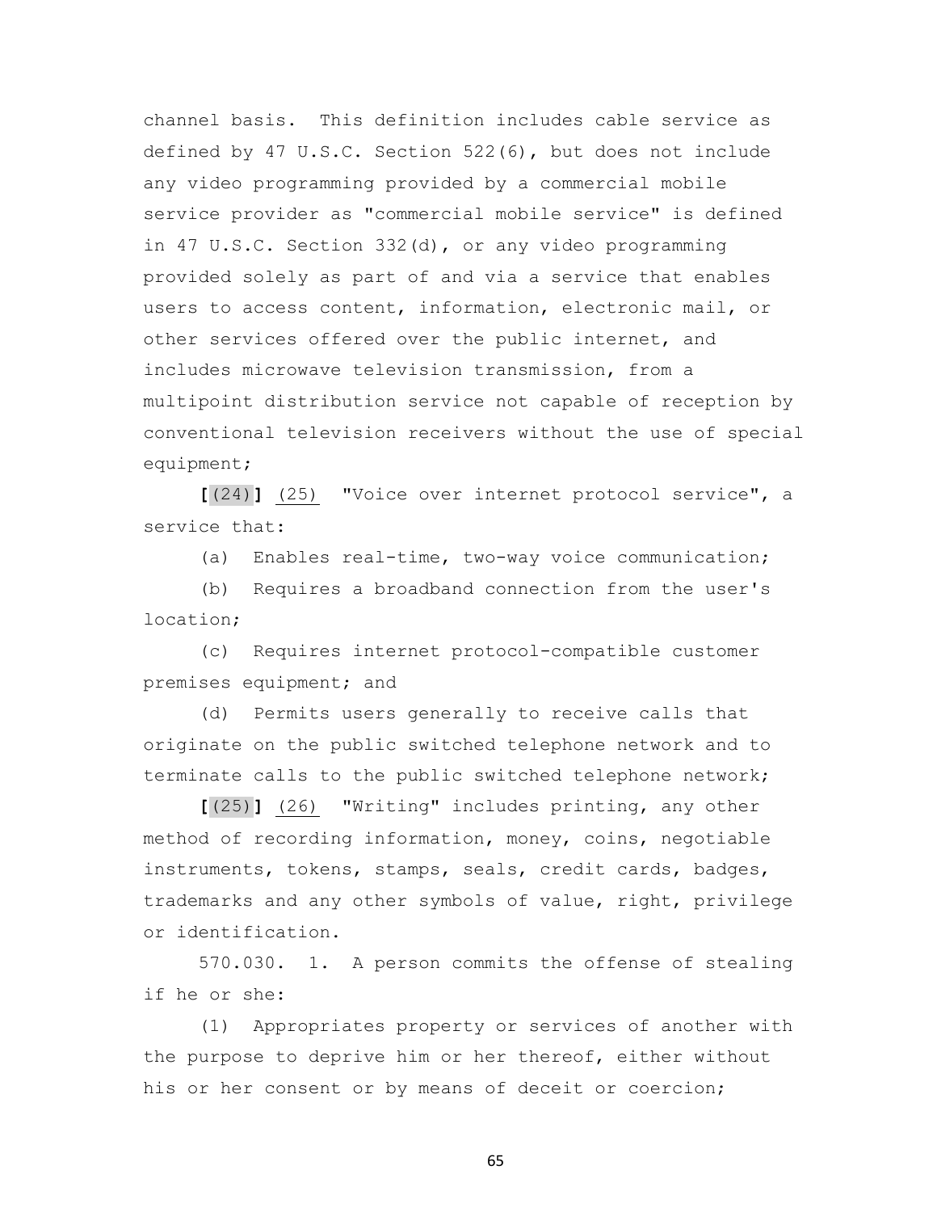channel basis. This definition includes cable service as defined by 47 U.S.C. Section 522(6), but does not include any video programming provided by a commercial mobile service provider as "commercial mobile service" is defined in 47 U.S.C. Section 332(d), or any video programming provided solely as part of and via a service that enables users to access content, information, electronic mail, or other services offered over the public internet, and includes microwave television transmission, from a multipoint distribution service not capable of reception by conventional television receivers without the use of special equipment;

**[**(24)**]** (25) "Voice over internet protocol service", a service that:

(a) Enables real-time, two-way voice communication;

(b) Requires a broadband connection from the user's location;

(c) Requires internet protocol-compatible customer premises equipment; and

(d) Permits users generally to receive calls that originate on the public switched telephone network and to terminate calls to the public switched telephone network;

**[**(25)**]** (26) "Writing" includes printing, any other method of recording information, money, coins, negotiable instruments, tokens, stamps, seals, credit cards, badges, trademarks and any other symbols of value, right, privilege or identification.

570.030. 1. A person commits the offense of stealing if he or she:

(1) Appropriates property or services of another with the purpose to deprive him or her thereof, either without his or her consent or by means of deceit or coercion;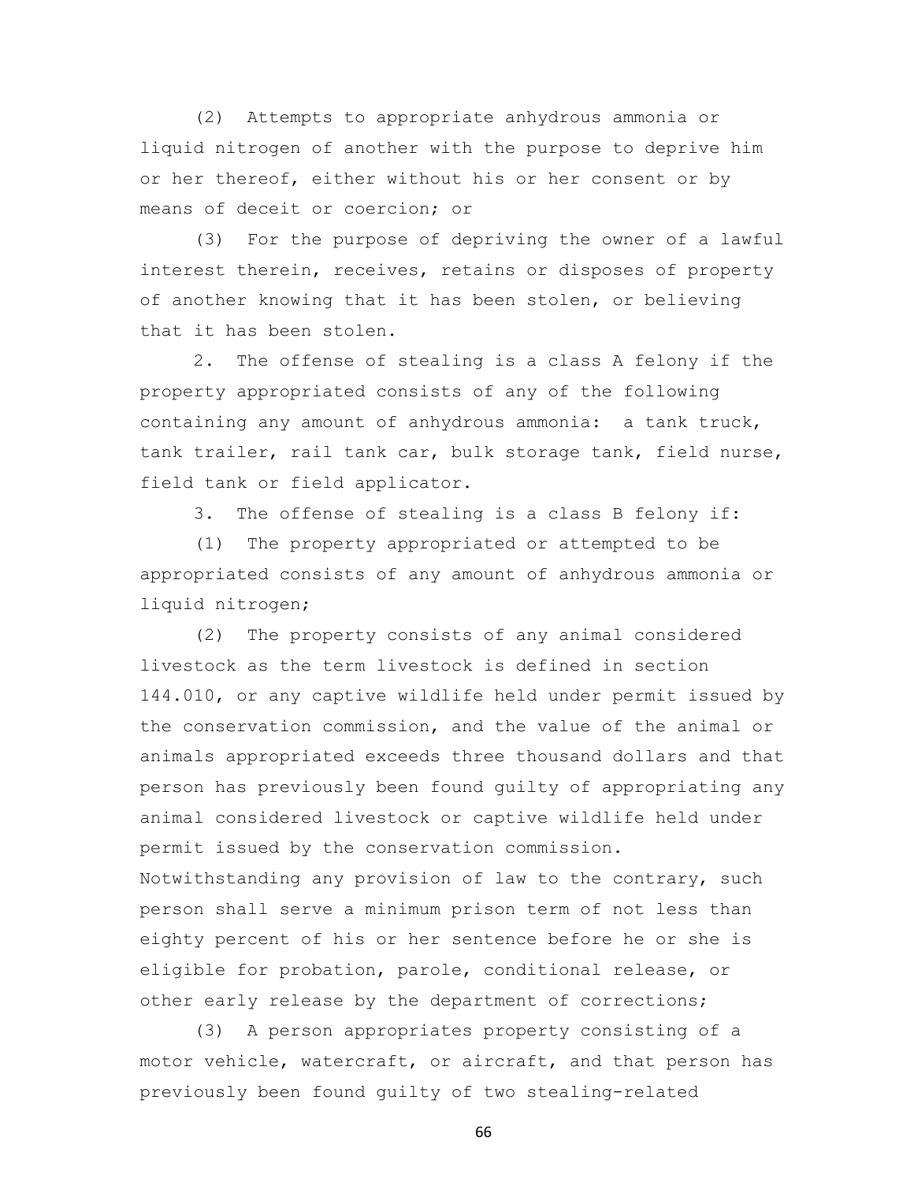(2) Attempts to appropriate anhydrous ammonia or liquid nitrogen of another with the purpose to deprive him or her thereof, either without his or her consent or by means of deceit or coercion; or

(3) For the purpose of depriving the owner of a lawful interest therein, receives, retains or disposes of property of another knowing that it has been stolen, or believing that it has been stolen.

2. The offense of stealing is a class A felony if the property appropriated consists of any of the following containing any amount of anhydrous ammonia: a tank truck, tank trailer, rail tank car, bulk storage tank, field nurse, field tank or field applicator.

3. The offense of stealing is a class B felony if:

(1) The property appropriated or attempted to be appropriated consists of any amount of anhydrous ammonia or liquid nitrogen;

(2) The property consists of any animal considered livestock as the term livestock is defined in section 144.010, or any captive wildlife held under permit issued by the conservation commission, and the value of the animal or animals appropriated exceeds three thousand dollars and that person has previously been found guilty of appropriating any animal considered livestock or captive wildlife held under permit issued by the conservation commission. Notwithstanding any provision of law to the contrary, such person shall serve a minimum prison term of not less than eighty percent of his or her sentence before he or she is eligible for probation, parole, conditional release, or other early release by the department of corrections;

(3) A person appropriates property consisting of a motor vehicle, watercraft, or aircraft, and that person has previously been found guilty of two stealing-related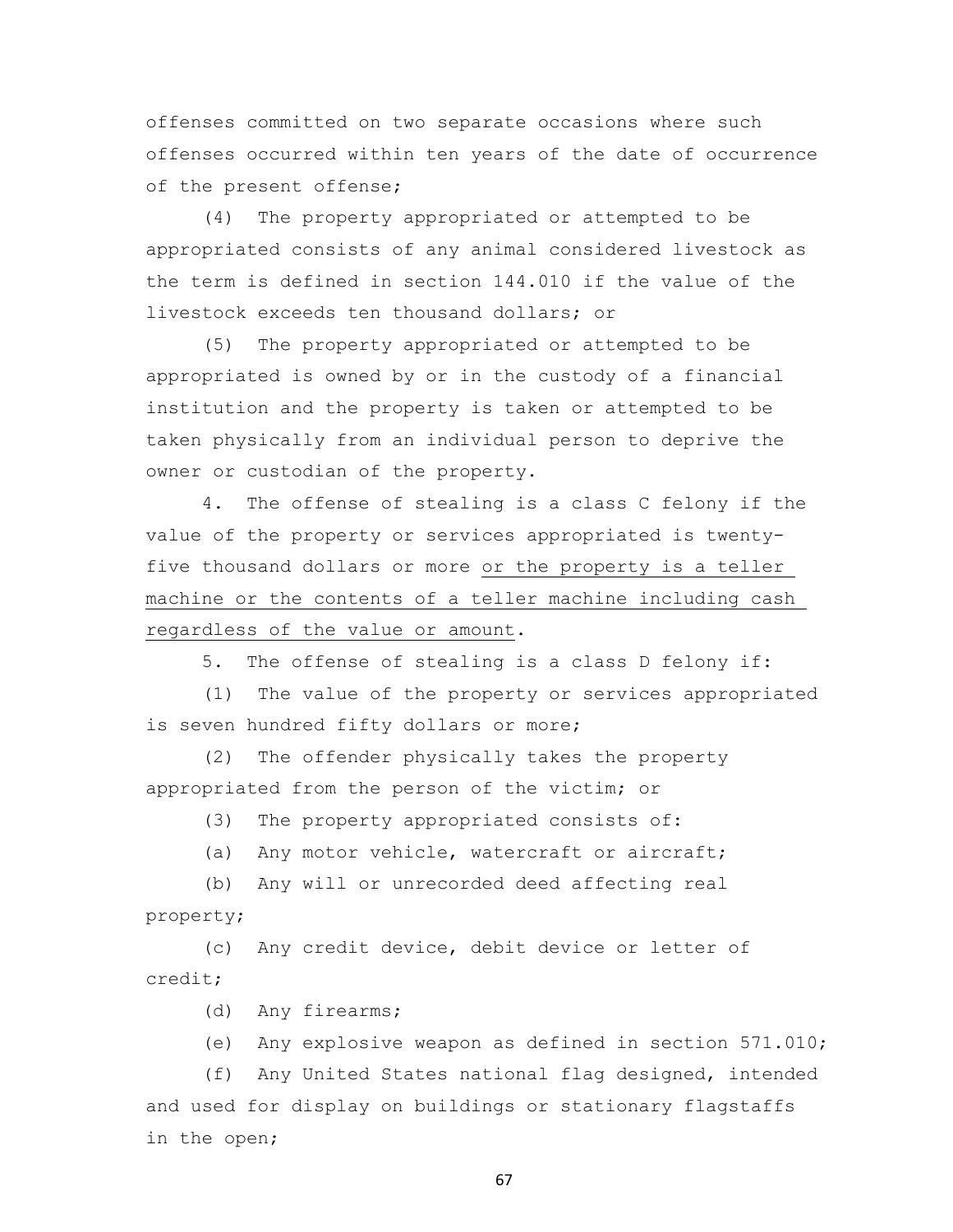offenses committed on two separate occasions where such offenses occurred within ten years of the date of occurrence of the present offense;

(4) The property appropriated or attempted to be appropriated consists of any animal considered livestock as the term is defined in section 144.010 if the value of the livestock exceeds ten thousand dollars; or

(5) The property appropriated or attempted to be appropriated is owned by or in the custody of a financial institution and the property is taken or attempted to be taken physically from an individual person to deprive the owner or custodian of the property.

4. The offense of stealing is a class C felony if the value of the property or services appropriated is twenty-five thousand dollars or more <u>or the property is a teller machine or the contents of a teller machine including cash regardless of the value or amount</u>.

5. The offense of stealing is a class D felony if:

(1) The value of the property or services appropriated is seven hundred fifty dollars or more;

(2) The offender physically takes the property appropriated from the person of the victim; or

(3) The property appropriated consists of:

(a) Any motor vehicle, watercraft or aircraft;

(b) Any will or unrecorded deed affecting real property;

(c) Any credit device, debit device or letter of credit;

(d) Any firearms;

(e) Any explosive weapon as defined in section 571.010;

(f) Any United States national flag designed, intended and used for display on buildings or stationary flagstaffs in the open;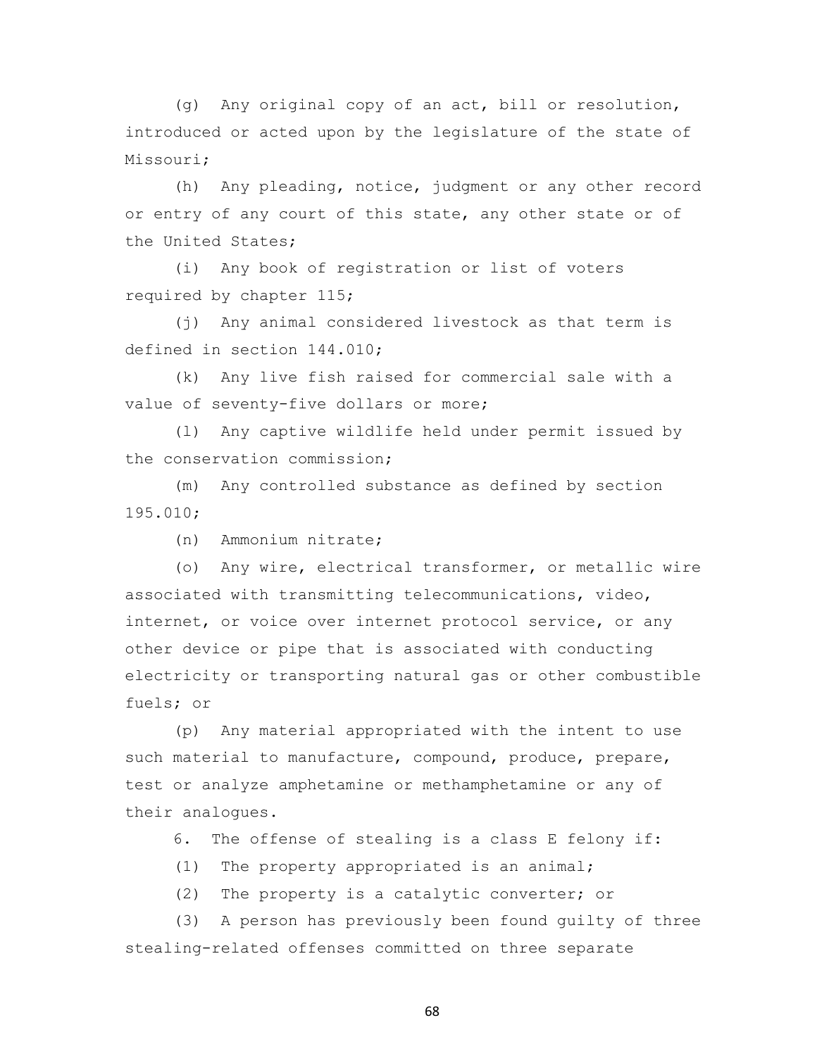(g) Any original copy of an act, bill or resolution, introduced or acted upon by the legislature of the state of Missouri;

(h) Any pleading, notice, judgment or any other record or entry of any court of this state, any other state or of the United States;

(i) Any book of registration or list of voters required by chapter 115;

(j) Any animal considered livestock as that term is defined in section 144.010;

(k) Any live fish raised for commercial sale with a value of seventy-five dollars or more;

(l) Any captive wildlife held under permit issued by the conservation commission;

(m) Any controlled substance as defined by section 195.010;

(n) Ammonium nitrate;

(o) Any wire, electrical transformer, or metallic wire associated with transmitting telecommunications, video, internet, or voice over internet protocol service, or any other device or pipe that is associated with conducting electricity or transporting natural gas or other combustible fuels; or

(p) Any material appropriated with the intent to use such material to manufacture, compound, produce, prepare, test or analyze amphetamine or methamphetamine or any of their analogues.

6. The offense of stealing is a class E felony if:

(1) The property appropriated is an animal;

(2) The property is a catalytic converter; or

(3) A person has previously been found guilty of three stealing-related offenses committed on three separate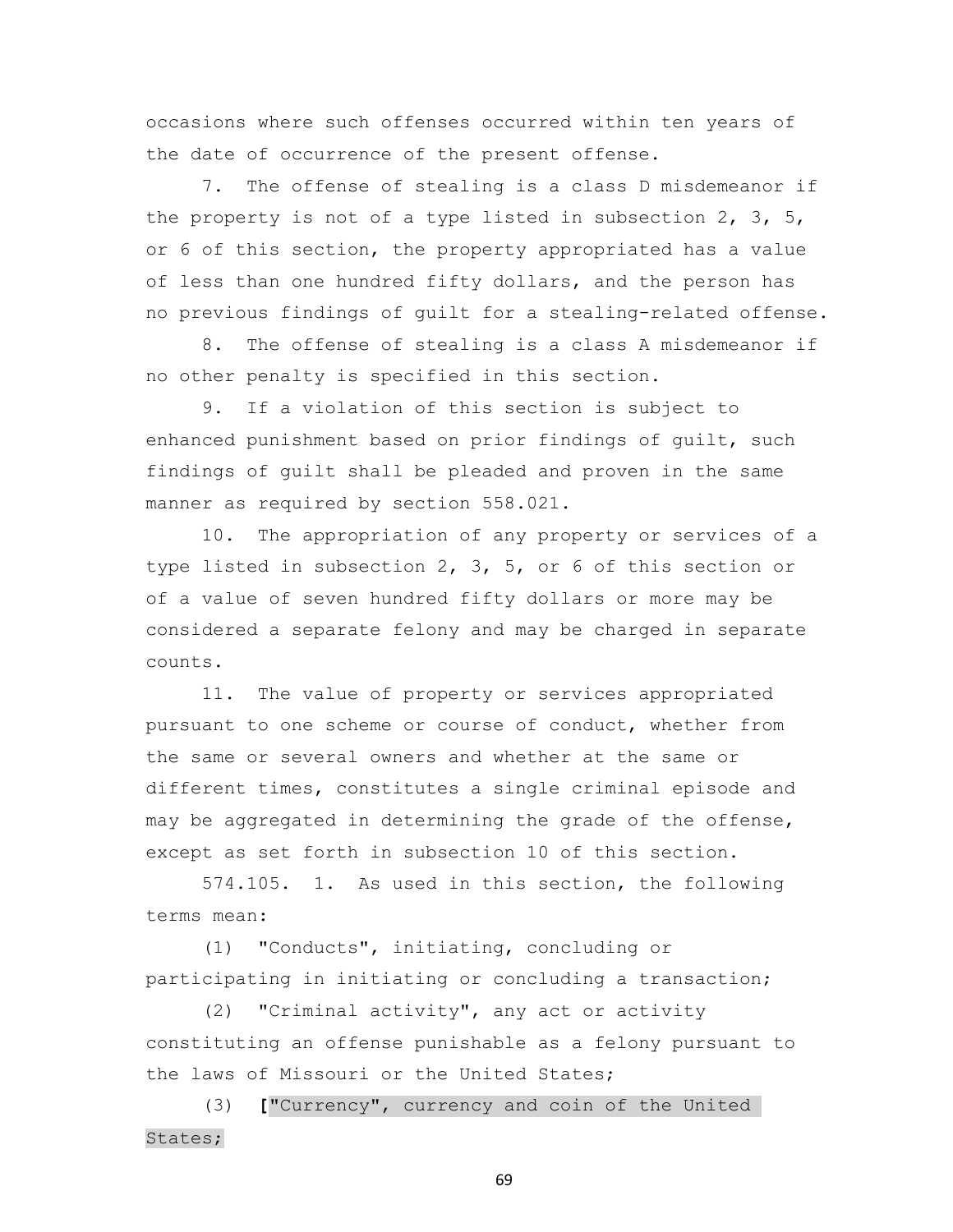occasions where such offenses occurred within ten years of the date of occurrence of the present offense.

7. The offense of stealing is a class D misdemeanor if the property is not of a type listed in subsection 2, 3, 5, or 6 of this section, the property appropriated has a value of less than one hundred fifty dollars, and the person has no previous findings of guilt for a stealing-related offense.

8. The offense of stealing is a class A misdemeanor if no other penalty is specified in this section.

9. If a violation of this section is subject to enhanced punishment based on prior findings of guilt, such findings of guilt shall be pleaded and proven in the same manner as required by section 558.021.

10. The appropriation of any property or services of a type listed in subsection 2, 3, 5, or 6 of this section or of a value of seven hundred fifty dollars or more may be considered a separate felony and may be charged in separate counts.

11. The value of property or services appropriated pursuant to one scheme or course of conduct, whether from the same or several owners and whether at the same or different times, constitutes a single criminal episode and may be aggregated in determining the grade of the offense, except as set forth in subsection 10 of this section.

574.105. 1. As used in this section, the following terms mean:

(1) "Conducts", initiating, concluding or participating in initiating or concluding a transaction;

(2) "Criminal activity", any act or activity constituting an offense punishable as a felony pursuant to the laws of Missouri or the United States;

(3) **[**"Currency", currency and coin of the United States;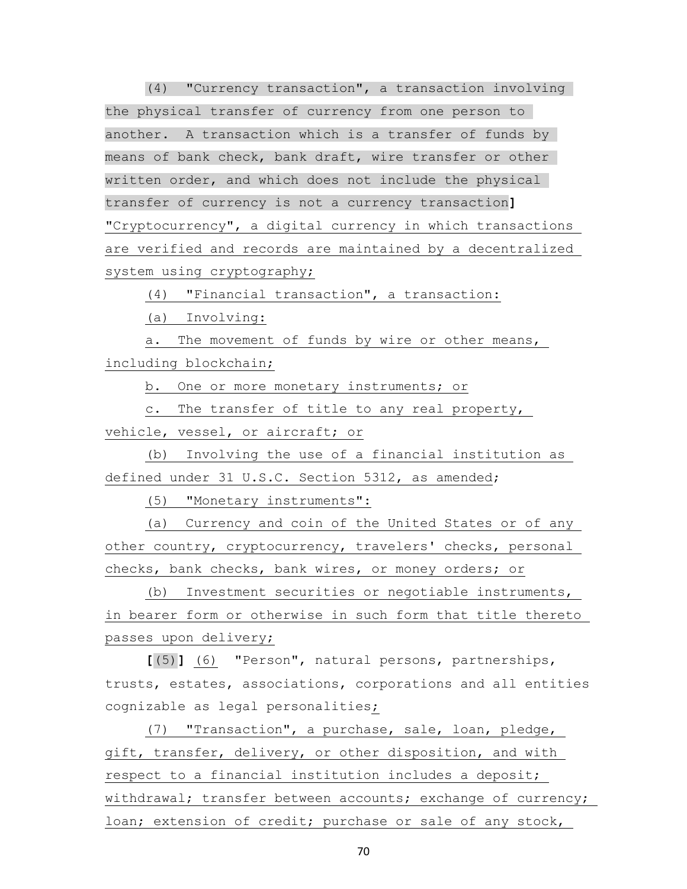(4) "Currency transaction", a transaction involving the physical transfer of currency from one person to another. A transaction which is a transfer of funds by means of bank check, bank draft, wire transfer or other written order, and which does not include the physical transfer of currency is not a currency transaction] "Cryptocurrency", a digital currency in which transactions are verified and records are maintained by a decentralized system using cryptography;

(4) "Financial transaction", a transaction:

(a) Involving:

a. The movement of funds by wire or other means, including blockchain;

b. One or more monetary instruments; or

c. The transfer of title to any real property, vehicle, vessel, or aircraft; or

(b) Involving the use of a financial institution as defined under 31 U.S.C. Section 5312, as amended;

(5) "Monetary instruments":

(a) Currency and coin of the United States or of any other country, cryptocurrency, travelers' checks, personal checks, bank checks, bank wires, or money orders; or

(b) Investment securities or negotiable instruments, in bearer form or otherwise in such form that title thereto passes upon delivery;

[(5)] (6) "Person", natural persons, partnerships, trusts, estates, associations, corporations and all entities cognizable as legal personalities;

(7) "Transaction", a purchase, sale, loan, pledge, gift, transfer, delivery, or other disposition, and with respect to a financial institution includes a deposit; withdrawal; transfer between accounts; exchange of currency; loan; extension of credit; purchase or sale of any stock,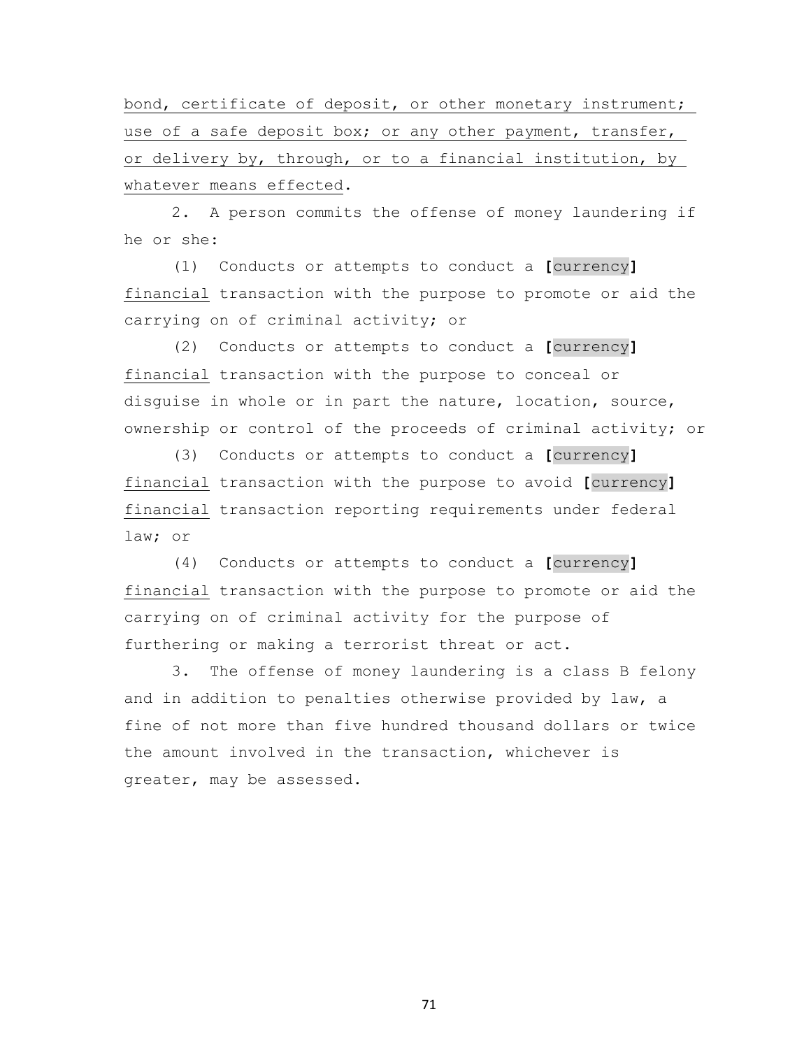bond, certificate of deposit, or other monetary instrument; use of a safe deposit box; or any other payment, transfer, or delivery by, through, or to a financial institution, by whatever means effected.

2. A person commits the offense of money laundering if he or she:

(1) Conducts or attempts to conduct a **[**currency**]** financial transaction with the purpose to promote or aid the carrying on of criminal activity; or

(2) Conducts or attempts to conduct a **[**currency**]** financial transaction with the purpose to conceal or disguise in whole or in part the nature, location, source, ownership or control of the proceeds of criminal activity; or

(3) Conducts or attempts to conduct a **[**currency**]** financial transaction with the purpose to avoid **[**currency**]** financial transaction reporting requirements under federal law; or

(4) Conducts or attempts to conduct a **[**currency**]** financial transaction with the purpose to promote or aid the carrying on of criminal activity for the purpose of furthering or making a terrorist threat or act.

3. The offense of money laundering is a class B felony and in addition to penalties otherwise provided by law, a fine of not more than five hundred thousand dollars or twice the amount involved in the transaction, whichever is greater, may be assessed.